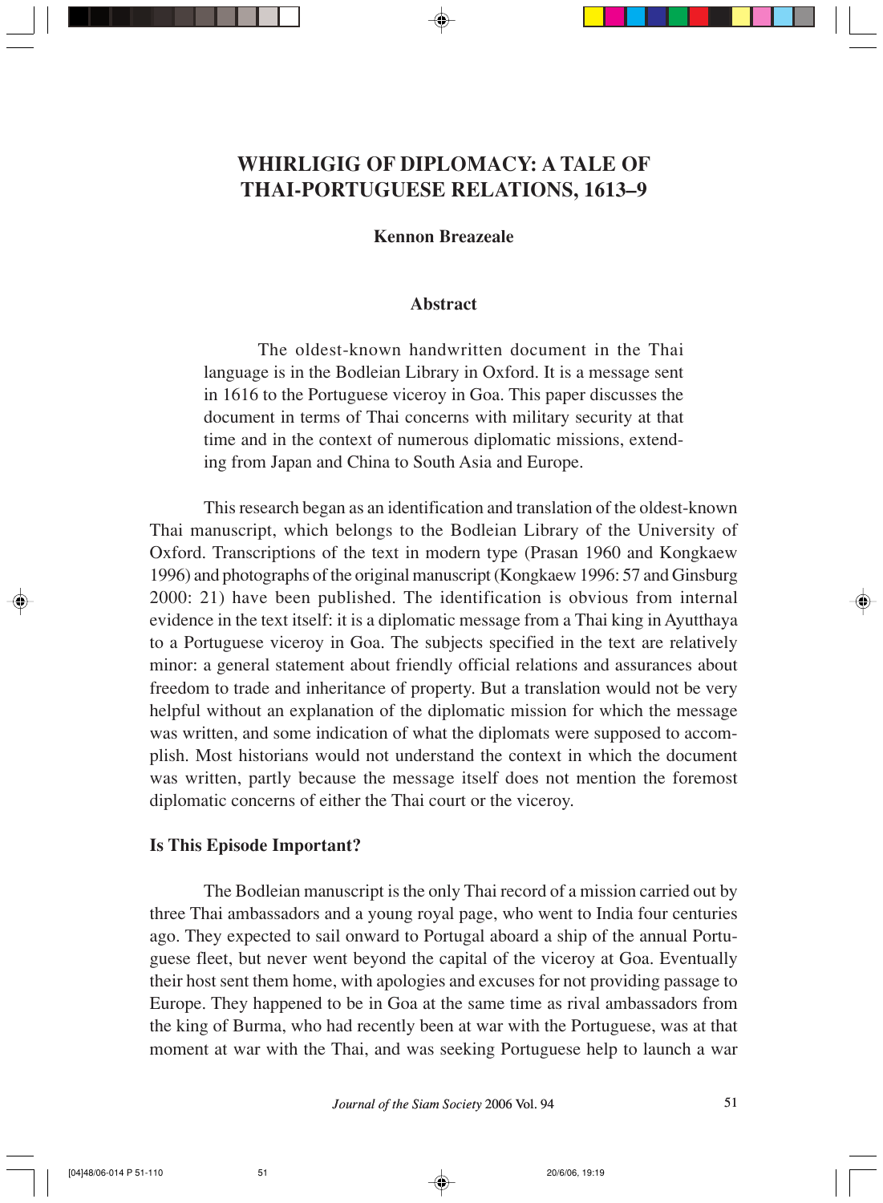# WHIRLIGIG OF DIPLOMACY: A TALE OF THAI-PORTUGUESE RELATIONS, 1613–9

**Kennon Breazeale**

### Abstract

The oldest-known handwritten document in the Thai language is in the Bodleian Library in Oxford. It is a message sent in 1616 to the Portuguese viceroy in Goa. This paper discusses the document in terms of Thai concerns with military security at that time and in the context of numerous diplomatic missions, extending from Japan and China to South Asia and Europe.

This research began as an identification and translation of the oldest-known Thai manuscript, which belongs to the Bodleian Library of the University of Oxford. Transcriptions of the text in modern type (Prasan 1960 and Kongkaew 1996) and photographs of the original manuscript (Kongkaew 1996: 57 and Ginsburg 2000: 21) have been published. The identification is obvious from internal evidence in the text itself: it is a diplomatic message from a Thai king in Ayutthaya to a Portuguese viceroy in Goa. The subjects specified in the text are relatively minor: a general statement about friendly official relations and assurances about freedom to trade and inheritance of property. But a translation would not be very helpful without an explanation of the diplomatic mission for which the message was written, and some indication of what the diplomats were supposed to accomplish. Most historians would not understand the context in which the document was written, partly because the message itself does not mention the foremost diplomatic concerns of either the Thai court or the viceroy.

### Is This Episode Important?

The Bodleian manuscript is the only Thai record of a mission carried out by three Thai ambassadors and a young royal page, who went to India four centuries ago. They expected to sail onward to Portugal aboard a ship of the annual Portuguese fleet, but never went beyond the capital of the viceroy at Goa. Eventually their host sent them home, with apologies and excuses for not providing passage to Europe. They happened to be in Goa at the same time as rival ambassadors from the king of Burma, who had recently been at war with the Portuguese, was at that moment at war with the Thai, and was seeking Portuguese help to launch a war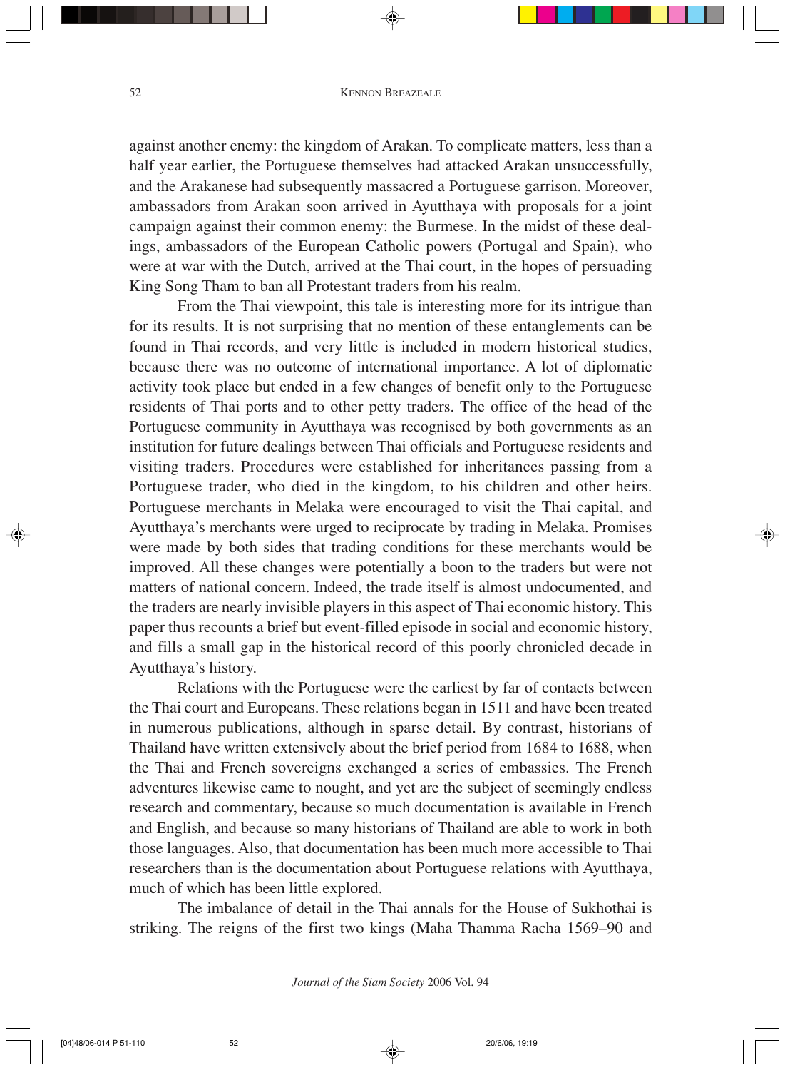against another enemy: the kingdom of Arakan. To complicate matters, less than a half year earlier, the Portuguese themselves had attacked Arakan unsuccessfully, and the Arakanese had subsequently massacred a Portuguese garrison. Moreover, ambassadors from Arakan soon arrived in Ayutthaya with proposals for a joint campaign against their common enemy: the Burmese. In the midst of these dealings, ambassadors of the European Catholic powers (Portugal and Spain), who were at war with the Dutch, arrived at the Thai court, in the hopes of persuading King Song Tham to ban all Protestant traders from his realm.

From the Thai viewpoint, this tale is interesting more for its intrigue than for its results. It is not surprising that no mention of these entanglements can be found in Thai records, and very little is included in modern historical studies, because there was no outcome of international importance. A lot of diplomatic activity took place but ended in a few changes of benefit only to the Portuguese residents of Thai ports and to other petty traders. The office of the head of the Portuguese community in Ayutthaya was recognised by both governments as an institution for future dealings between Thai officials and Portuguese residents and visiting traders. Procedures were established for inheritances passing from a Portuguese trader, who died in the kingdom, to his children and other heirs. Portuguese merchants in Melaka were encouraged to visit the Thai capital, and Ayutthaya's merchants were urged to reciprocate by trading in Melaka. Promises were made by both sides that trading conditions for these merchants would be improved. All these changes were potentially a boon to the traders but were not matters of national concern. Indeed, the trade itself is almost undocumented, and the traders are nearly invisible players in this aspect of Thai economic history. This paper thus recounts a brief but event-filled episode in social and economic history, and fills a small gap in the historical record of this poorly chronicled decade in Ayutthaya's history.

Relations with the Portuguese were the earliest by far of contacts between the Thai court and Europeans. These relations began in 1511 and have been treated in numerous publications, although in sparse detail. By contrast, historians of Thailand have written extensively about the brief period from 1684 to 1688, when the Thai and French sovereigns exchanged a series of embassies. The French adventures likewise came to nought, and yet are the subject of seemingly endless research and commentary, because so much documentation is available in French and English, and because so many historians of Thailand are able to work in both those languages. Also, that documentation has been much more accessible to Thai researchers than is the documentation about Portuguese relations with Ayutthaya, much of which has been little explored.

The imbalance of detail in the Thai annals for the House of Sukhothai is striking. The reigns of the first two kings (Maha Thamma Racha 1569–90 and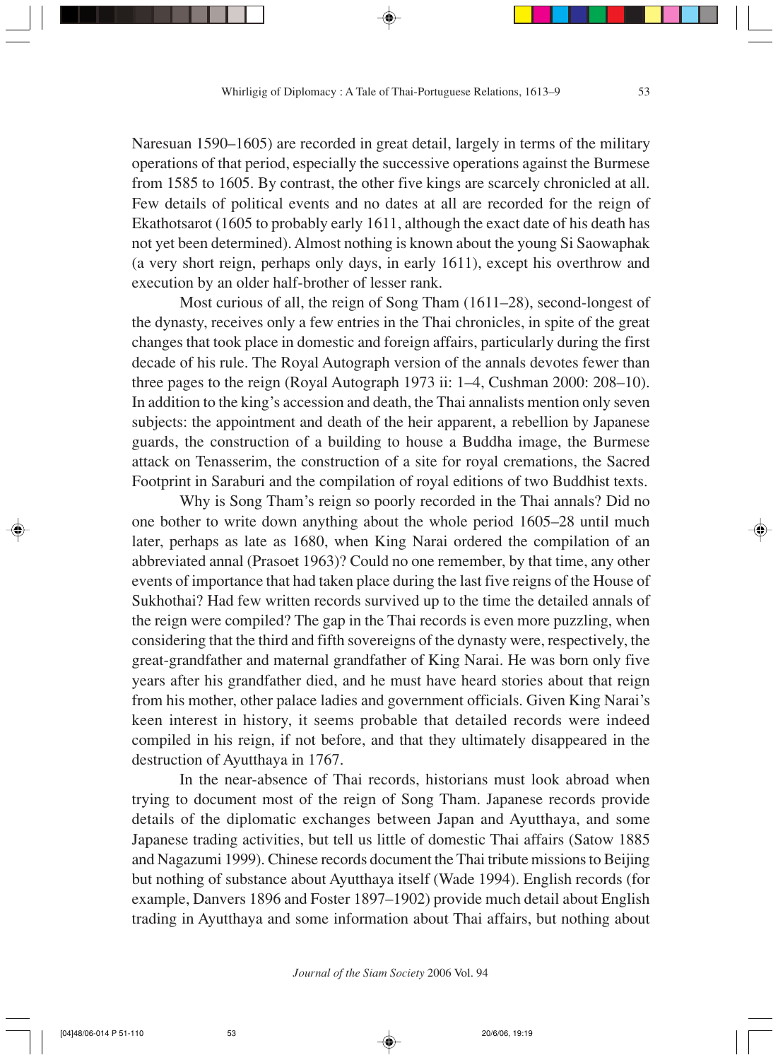Naresuan 1590–1605) are recorded in great detail, largely in terms of the military operations of that period, especially the successive operations against the Burmese from 1585 to 1605. By contrast, the other five kings are scarcely chronicled at all. Few details of political events and no dates at all are recorded for the reign of Ekathotsarot (1605 to probably early 1611, although the exact date of his death has not yet been determined). Almost nothing is known about the young Si Saowaphak (a very short reign, perhaps only days, in early 1611), except his overthrow and execution by an older half-brother of lesser rank.

Most curious of all, the reign of Song Tham (1611–28), second-longest of the dynasty, receives only a few entries in the Thai chronicles, in spite of the great changes that took place in domestic and foreign affairs, particularly during the first decade of his rule. The Royal Autograph version of the annals devotes fewer than three pages to the reign (Royal Autograph 1973 ii: 1–4, Cushman 2000: 208–10). In addition to the king's accession and death, the Thai annalists mention only seven subjects: the appointment and death of the heir apparent, a rebellion by Japanese guards, the construction of a building to house a Buddha image, the Burmese attack on Tenasserim, the construction of a site for royal cremations, the Sacred Footprint in Saraburi and the compilation of royal editions of two Buddhist texts.

Why is Song Tham's reign so poorly recorded in the Thai annals? Did no one bother to write down anything about the whole period 1605–28 until much later, perhaps as late as 1680, when King Narai ordered the compilation of an abbreviated annal (Prasoet 1963)? Could no one remember, by that time, any other events of importance that had taken place during the last five reigns of the House of Sukhothai? Had few written records survived up to the time the detailed annals of the reign were compiled? The gap in the Thai records is even more puzzling, when considering that the third and fifth sovereigns of the dynasty were, respectively, the great-grandfather and maternal grandfather of King Narai. He was born only five years after his grandfather died, and he must have heard stories about that reign from his mother, other palace ladies and government officials. Given King Narai's keen interest in history, it seems probable that detailed records were indeed compiled in his reign, if not before, and that they ultimately disappeared in the destruction of Ayutthaya in 1767.

In the near-absence of Thai records, historians must look abroad when trying to document most of the reign of Song Tham. Japanese records provide details of the diplomatic exchanges between Japan and Ayutthaya, and some Japanese trading activities, but tell us little of domestic Thai affairs (Satow 1885 and Nagazumi 1999). Chinese records document the Thai tribute missions to Beijing but nothing of substance about Ayutthaya itself (Wade 1994). English records (for example, Danvers 1896 and Foster 1897–1902) provide much detail about English trading in Ayutthaya and some information about Thai affairs, but nothing about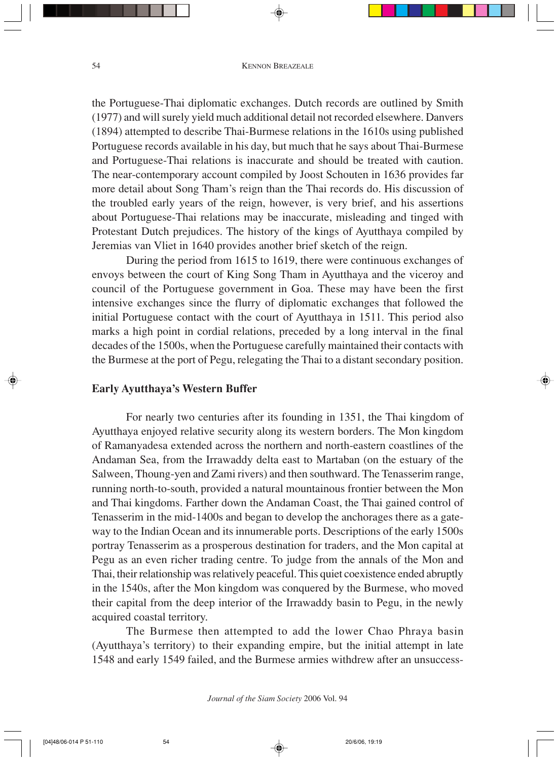the Portuguese-Thai diplomatic exchanges. Dutch records are outlined by Smith (1977) and will surely yield much additional detail not recorded elsewhere. Danvers (1894) attempted to describe Thai-Burmese relations in the 1610s using published Portuguese records available in his day, but much that he says about Thai-Burmese and Portuguese-Thai relations is inaccurate and should be treated with caution. The near-contemporary account compiled by Joost Schouten in 1636 provides far more detail about Song Tham's reign than the Thai records do. His discussion of the troubled early years of the reign, however, is very brief, and his assertions about Portuguese-Thai relations may be inaccurate, misleading and tinged with Protestant Dutch prejudices. The history of the kings of Ayutthaya compiled by Jeremias van Vliet in 1640 provides another brief sketch of the reign.

During the period from 1615 to 1619, there were continuous exchanges of envoys between the court of King Song Tham in Ayutthaya and the viceroy and council of the Portuguese government in Goa. These may have been the first intensive exchanges since the flurry of diplomatic exchanges that followed the initial Portuguese contact with the court of Ayutthaya in 1511. This period also marks a high point in cordial relations, preceded by a long interval in the final decades of the 1500s, when the Portuguese carefully maintained their contacts with the Burmese at the port of Pegu, relegating the Thai to a distant secondary position.

## Early Ayutthaya's Western Buffer

For nearly two centuries after its founding in 1351, the Thai kingdom of Ayutthaya enjoyed relative security along its western borders. The Mon kingdom of Ramanyadesa extended across the northern and north-eastern coastlines of the Andaman Sea, from the Irrawaddy delta east to Martaban (on the estuary of the Salween, Thoung-yen and Zami rivers) and then southward. The Tenasserim range, running north-to-south, provided a natural mountainous frontier between the Mon and Thai kingdoms. Farther down the Andaman Coast, the Thai gained control of Tenasserim in the mid-1400s and began to develop the anchorages there as a gateway to the Indian Ocean and its innumerable ports. Descriptions of the early 1500s portray Tenasserim as a prosperous destination for traders, and the Mon capital at Pegu as an even richer trading centre. To judge from the annals of the Mon and Thai, their relationship was relatively peaceful. This quiet coexistence ended abruptly in the 1540s, after the Mon kingdom was conquered by the Burmese, who moved their capital from the deep interior of the Irrawaddy basin to Pegu, in the newly acquired coastal territory.

The Burmese then attempted to add the lower Chao Phraya basin (Ayutthaya's territory) to their expanding empire, but the initial attempt in late 1548 and early 1549 failed, and the Burmese armies withdrew after an unsuccess-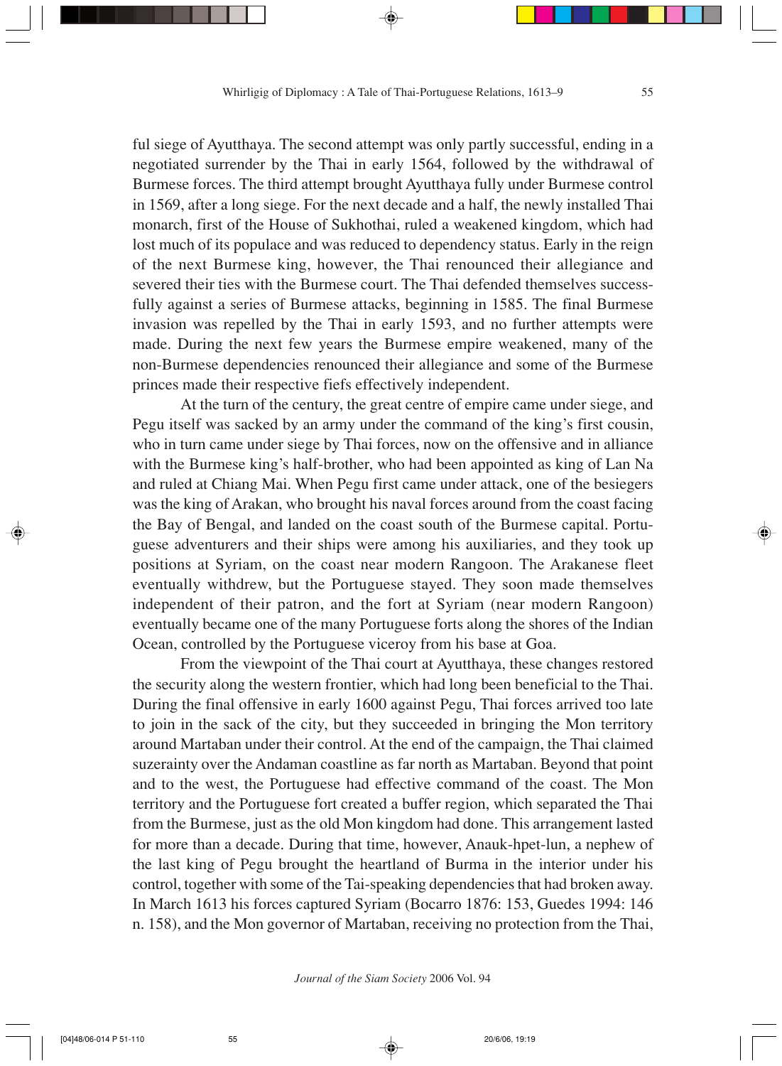ful siege of Ayutthaya. The second attempt was only partly successful, ending in a negotiated surrender by the Thai in early 1564, followed by the withdrawal of Burmese forces. The third attempt brought Ayutthaya fully under Burmese control in 1569, after a long siege. For the next decade and a half, the newly installed Thai monarch, first of the House of Sukhothai, ruled a weakened kingdom, which had lost much of its populace and was reduced to dependency status. Early in the reign of the next Burmese king, however, the Thai renounced their allegiance and severed their ties with the Burmese court. The Thai defended themselves successfully against a series of Burmese attacks, beginning in 1585. The final Burmese invasion was repelled by the Thai in early 1593, and no further attempts were made. During the next few years the Burmese empire weakened, many of the non-Burmese dependencies renounced their allegiance and some of the Burmese princes made their respective fiefs effectively independent.

At the turn of the century, the great centre of empire came under siege, and Pegu itself was sacked by an army under the command of the king's first cousin, who in turn came under siege by Thai forces, now on the offensive and in alliance with the Burmese king's half-brother, who had been appointed as king of Lan Na and ruled at Chiang Mai. When Pegu first came under attack, one of the besiegers was the king of Arakan, who brought his naval forces around from the coast facing the Bay of Bengal, and landed on the coast south of the Burmese capital. Portuguese adventurers and their ships were among his auxiliaries, and they took up positions at Syriam, on the coast near modern Rangoon. The Arakanese fleet eventually withdrew, but the Portuguese stayed. They soon made themselves independent of their patron, and the fort at Syriam (near modern Rangoon) eventually became one of the many Portuguese forts along the shores of the Indian Ocean, controlled by the Portuguese viceroy from his base at Goa.

From the viewpoint of the Thai court at Ayutthaya, these changes restored the security along the western frontier, which had long been beneficial to the Thai. During the final offensive in early 1600 against Pegu, Thai forces arrived too late to join in the sack of the city, but they succeeded in bringing the Mon territory around Martaban under their control. At the end of the campaign, the Thai claimed suzerainty over the Andaman coastline as far north as Martaban. Beyond that point and to the west, the Portuguese had effective command of the coast. The Mon territory and the Portuguese fort created a buffer region, which separated the Thai from the Burmese, just as the old Mon kingdom had done. This arrangement lasted for more than a decade. During that time, however, Anauk-hpet-lun, a nephew of the last king of Pegu brought the heartland of Burma in the interior under his control, together with some of the Tai-speaking dependencies that had broken away. In March 1613 his forces captured Syriam (Bocarro 1876: 153, Guedes 1994: 146 n. 158), and the Mon governor of Martaban, receiving no protection from the Thai,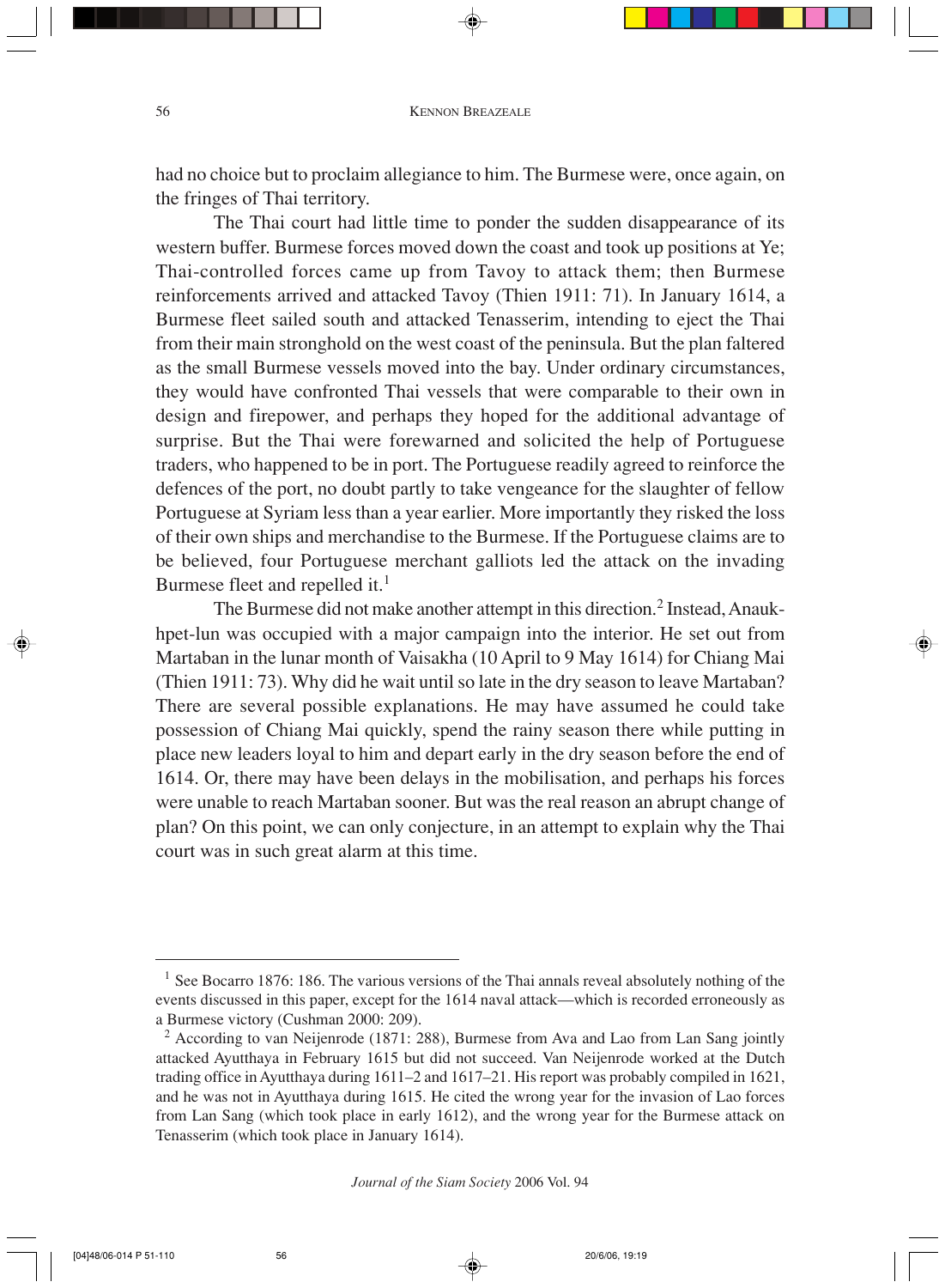had no choice but to proclaim allegiance to him. The Burmese were, once again, on the fringes of Thai territory.

The Thai court had little time to ponder the sudden disappearance of its western buffer. Burmese forces moved down the coast and took up positions at Ye; Thai-controlled forces came up from Tavoy to attack them; then Burmese reinforcements arrived and attacked Tavoy (Thien 1911: 71). In January 1614, a Burmese fleet sailed south and attacked Tenasserim, intending to eject the Thai from their main stronghold on the west coast of the peninsula. But the plan faltered as the small Burmese vessels moved into the bay. Under ordinary circumstances, they would have confronted Thai vessels that were comparable to their own in design and firepower, and perhaps they hoped for the additional advantage of surprise. But the Thai were forewarned and solicited the help of Portuguese traders, who happened to be in port. The Portuguese readily agreed to reinforce the defences of the port, no doubt partly to take vengeance for the slaughter of fellow Portuguese at Syriam less than a year earlier. More importantly they risked the loss of their own ships and merchandise to the Burmese. If the Portuguese claims are to be believed, four Portuguese merchant galliots led the attack on the invading Burmese fleet and repelled it.[1]

The Burmese did not make another attempt in this direction.[2] Instead, Anaukhpet-lun was occupied with a major campaign into the interior. He set out from Martaban in the lunar month of Vaisakha (10 April to 9 May 1614) for Chiang Mai (Thien 1911: 73). Why did he wait until so late in the dry season to leave Martaban? There are several possible explanations. He may have assumed he could take possession of Chiang Mai quickly, spend the rainy season there while putting in place new leaders loyal to him and depart early in the dry season before the end of 1614. Or, there may have been delays in the mobilisation, and perhaps his forces were unable to reach Martaban sooner. But was the real reason an abrupt change of plan? On this point, we can only conjecture, in an attempt to explain why the Thai court was in such great alarm at this time.

---

[1] See Bocarro 1876: 186. The various versions of the Thai annals reveal absolutely nothing of the events discussed in this paper, except for the 1614 naval attack—which is recorded erroneously as a Burmese victory (Cushman 2000: 209).

[2] According to van Neijenrode (1871: 288), Burmese from Ava and Lao from Lan Sang jointly attacked Ayutthaya in February 1615 but did not succeed. Van Neijenrode worked at the Dutch trading office in Ayutthaya during 1611–2 and 1617–21. His report was probably compiled in 1621, and he was not in Ayutthaya during 1615. He cited the wrong year for the invasion of Lao forces from Lan Sang (which took place in early 1612), and the wrong year for the Burmese attack on Tenasserim (which took place in January 1614).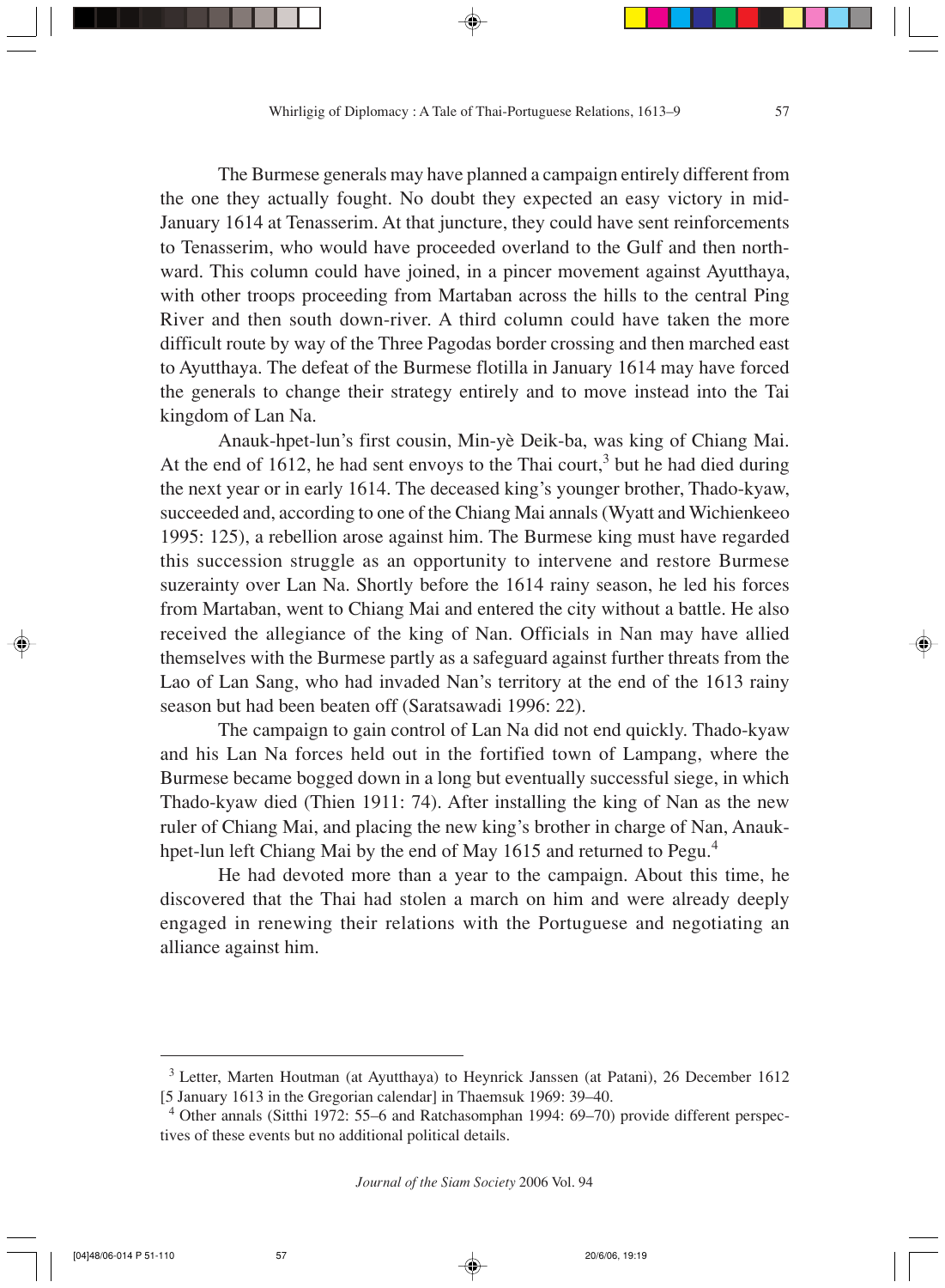The Burmese generals may have planned a campaign entirely different from the one they actually fought. No doubt they expected an easy victory in mid-January 1614 at Tenasserim. At that juncture, they could have sent reinforcements to Tenasserim, who would have proceeded overland to the Gulf and then northward. This column could have joined, in a pincer movement against Ayutthaya, with other troops proceeding from Martaban across the hills to the central Ping River and then south down-river. A third column could have taken the more difficult route by way of the Three Pagodas border crossing and then marched east to Ayutthaya. The defeat of the Burmese flotilla in January 1614 may have forced the generals to change their strategy entirely and to move instead into the Tai kingdom of Lan Na.

Anauk-hpet-lun's first cousin, Min-yè Deik-ba, was king of Chiang Mai. At the end of 1612, he had sent envoys to the Thai court,[3] but he had died during the next year or in early 1614. The deceased king's younger brother, Thado-kyaw, succeeded and, according to one of the Chiang Mai annals (Wyatt and Wichienkeeo 1995: 125), a rebellion arose against him. The Burmese king must have regarded this succession struggle as an opportunity to intervene and restore Burmese suzerainty over Lan Na. Shortly before the 1614 rainy season, he led his forces from Martaban, went to Chiang Mai and entered the city without a battle. He also received the allegiance of the king of Nan. Officials in Nan may have allied themselves with the Burmese partly as a safeguard against further threats from the Lao of Lan Sang, who had invaded Nan's territory at the end of the 1613 rainy season but had been beaten off (Saratsawadi 1996: 22).

The campaign to gain control of Lan Na did not end quickly. Thado-kyaw and his Lan Na forces held out in the fortified town of Lampang, where the Burmese became bogged down in a long but eventually successful siege, in which Thado-kyaw died (Thien 1911: 74). After installing the king of Nan as the new ruler of Chiang Mai, and placing the new king's brother in charge of Nan, Anauk-hpet-lun left Chiang Mai by the end of May 1615 and returned to Pegu.[4]

He had devoted more than a year to the campaign. About this time, he discovered that the Thai had stolen a march on him and were already deeply engaged in renewing their relations with the Portuguese and negotiating an alliance against him.

---

[3] Letter, Marten Houtman (at Ayutthaya) to Heynrick Janssen (at Patani), 26 December 1612 [5 January 1613 in the Gregorian calendar] in Thaemsuk 1969: 39–40.

[4] Other annals (Sitthi 1972: 55–6 and Ratchasomphan 1994: 69–70) provide different perspectives of these events but no additional political details.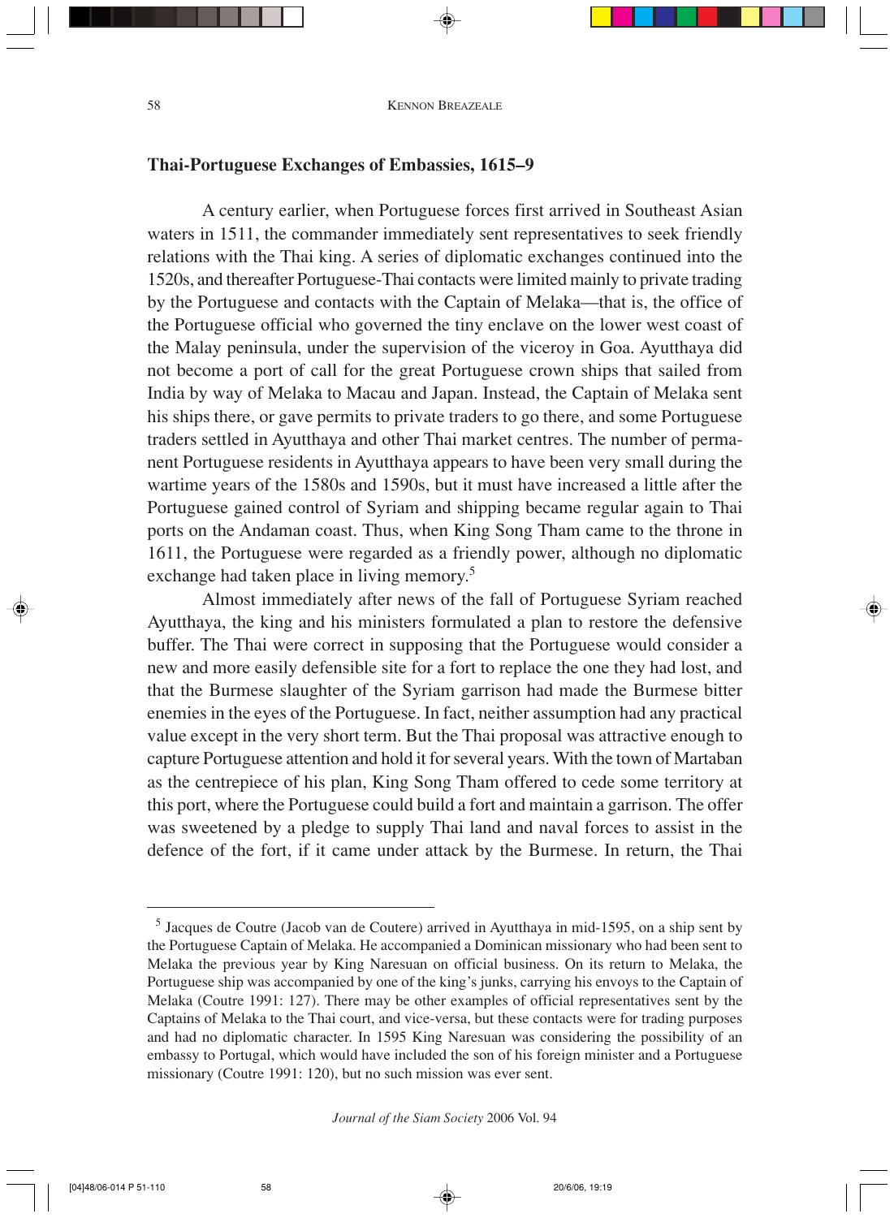## Thai-Portuguese Exchanges of Embassies, 1615–9

A century earlier, when Portuguese forces first arrived in Southeast Asian waters in 1511, the commander immediately sent representatives to seek friendly relations with the Thai king. A series of diplomatic exchanges continued into the 1520s, and thereafter Portuguese-Thai contacts were limited mainly to private trading by the Portuguese and contacts with the Captain of Melaka—that is, the office of the Portuguese official who governed the tiny enclave on the lower west coast of the Malay peninsula, under the supervision of the viceroy in Goa. Ayutthaya did not become a port of call for the great Portuguese crown ships that sailed from India by way of Melaka to Macau and Japan. Instead, the Captain of Melaka sent his ships there, or gave permits to private traders to go there, and some Portuguese traders settled in Ayutthaya and other Thai market centres. The number of permanent Portuguese residents in Ayutthaya appears to have been very small during the wartime years of the 1580s and 1590s, but it must have increased a little after the Portuguese gained control of Syriam and shipping became regular again to Thai ports on the Andaman coast. Thus, when King Song Tham came to the throne in 1611, the Portuguese were regarded as a friendly power, although no diplomatic exchange had taken place in living memory.[5]

Almost immediately after news of the fall of Portuguese Syriam reached Ayutthaya, the king and his ministers formulated a plan to restore the defensive buffer. The Thai were correct in supposing that the Portuguese would consider a new and more easily defensible site for a fort to replace the one they had lost, and that the Burmese slaughter of the Syriam garrison had made the Burmese bitter enemies in the eyes of the Portuguese. In fact, neither assumption had any practical value except in the very short term. But the Thai proposal was attractive enough to capture Portuguese attention and hold it for several years. With the town of Martaban as the centrepiece of his plan, King Song Tham offered to cede some territory at this port, where the Portuguese could build a fort and maintain a garrison. The offer was sweetened by a pledge to supply Thai land and naval forces to assist in the defence of the fort, if it came under attack by the Burmese. In return, the Thai

[5] Jacques de Coutre (Jacob van de Coutere) arrived in Ayutthaya in mid-1595, on a ship sent by the Portuguese Captain of Melaka. He accompanied a Dominican missionary who had been sent to Melaka the previous year by King Naresuan on official business. On its return to Melaka, the Portuguese ship was accompanied by one of the king's junks, carrying his envoys to the Captain of Melaka (Coutre 1991: 127). There may be other examples of official representatives sent by the Captains of Melaka to the Thai court, and vice-versa, but these contacts were for trading purposes and had no diplomatic character. In 1595 King Naresuan was considering the possibility of an embassy to Portugal, which would have included the son of his foreign minister and a Portuguese missionary (Coutre 1991: 120), but no such mission was ever sent.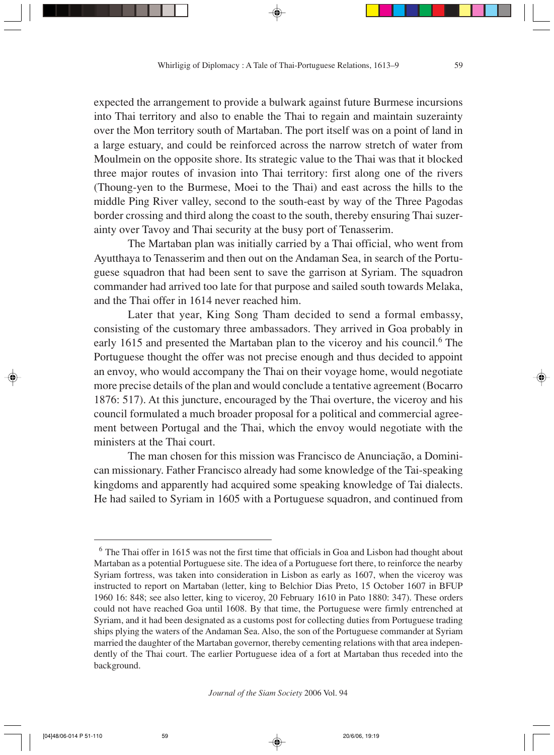expected the arrangement to provide a bulwark against future Burmese incursions into Thai territory and also to enable the Thai to regain and maintain suzerainty over the Mon territory south of Martaban. The port itself was on a point of land in a large estuary, and could be reinforced across the narrow stretch of water from Moulmein on the opposite shore. Its strategic value to the Thai was that it blocked three major routes of invasion into Thai territory: first along one of the rivers (Thoung-yen to the Burmese, Moei to the Thai) and east across the hills to the middle Ping River valley, second to the south-east by way of the Three Pagodas border crossing and third along the coast to the south, thereby ensuring Thai suzerainty over Tavoy and Thai security at the busy port of Tenasserim.

The Martaban plan was initially carried by a Thai official, who went from Ayutthaya to Tenasserim and then out on the Andaman Sea, in search of the Portuguese squadron that had been sent to save the garrison at Syriam. The squadron commander had arrived too late for that purpose and sailed south towards Melaka, and the Thai offer in 1614 never reached him.

Later that year, King Song Tham decided to send a formal embassy, consisting of the customary three ambassadors. They arrived in Goa probably in early 1615 and presented the Martaban plan to the viceroy and his council.[6] The Portuguese thought the offer was not precise enough and thus decided to appoint an envoy, who would accompany the Thai on their voyage home, would negotiate more precise details of the plan and would conclude a tentative agreement (Bocarro 1876: 517). At this juncture, encouraged by the Thai overture, the viceroy and his council formulated a much broader proposal for a political and commercial agreement between Portugal and the Thai, which the envoy would negotiate with the ministers at the Thai court.

The man chosen for this mission was Francisco de Anunciação, a Dominican missionary. Father Francisco already had some knowledge of the Tai-speaking kingdoms and apparently had acquired some speaking knowledge of Tai dialects. He had sailed to Syriam in 1605 with a Portuguese squadron, and continued from

---

[6] The Thai offer in 1615 was not the first time that officials in Goa and Lisbon had thought about Martaban as a potential Portuguese site. The idea of a Portuguese fort there, to reinforce the nearby Syriam fortress, was taken into consideration in Lisbon as early as 1607, when the viceroy was instructed to report on Martaban (letter, king to Belchior Dias Preto, 15 October 1607 in BFUP 1960 16: 848; see also letter, king to viceroy, 20 February 1610 in Pato 1880: 347). These orders could not have reached Goa until 1608. By that time, the Portuguese were firmly entrenched at Syriam, and it had been designated as a customs post for collecting duties from Portuguese trading ships plying the waters of the Andaman Sea. Also, the son of the Portuguese commander at Syriam married the daughter of the Martaban governor, thereby cementing relations with that area independently of the Thai court. The earlier Portuguese idea of a fort at Martaban thus receded into the background.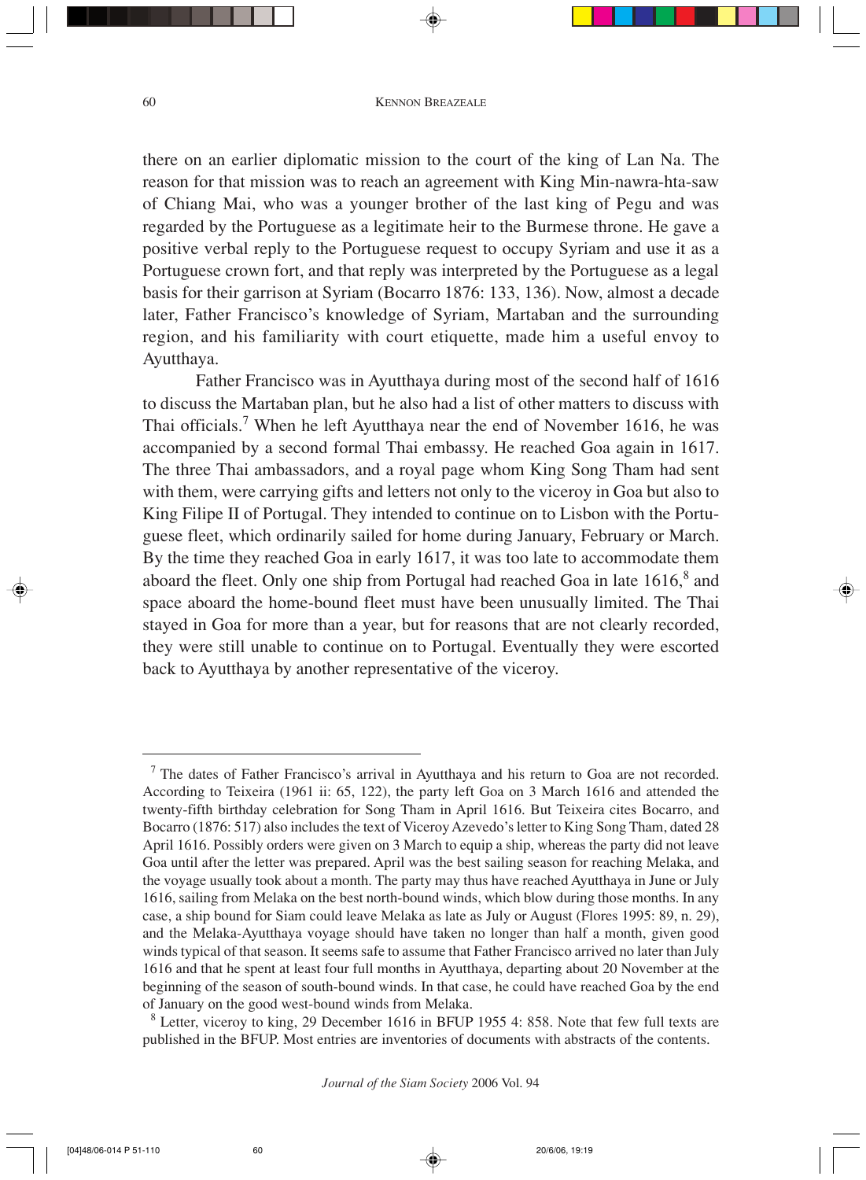there on an earlier diplomatic mission to the court of the king of Lan Na. The reason for that mission was to reach an agreement with King Min-nawra-hta-saw of Chiang Mai, who was a younger brother of the last king of Pegu and was regarded by the Portuguese as a legitimate heir to the Burmese throne. He gave a positive verbal reply to the Portuguese request to occupy Syriam and use it as a Portuguese crown fort, and that reply was interpreted by the Portuguese as a legal basis for their garrison at Syriam (Bocarro 1876: 133, 136). Now, almost a decade later, Father Francisco's knowledge of Syriam, Martaban and the surrounding region, and his familiarity with court etiquette, made him a useful envoy to Ayutthaya.

Father Francisco was in Ayutthaya during most of the second half of 1616 to discuss the Martaban plan, but he also had a list of other matters to discuss with Thai officials.[7] When he left Ayutthaya near the end of November 1616, he was accompanied by a second formal Thai embassy. He reached Goa again in 1617. The three Thai ambassadors, and a royal page whom King Song Tham had sent with them, were carrying gifts and letters not only to the viceroy in Goa but also to King Filipe II of Portugal. They intended to continue on to Lisbon with the Portuguese fleet, which ordinarily sailed for home during January, February or March. By the time they reached Goa in early 1617, it was too late to accommodate them aboard the fleet. Only one ship from Portugal had reached Goa in late 1616,[8] and space aboard the home-bound fleet must have been unusually limited. The Thai stayed in Goa for more than a year, but for reasons that are not clearly recorded, they were still unable to continue on to Portugal. Eventually they were escorted back to Ayutthaya by another representative of the viceroy.

---

[7] The dates of Father Francisco's arrival in Ayutthaya and his return to Goa are not recorded. According to Teixeira (1961 ii: 65, 122), the party left Goa on 3 March 1616 and attended the twenty-fifth birthday celebration for Song Tham in April 1616. But Teixeira cites Bocarro, and Bocarro (1876: 517) also includes the text of Viceroy Azevedo's letter to King Song Tham, dated 28 April 1616. Possibly orders were given on 3 March to equip a ship, whereas the party did not leave Goa until after the letter was prepared. April was the best sailing season for reaching Melaka, and the voyage usually took about a month. The party may thus have reached Ayutthaya in June or July 1616, sailing from Melaka on the best north-bound winds, which blow during those months. In any case, a ship bound for Siam could leave Melaka as late as July or August (Flores 1995: 89, n. 29), and the Melaka-Ayutthaya voyage should have taken no longer than half a month, given good winds typical of that season. It seems safe to assume that Father Francisco arrived no later than July 1616 and that he spent at least four full months in Ayutthaya, departing about 20 November at the beginning of the season of south-bound winds. In that case, he could have reached Goa by the end of January on the good west-bound winds from Melaka.

[8] Letter, viceroy to king, 29 December 1616 in BFUP 1955 4: 858. Note that few full texts are published in the BFUP. Most entries are inventories of documents with abstracts of the contents.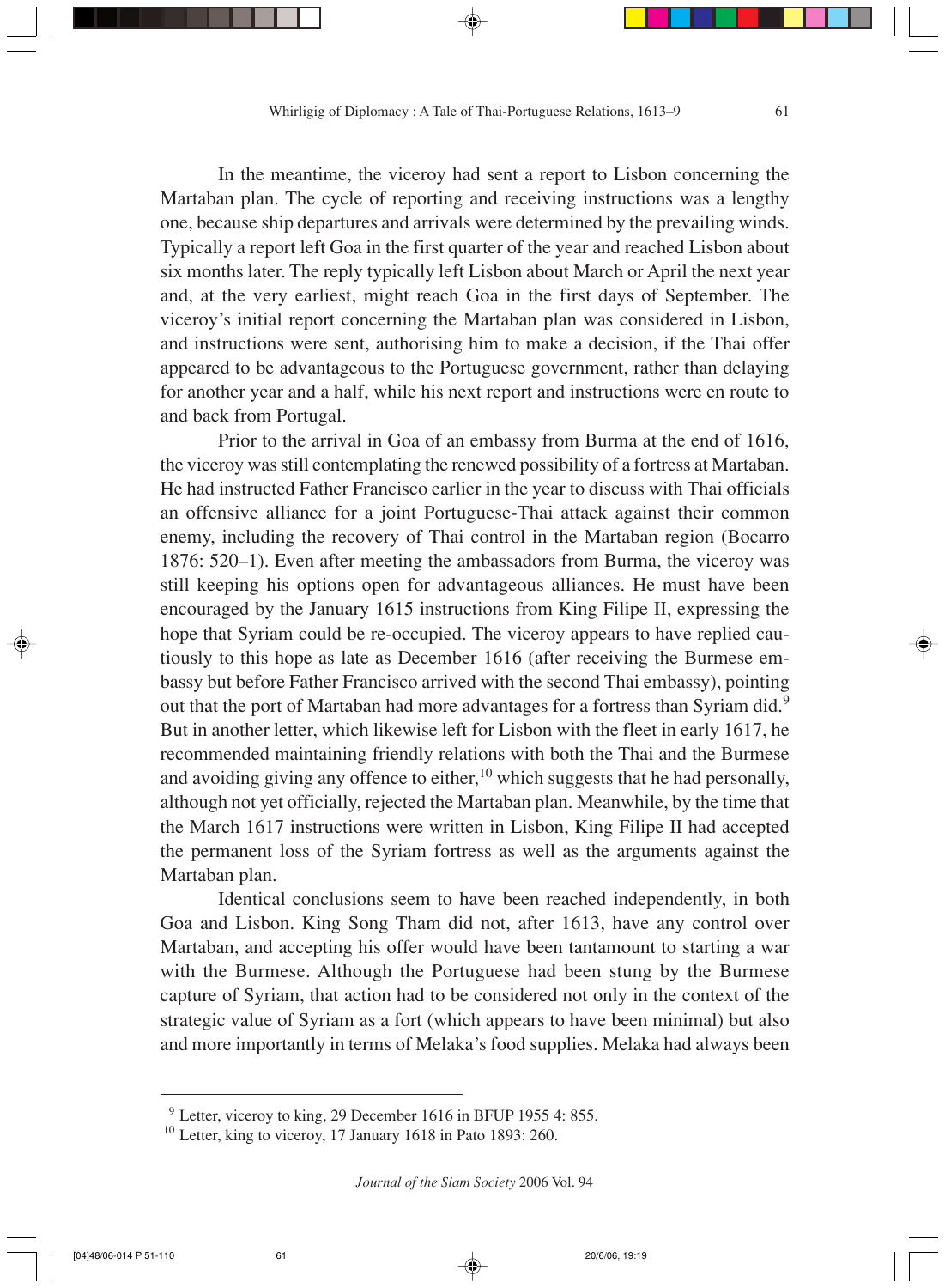In the meantime, the viceroy had sent a report to Lisbon concerning the Martaban plan. The cycle of reporting and receiving instructions was a lengthy one, because ship departures and arrivals were determined by the prevailing winds. Typically a report left Goa in the first quarter of the year and reached Lisbon about six months later. The reply typically left Lisbon about March or April the next year and, at the very earliest, might reach Goa in the first days of September. The viceroy's initial report concerning the Martaban plan was considered in Lisbon, and instructions were sent, authorising him to make a decision, if the Thai offer appeared to be advantageous to the Portuguese government, rather than delaying for another year and a half, while his next report and instructions were en route to and back from Portugal.

Prior to the arrival in Goa of an embassy from Burma at the end of 1616, the viceroy was still contemplating the renewed possibility of a fortress at Martaban. He had instructed Father Francisco earlier in the year to discuss with Thai officials an offensive alliance for a joint Portuguese-Thai attack against their common enemy, including the recovery of Thai control in the Martaban region (Bocarro 1876: 520–1). Even after meeting the ambassadors from Burma, the viceroy was still keeping his options open for advantageous alliances. He must have been encouraged by the January 1615 instructions from King Filipe II, expressing the hope that Syriam could be re-occupied. The viceroy appears to have replied cautiously to this hope as late as December 1616 (after receiving the Burmese embassy but before Father Francisco arrived with the second Thai embassy), pointing out that the port of Martaban had more advantages for a fortress than Syriam did.[9] But in another letter, which likewise left for Lisbon with the fleet in early 1617, he recommended maintaining friendly relations with both the Thai and the Burmese and avoiding giving any offence to either,[10] which suggests that he had personally, although not yet officially, rejected the Martaban plan. Meanwhile, by the time that the March 1617 instructions were written in Lisbon, King Filipe II had accepted the permanent loss of the Syriam fortress as well as the arguments against the Martaban plan.

Identical conclusions seem to have been reached independently, in both Goa and Lisbon. King Song Tham did not, after 1613, have any control over Martaban, and accepting his offer would have been tantamount to starting a war with the Burmese. Although the Portuguese had been stung by the Burmese capture of Syriam, that action had to be considered not only in the context of the strategic value of Syriam as a fort (which appears to have been minimal) but also and more importantly in terms of Melaka's food supplies. Melaka had always been

---

[9] Letter, viceroy to king, 29 December 1616 in BFUP 1955 4: 855.

[10] Letter, king to viceroy, 17 January 1618 in Pato 1893: 260.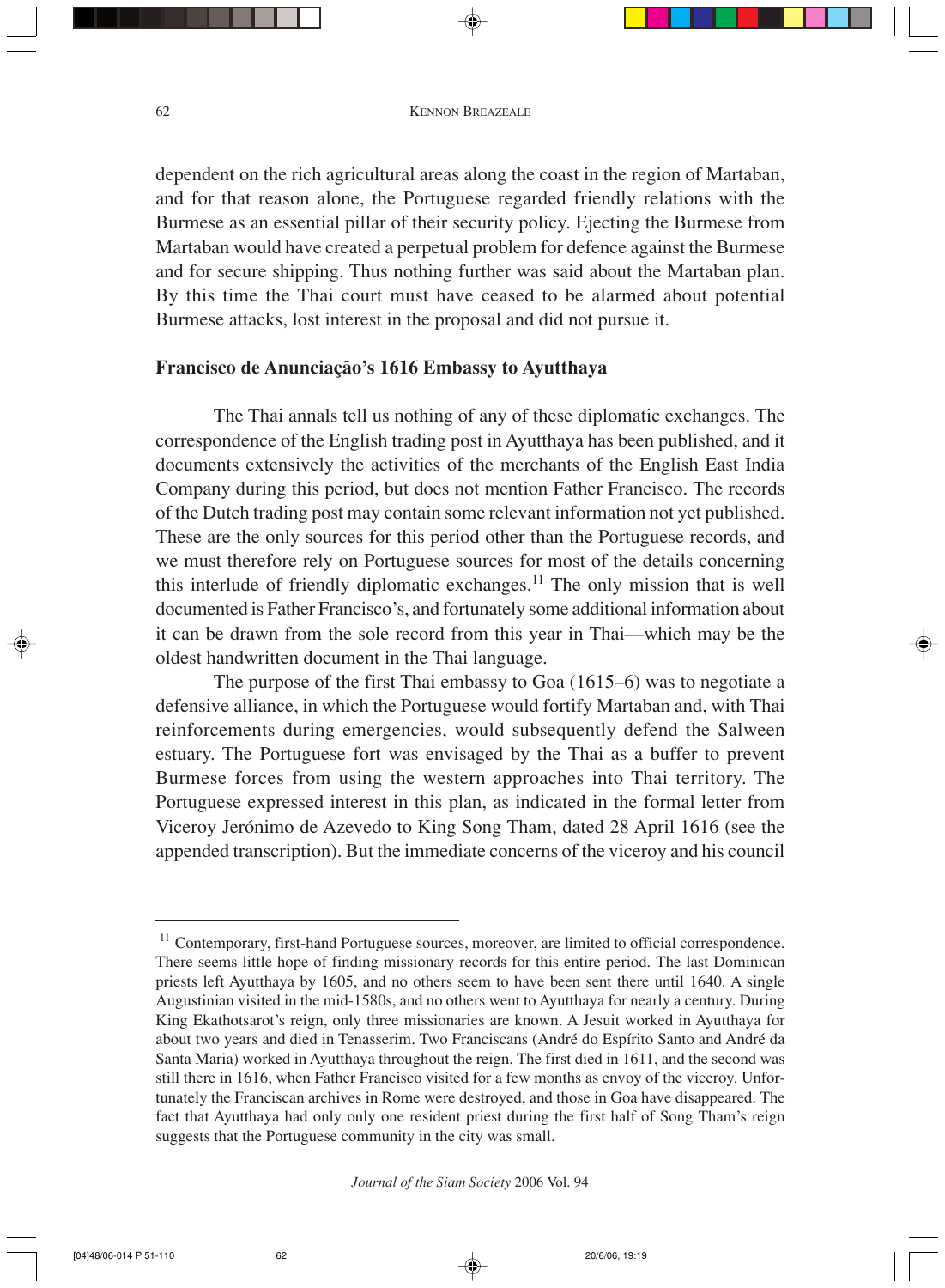dependent on the rich agricultural areas along the coast in the region of Martaban, and for that reason alone, the Portuguese regarded friendly relations with the Burmese as an essential pillar of their security policy. Ejecting the Burmese from Martaban would have created a perpetual problem for defence against the Burmese and for secure shipping. Thus nothing further was said about the Martaban plan. By this time the Thai court must have ceased to be alarmed about potential Burmese attacks, lost interest in the proposal and did not pursue it.

## Francisco de Anunciação's 1616 Embassy to Ayutthaya

The Thai annals tell us nothing of any of these diplomatic exchanges. The correspondence of the English trading post in Ayutthaya has been published, and it documents extensively the activities of the merchants of the English East India Company during this period, but does not mention Father Francisco. The records of the Dutch trading post may contain some relevant information not yet published. These are the only sources for this period other than the Portuguese records, and we must therefore rely on Portuguese sources for most of the details concerning this interlude of friendly diplomatic exchanges.[11] The only mission that is well documented is Father Francisco's, and fortunately some additional information about it can be drawn from the sole record from this year in Thai—which may be the oldest handwritten document in the Thai language.

The purpose of the first Thai embassy to Goa (1615–6) was to negotiate a defensive alliance, in which the Portuguese would fortify Martaban and, with Thai reinforcements during emergencies, would subsequently defend the Salween estuary. The Portuguese fort was envisaged by the Thai as a buffer to prevent Burmese forces from using the western approaches into Thai territory. The Portuguese expressed interest in this plan, as indicated in the formal letter from Viceroy Jerónimo de Azevedo to King Song Tham, dated 28 April 1616 (see the appended transcription). But the immediate concerns of the viceroy and his council

[11] Contemporary, first-hand Portuguese sources, moreover, are limited to official correspondence. There seems little hope of finding missionary records for this entire period. The last Dominican priests left Ayutthaya by 1605, and no others seem to have been sent there until 1640. A single Augustinian visited in the mid-1580s, and no others went to Ayutthaya for nearly a century. During King Ekathotsarot's reign, only three missionaries are known. A Jesuit worked in Ayutthaya for about two years and died in Tenasserim. Two Franciscans (André do Espírito Santo and André da Santa Maria) worked in Ayutthaya throughout the reign. The first died in 1611, and the second was still there in 1616, when Father Francisco visited for a few months as envoy of the viceroy. Unfortunately the Franciscan archives in Rome were destroyed, and those in Goa have disappeared. The fact that Ayutthaya had only only one resident priest during the first half of Song Tham's reign suggests that the Portuguese community in the city was small.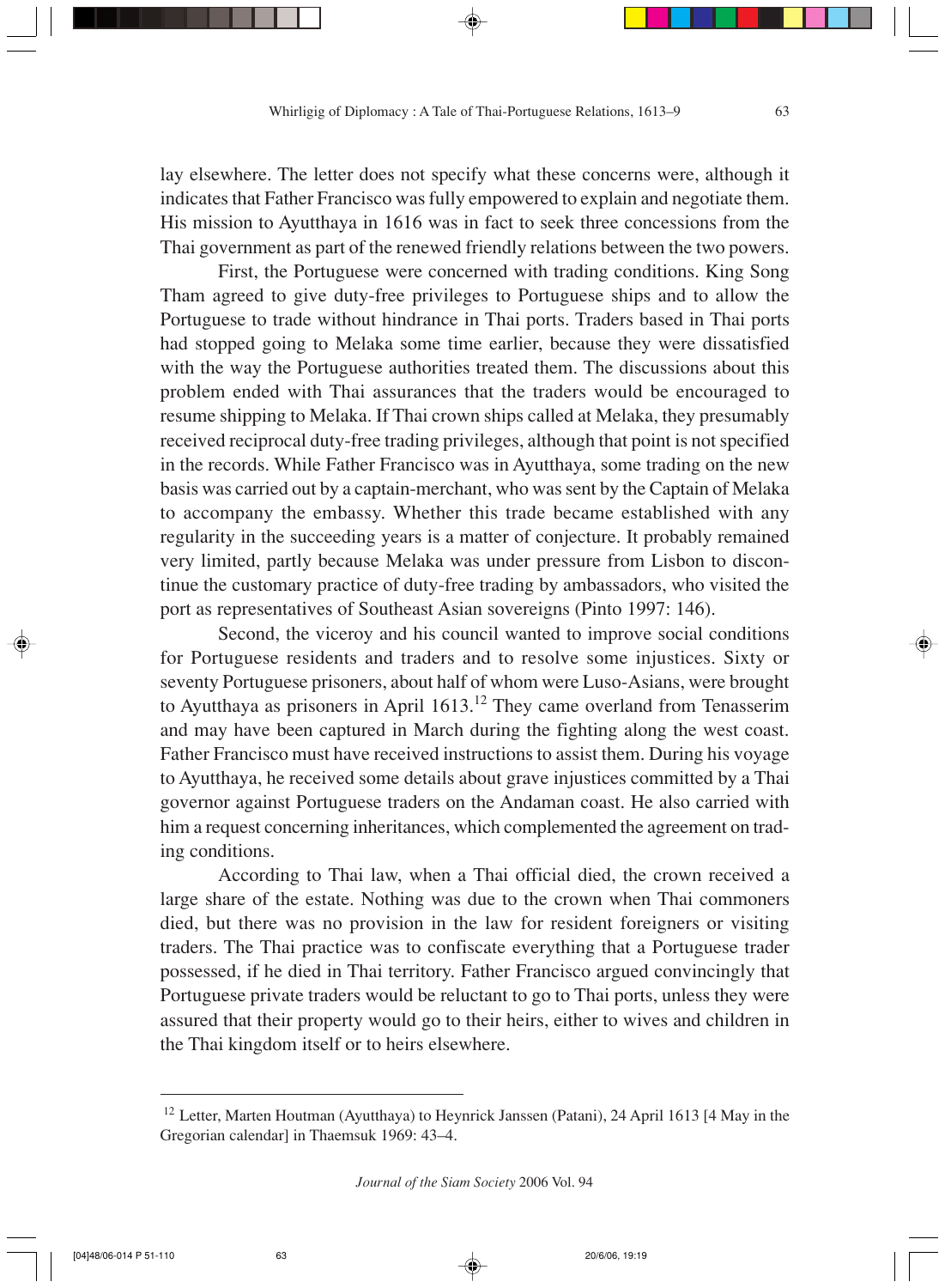lay elsewhere. The letter does not specify what these concerns were, although it indicates that Father Francisco was fully empowered to explain and negotiate them. His mission to Ayutthaya in 1616 was in fact to seek three concessions from the Thai government as part of the renewed friendly relations between the two powers.

First, the Portuguese were concerned with trading conditions. King Song Tham agreed to give duty-free privileges to Portuguese ships and to allow the Portuguese to trade without hindrance in Thai ports. Traders based in Thai ports had stopped going to Melaka some time earlier, because they were dissatisfied with the way the Portuguese authorities treated them. The discussions about this problem ended with Thai assurances that the traders would be encouraged to resume shipping to Melaka. If Thai crown ships called at Melaka, they presumably received reciprocal duty-free trading privileges, although that point is not specified in the records. While Father Francisco was in Ayutthaya, some trading on the new basis was carried out by a captain-merchant, who was sent by the Captain of Melaka to accompany the embassy. Whether this trade became established with any regularity in the succeeding years is a matter of conjecture. It probably remained very limited, partly because Melaka was under pressure from Lisbon to discontinue the customary practice of duty-free trading by ambassadors, who visited the port as representatives of Southeast Asian sovereigns (Pinto 1997: 146).

Second, the viceroy and his council wanted to improve social conditions for Portuguese residents and traders and to resolve some injustices. Sixty or seventy Portuguese prisoners, about half of whom were Luso-Asians, were brought to Ayutthaya as prisoners in April 1613.[12] They came overland from Tenasserim and may have been captured in March during the fighting along the west coast. Father Francisco must have received instructions to assist them. During his voyage to Ayutthaya, he received some details about grave injustices committed by a Thai governor against Portuguese traders on the Andaman coast. He also carried with him a request concerning inheritances, which complemented the agreement on trading conditions.

According to Thai law, when a Thai official died, the crown received a large share of the estate. Nothing was due to the crown when Thai commoners died, but there was no provision in the law for resident foreigners or visiting traders. The Thai practice was to confiscate everything that a Portuguese trader possessed, if he died in Thai territory. Father Francisco argued convincingly that Portuguese private traders would be reluctant to go to Thai ports, unless they were assured that their property would go to their heirs, either to wives and children in the Thai kingdom itself or to heirs elsewhere.

---

[12] Letter, Marten Houtman (Ayutthaya) to Heynrick Janssen (Patani), 24 April 1613 [4 May in the Gregorian calendar] in Thaemsuk 1969: 43–4.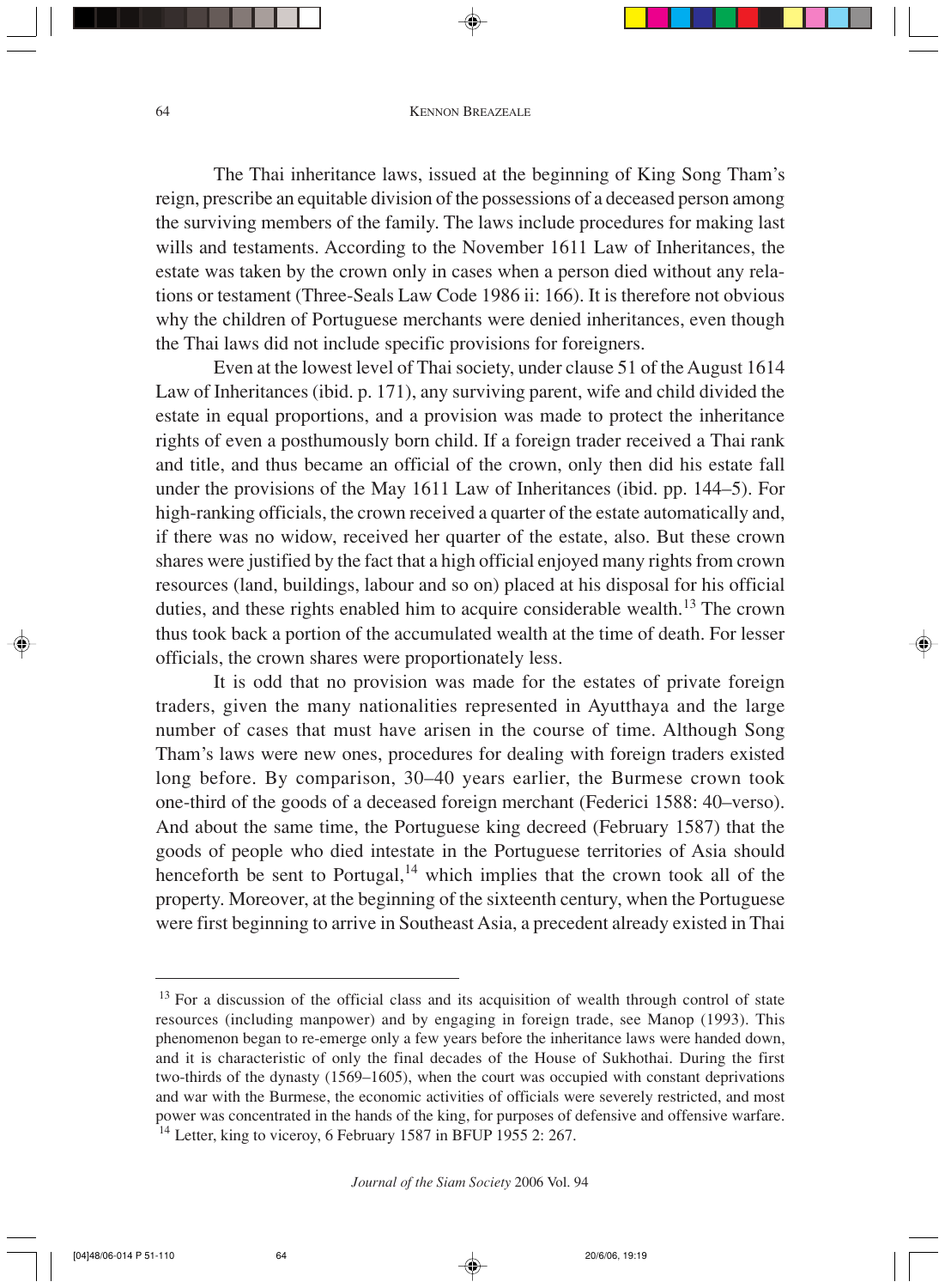The Thai inheritance laws, issued at the beginning of King Song Tham's reign, prescribe an equitable division of the possessions of a deceased person among the surviving members of the family. The laws include procedures for making last wills and testaments. According to the November 1611 Law of Inheritances, the estate was taken by the crown only in cases when a person died without any relations or testament (Three-Seals Law Code 1986 ii: 166). It is therefore not obvious why the children of Portuguese merchants were denied inheritances, even though the Thai laws did not include specific provisions for foreigners.

Even at the lowest level of Thai society, under clause 51 of the August 1614 Law of Inheritances (ibid. p. 171), any surviving parent, wife and child divided the estate in equal proportions, and a provision was made to protect the inheritance rights of even a posthumously born child. If a foreign trader received a Thai rank and title, and thus became an official of the crown, only then did his estate fall under the provisions of the May 1611 Law of Inheritances (ibid. pp. 144–5). For high-ranking officials, the crown received a quarter of the estate automatically and, if there was no widow, received her quarter of the estate, also. But these crown shares were justified by the fact that a high official enjoyed many rights from crown resources (land, buildings, labour and so on) placed at his disposal for his official duties, and these rights enabled him to acquire considerable wealth.[13] The crown thus took back a portion of the accumulated wealth at the time of death. For lesser officials, the crown shares were proportionately less.

It is odd that no provision was made for the estates of private foreign traders, given the many nationalities represented in Ayutthaya and the large number of cases that must have arisen in the course of time. Although Song Tham's laws were new ones, procedures for dealing with foreign traders existed long before. By comparison, 30–40 years earlier, the Burmese crown took one-third of the goods of a deceased foreign merchant (Federici 1588: 40–verso). And about the same time, the Portuguese king decreed (February 1587) that the goods of people who died intestate in the Portuguese territories of Asia should henceforth be sent to Portugal,[14] which implies that the crown took all of the property. Moreover, at the beginning of the sixteenth century, when the Portuguese were first beginning to arrive in Southeast Asia, a precedent already existed in Thai

---

[13] For a discussion of the official class and its acquisition of wealth through control of state resources (including manpower) and by engaging in foreign trade, see Manop (1993). This phenomenon began to re-emerge only a few years before the inheritance laws were handed down, and it is characteristic of only the final decades of the House of Sukhothai. During the first two-thirds of the dynasty (1569–1605), when the court was occupied with constant deprivations and war with the Burmese, the economic activities of officials were severely restricted, and most power was concentrated in the hands of the king, for purposes of defensive and offensive warfare.

[14] Letter, king to viceroy, 6 February 1587 in BFUP 1955 2: 267.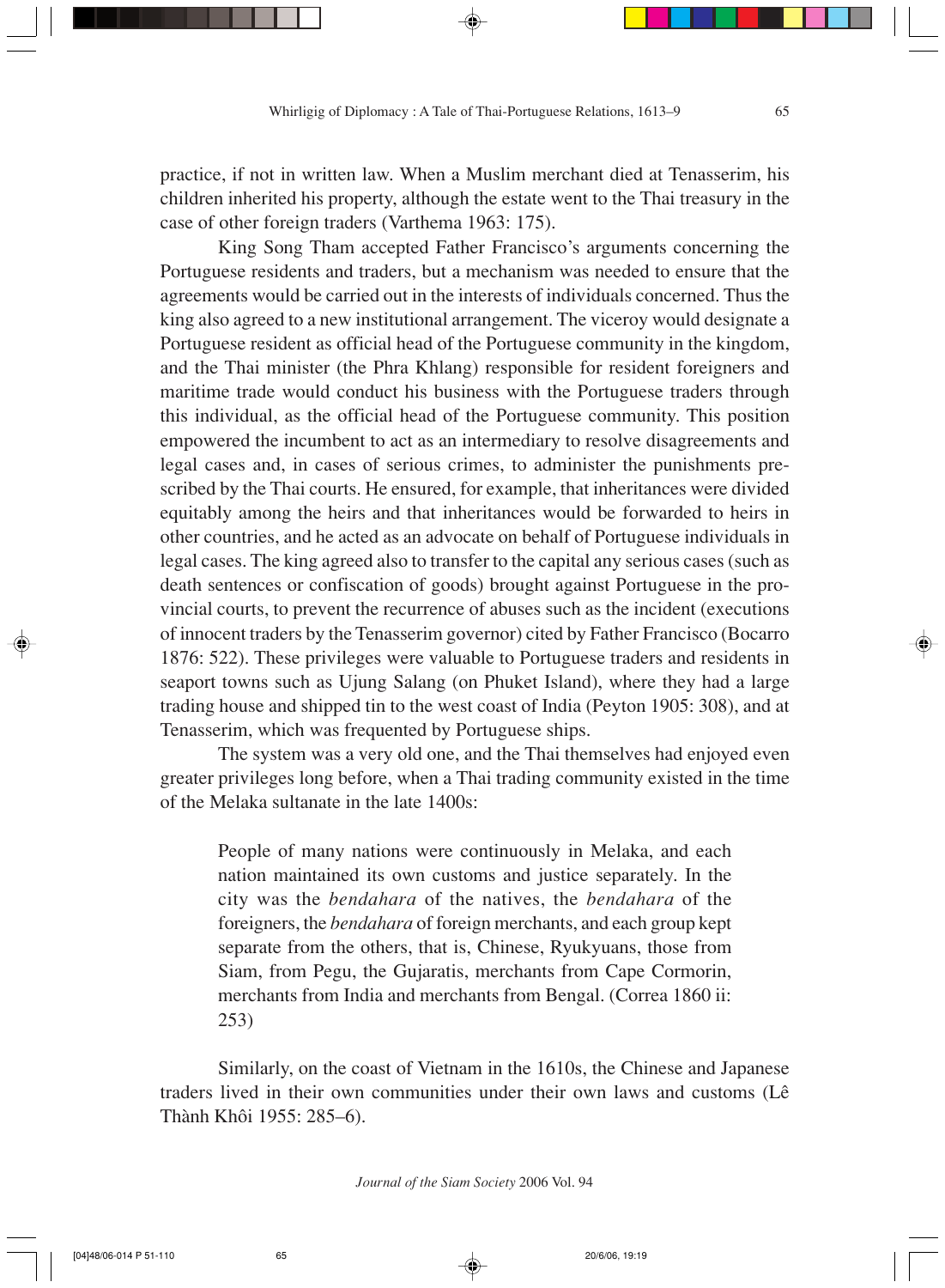practice, if not in written law. When a Muslim merchant died at Tenasserim, his children inherited his property, although the estate went to the Thai treasury in the case of other foreign traders (Varthema 1963: 175).

King Song Tham accepted Father Francisco's arguments concerning the Portuguese residents and traders, but a mechanism was needed to ensure that the agreements would be carried out in the interests of individuals concerned. Thus the king also agreed to a new institutional arrangement. The viceroy would designate a Portuguese resident as official head of the Portuguese community in the kingdom, and the Thai minister (the Phra Khlang) responsible for resident foreigners and maritime trade would conduct his business with the Portuguese traders through this individual, as the official head of the Portuguese community. This position empowered the incumbent to act as an intermediary to resolve disagreements and legal cases and, in cases of serious crimes, to administer the punishments prescribed by the Thai courts. He ensured, for example, that inheritances were divided equitably among the heirs and that inheritances would be forwarded to heirs in other countries, and he acted as an advocate on behalf of Portuguese individuals in legal cases. The king agreed also to transfer to the capital any serious cases (such as death sentences or confiscation of goods) brought against Portuguese in the provincial courts, to prevent the recurrence of abuses such as the incident (executions of innocent traders by the Tenasserim governor) cited by Father Francisco (Bocarro 1876: 522). These privileges were valuable to Portuguese traders and residents in seaport towns such as Ujung Salang (on Phuket Island), where they had a large trading house and shipped tin to the west coast of India (Peyton 1905: 308), and at Tenasserim, which was frequented by Portuguese ships.

The system was a very old one, and the Thai themselves had enjoyed even greater privileges long before, when a Thai trading community existed in the time of the Melaka sultanate in the late 1400s:

> People of many nations were continuously in Melaka, and each nation maintained its own customs and justice separately. In the city was the *bendahara* of the natives, the *bendahara* of the foreigners, the *bendahara* of foreign merchants, and each group kept separate from the others, that is, Chinese, Ryukyuans, those from Siam, from Pegu, the Gujaratis, merchants from Cape Cormorin, merchants from India and merchants from Bengal. (Correa 1860 ii: 253)

Similarly, on the coast of Vietnam in the 1610s, the Chinese and Japanese traders lived in their own communities under their own laws and customs (Lê Thành Khôi 1955: 285–6).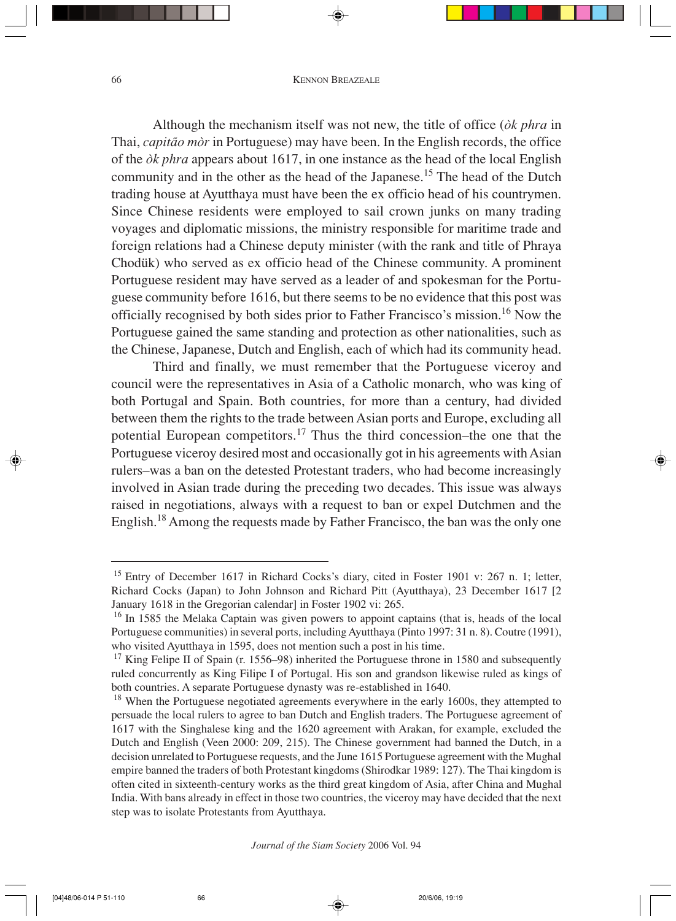Although the mechanism itself was not new, the title of office (*òk phra* in Thai, *capitão mòr* in Portuguese) may have been. In the English records, the office of the *òk phra* appears about 1617, in one instance as the head of the local English community and in the other as the head of the Japanese.[15] The head of the Dutch trading house at Ayutthaya must have been the ex officio head of his countrymen. Since Chinese residents were employed to sail crown junks on many trading voyages and diplomatic missions, the ministry responsible for maritime trade and foreign relations had a Chinese deputy minister (with the rank and title of Phraya Chodük) who served as ex officio head of the Chinese community. A prominent Portuguese resident may have served as a leader of and spokesman for the Portuguese community before 1616, but there seems to be no evidence that this post was officially recognised by both sides prior to Father Francisco's mission.[16] Now the Portuguese gained the same standing and protection as other nationalities, such as the Chinese, Japanese, Dutch and English, each of which had its community head.

Third and finally, we must remember that the Portuguese viceroy and council were the representatives in Asia of a Catholic monarch, who was king of both Portugal and Spain. Both countries, for more than a century, had divided between them the rights to the trade between Asian ports and Europe, excluding all potential European competitors.[17] Thus the third concession–the one that the Portuguese viceroy desired most and occasionally got in his agreements with Asian rulers–was a ban on the detested Protestant traders, who had become increasingly involved in Asian trade during the preceding two decades. This issue was always raised in negotiations, always with a request to ban or expel Dutchmen and the English.[18] Among the requests made by Father Francisco, the ban was the only one

---

[15] Entry of December 1617 in Richard Cocks's diary, cited in Foster 1901 v: 267 n. 1; letter, Richard Cocks (Japan) to John Johnson and Richard Pitt (Ayutthaya), 23 December 1617 [2 January 1618 in the Gregorian calendar] in Foster 1902 vi: 265.

[16] In 1585 the Melaka Captain was given powers to appoint captains (that is, heads of the local Portuguese communities) in several ports, including Ayutthaya (Pinto 1997: 31 n. 8). Coutre (1991), who visited Ayutthaya in 1595, does not mention such a post in his time.

[17] King Felipe II of Spain (r. 1556–98) inherited the Portuguese throne in 1580 and subsequently ruled concurrently as King Filipe I of Portugal. His son and grandson likewise ruled as kings of both countries. A separate Portuguese dynasty was re-established in 1640.

[18] When the Portuguese negotiated agreements everywhere in the early 1600s, they attempted to persuade the local rulers to agree to ban Dutch and English traders. The Portuguese agreement of 1617 with the Singhalese king and the 1620 agreement with Arakan, for example, excluded the Dutch and English (Veen 2000: 209, 215). The Chinese government had banned the Dutch, in a decision unrelated to Portuguese requests, and the June 1615 Portuguese agreement with the Mughal empire banned the traders of both Protestant kingdoms (Shirodkar 1989: 127). The Thai kingdom is often cited in sixteenth-century works as the third great kingdom of Asia, after China and Mughal India. With bans already in effect in those two countries, the viceroy may have decided that the next step was to isolate Protestants from Ayutthaya.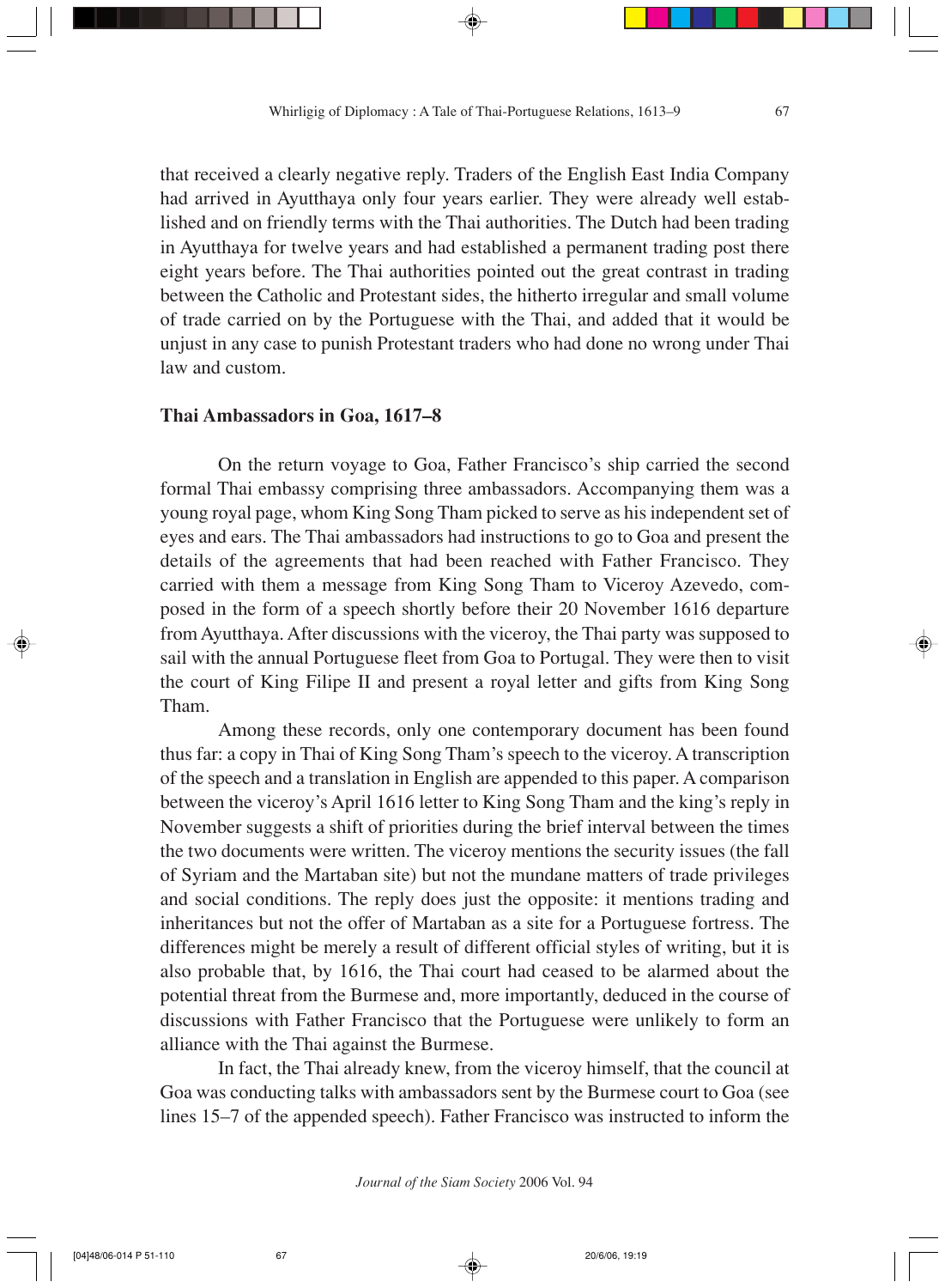that received a clearly negative reply. Traders of the English East India Company had arrived in Ayutthaya only four years earlier. They were already well established and on friendly terms with the Thai authorities. The Dutch had been trading in Ayutthaya for twelve years and had established a permanent trading post there eight years before. The Thai authorities pointed out the great contrast in trading between the Catholic and Protestant sides, the hitherto irregular and small volume of trade carried on by the Portuguese with the Thai, and added that it would be unjust in any case to punish Protestant traders who had done no wrong under Thai law and custom.

### Thai Ambassadors in Goa, 1617–8

On the return voyage to Goa, Father Francisco's ship carried the second formal Thai embassy comprising three ambassadors. Accompanying them was a young royal page, whom King Song Tham picked to serve as his independent set of eyes and ears. The Thai ambassadors had instructions to go to Goa and present the details of the agreements that had been reached with Father Francisco. They carried with them a message from King Song Tham to Viceroy Azevedo, composed in the form of a speech shortly before their 20 November 1616 departure from Ayutthaya. After discussions with the viceroy, the Thai party was supposed to sail with the annual Portuguese fleet from Goa to Portugal. They were then to visit the court of King Filipe II and present a royal letter and gifts from King Song Tham.

Among these records, only one contemporary document has been found thus far: a copy in Thai of King Song Tham's speech to the viceroy. A transcription of the speech and a translation in English are appended to this paper. A comparison between the viceroy's April 1616 letter to King Song Tham and the king's reply in November suggests a shift of priorities during the brief interval between the times the two documents were written. The viceroy mentions the security issues (the fall of Syriam and the Martaban site) but not the mundane matters of trade privileges and social conditions. The reply does just the opposite: it mentions trading and inheritances but not the offer of Martaban as a site for a Portuguese fortress. The differences might be merely a result of different official styles of writing, but it is also probable that, by 1616, the Thai court had ceased to be alarmed about the potential threat from the Burmese and, more importantly, deduced in the course of discussions with Father Francisco that the Portuguese were unlikely to form an alliance with the Thai against the Burmese.

In fact, the Thai already knew, from the viceroy himself, that the council at Goa was conducting talks with ambassadors sent by the Burmese court to Goa (see lines 15–7 of the appended speech). Father Francisco was instructed to inform the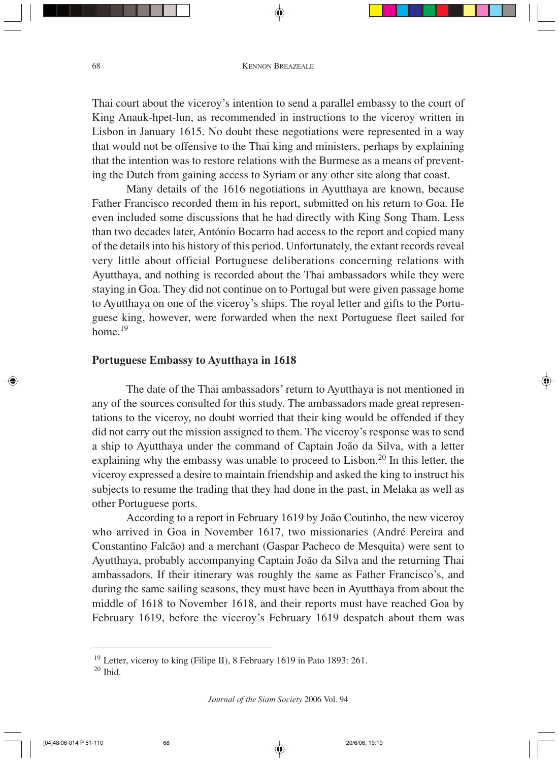Thai court about the viceroy's intention to send a parallel embassy to the court of King Anauk-hpet-lun, as recommended in instructions to the viceroy written in Lisbon in January 1615. No doubt these negotiations were represented in a way that would not be offensive to the Thai king and ministers, perhaps by explaining that the intention was to restore relations with the Burmese as a means of preventing the Dutch from gaining access to Syriam or any other site along that coast.

Many details of the 1616 negotiations in Ayutthaya are known, because Father Francisco recorded them in his report, submitted on his return to Goa. He even included some discussions that he had directly with King Song Tham. Less than two decades later, António Bocarro had access to the report and copied many of the details into his history of this period. Unfortunately, the extant records reveal very little about official Portuguese deliberations concerning relations with Ayutthaya, and nothing is recorded about the Thai ambassadors while they were staying in Goa. They did not continue on to Portugal but were given passage home to Ayutthaya on one of the viceroy's ships. The royal letter and gifts to the Portuguese king, however, were forwarded when the next Portuguese fleet sailed for home.[19]

### Portuguese Embassy to Ayutthaya in 1618

The date of the Thai ambassadors' return to Ayutthaya is not mentioned in any of the sources consulted for this study. The ambassadors made great representations to the viceroy, no doubt worried that their king would be offended if they did not carry out the mission assigned to them. The viceroy's response was to send a ship to Ayutthaya under the command of Captain João da Silva, with a letter explaining why the embassy was unable to proceed to Lisbon.[20] In this letter, the viceroy expressed a desire to maintain friendship and asked the king to instruct his subjects to resume the trading that they had done in the past, in Melaka as well as other Portuguese ports.

According to a report in February 1619 by João Coutinho, the new viceroy who arrived in Goa in November 1617, two missionaries (André Pereira and Constantino Falcão) and a merchant (Gaspar Pacheco de Mesquita) were sent to Ayutthaya, probably accompanying Captain João da Silva and the returning Thai ambassadors. If their itinerary was roughly the same as Father Francisco's, and during the same sailing seasons, they must have been in Ayutthaya from about the middle of 1618 to November 1618, and their reports must have reached Goa by February 1619, before the viceroy's February 1619 despatch about them was

---

[19] Letter, viceroy to king (Filipe II), 8 February 1619 in Pato 1893: 261.

[20] Ibid.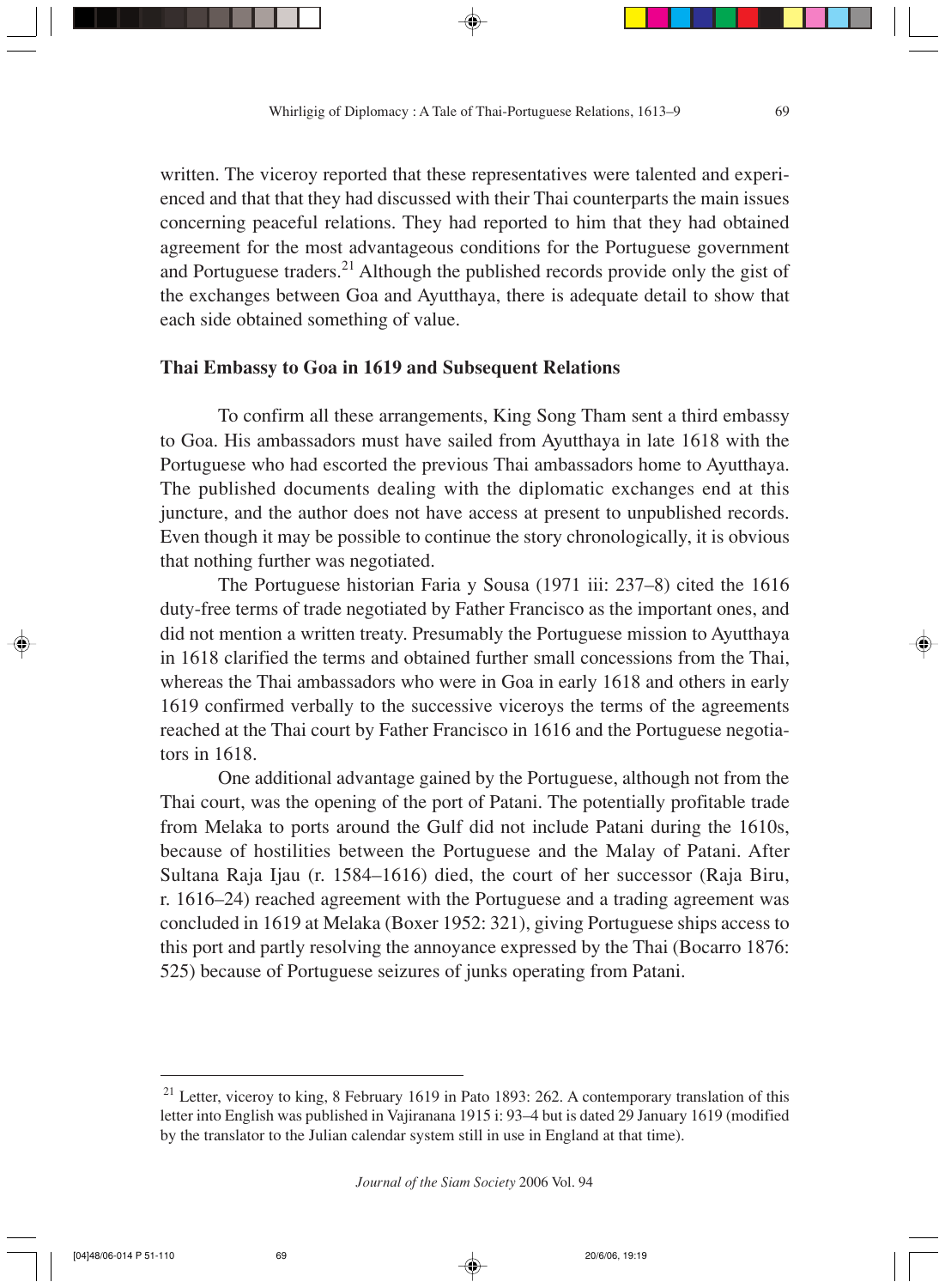written. The viceroy reported that these representatives were talented and experienced and that that they had discussed with their Thai counterparts the main issues concerning peaceful relations. They had reported to him that they had obtained agreement for the most advantageous conditions for the Portuguese government and Portuguese traders.[21] Although the published records provide only the gist of the exchanges between Goa and Ayutthaya, there is adequate detail to show that each side obtained something of value.

## Thai Embassy to Goa in 1619 and Subsequent Relations

To confirm all these arrangements, King Song Tham sent a third embassy to Goa. His ambassadors must have sailed from Ayutthaya in late 1618 with the Portuguese who had escorted the previous Thai ambassadors home to Ayutthaya. The published documents dealing with the diplomatic exchanges end at this juncture, and the author does not have access at present to unpublished records. Even though it may be possible to continue the story chronologically, it is obvious that nothing further was negotiated.

The Portuguese historian Faria y Sousa (1971 iii: 237–8) cited the 1616 duty-free terms of trade negotiated by Father Francisco as the important ones, and did not mention a written treaty. Presumably the Portuguese mission to Ayutthaya in 1618 clarified the terms and obtained further small concessions from the Thai, whereas the Thai ambassadors who were in Goa in early 1618 and others in early 1619 confirmed verbally to the successive viceroys the terms of the agreements reached at the Thai court by Father Francisco in 1616 and the Portuguese negotiators in 1618.

One additional advantage gained by the Portuguese, although not from the Thai court, was the opening of the port of Patani. The potentially profitable trade from Melaka to ports around the Gulf did not include Patani during the 1610s, because of hostilities between the Portuguese and the Malay of Patani. After Sultana Raja Ijau (r. 1584–1616) died, the court of her successor (Raja Biru, r. 1616–24) reached agreement with the Portuguese and a trading agreement was concluded in 1619 at Melaka (Boxer 1952: 321), giving Portuguese ships access to this port and partly resolving the annoyance expressed by the Thai (Bocarro 1876: 525) because of Portuguese seizures of junks operating from Patani.

---

[21] Letter, viceroy to king, 8 February 1619 in Pato 1893: 262. A contemporary translation of this letter into English was published in Vajiranana 1915 i: 93–4 but is dated 29 January 1619 (modified by the translator to the Julian calendar system still in use in England at that time).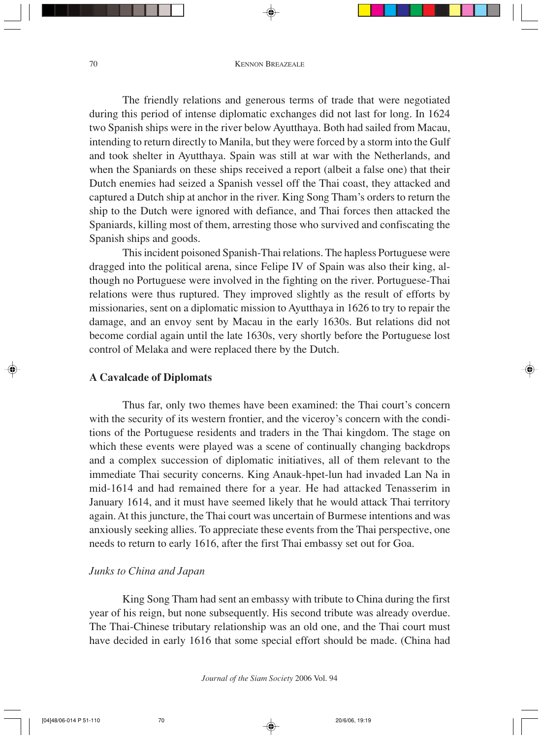The friendly relations and generous terms of trade that were negotiated during this period of intense diplomatic exchanges did not last for long. In 1624 two Spanish ships were in the river below Ayutthaya. Both had sailed from Macau, intending to return directly to Manila, but they were forced by a storm into the Gulf and took shelter in Ayutthaya. Spain was still at war with the Netherlands, and when the Spaniards on these ships received a report (albeit a false one) that their Dutch enemies had seized a Spanish vessel off the Thai coast, they attacked and captured a Dutch ship at anchor in the river. King Song Tham's orders to return the ship to the Dutch were ignored with defiance, and Thai forces then attacked the Spaniards, killing most of them, arresting those who survived and confiscating the Spanish ships and goods.

This incident poisoned Spanish-Thai relations. The hapless Portuguese were dragged into the political arena, since Felipe IV of Spain was also their king, although no Portuguese were involved in the fighting on the river. Portuguese-Thai relations were thus ruptured. They improved slightly as the result of efforts by missionaries, sent on a diplomatic mission to Ayutthaya in 1626 to try to repair the damage, and an envoy sent by Macau in the early 1630s. But relations did not become cordial again until the late 1630s, very shortly before the Portuguese lost control of Melaka and were replaced there by the Dutch.

## A Cavalcade of Diplomats

Thus far, only two themes have been examined: the Thai court's concern with the security of its western frontier, and the viceroy's concern with the conditions of the Portuguese residents and traders in the Thai kingdom. The stage on which these events were played was a scene of continually changing backdrops and a complex succession of diplomatic initiatives, all of them relevant to the immediate Thai security concerns. King Anauk-hpet-lun had invaded Lan Na in mid-1614 and had remained there for a year. He had attacked Tenasserim in January 1614, and it must have seemed likely that he would attack Thai territory again. At this juncture, the Thai court was uncertain of Burmese intentions and was anxiously seeking allies. To appreciate these events from the Thai perspective, one needs to return to early 1616, after the first Thai embassy set out for Goa.

### *Junks to China and Japan*

King Song Tham had sent an embassy with tribute to China during the first year of his reign, but none subsequently. His second tribute was already overdue. The Thai-Chinese tributary relationship was an old one, and the Thai court must have decided in early 1616 that some special effort should be made. (China had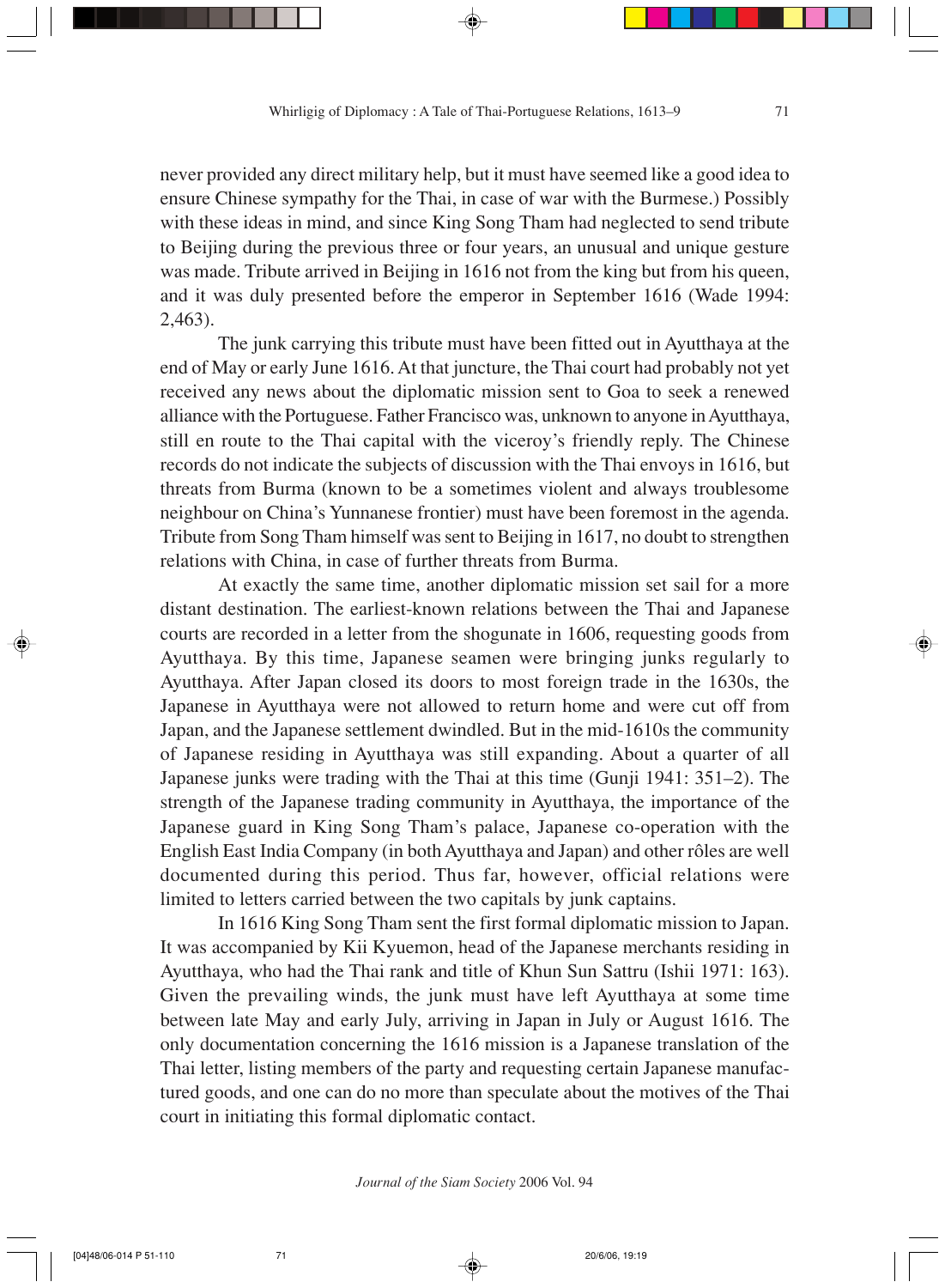never provided any direct military help, but it must have seemed like a good idea to ensure Chinese sympathy for the Thai, in case of war with the Burmese.) Possibly with these ideas in mind, and since King Song Tham had neglected to send tribute to Beijing during the previous three or four years, an unusual and unique gesture was made. Tribute arrived in Beijing in 1616 not from the king but from his queen, and it was duly presented before the emperor in September 1616 (Wade 1994: 2,463).

The junk carrying this tribute must have been fitted out in Ayutthaya at the end of May or early June 1616. At that juncture, the Thai court had probably not yet received any news about the diplomatic mission sent to Goa to seek a renewed alliance with the Portuguese. Father Francisco was, unknown to anyone in Ayutthaya, still en route to the Thai capital with the viceroy's friendly reply. The Chinese records do not indicate the subjects of discussion with the Thai envoys in 1616, but threats from Burma (known to be a sometimes violent and always troublesome neighbour on China's Yunnanese frontier) must have been foremost in the agenda. Tribute from Song Tham himself was sent to Beijing in 1617, no doubt to strengthen relations with China, in case of further threats from Burma.

At exactly the same time, another diplomatic mission set sail for a more distant destination. The earliest-known relations between the Thai and Japanese courts are recorded in a letter from the shogunate in 1606, requesting goods from Ayutthaya. By this time, Japanese seamen were bringing junks regularly to Ayutthaya. After Japan closed its doors to most foreign trade in the 1630s, the Japanese in Ayutthaya were not allowed to return home and were cut off from Japan, and the Japanese settlement dwindled. But in the mid-1610s the community of Japanese residing in Ayutthaya was still expanding. About a quarter of all Japanese junks were trading with the Thai at this time (Gunji 1941: 351–2). The strength of the Japanese trading community in Ayutthaya, the importance of the Japanese guard in King Song Tham's palace, Japanese co-operation with the English East India Company (in both Ayutthaya and Japan) and other rôles are well documented during this period. Thus far, however, official relations were limited to letters carried between the two capitals by junk captains.

In 1616 King Song Tham sent the first formal diplomatic mission to Japan. It was accompanied by Kii Kyuemon, head of the Japanese merchants residing in Ayutthaya, who had the Thai rank and title of Khun Sun Sattru (Ishii 1971: 163). Given the prevailing winds, the junk must have left Ayutthaya at some time between late May and early July, arriving in Japan in July or August 1616. The only documentation concerning the 1616 mission is a Japanese translation of the Thai letter, listing members of the party and requesting certain Japanese manufactured goods, and one can do no more than speculate about the motives of the Thai court in initiating this formal diplomatic contact.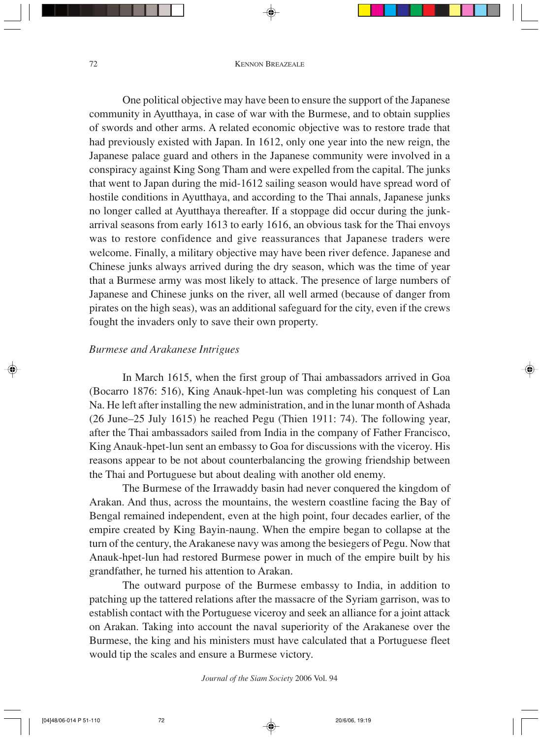One political objective may have been to ensure the support of the Japanese community in Ayutthaya, in case of war with the Burmese, and to obtain supplies of swords and other arms. A related economic objective was to restore trade that had previously existed with Japan. In 1612, only one year into the new reign, the Japanese palace guard and others in the Japanese community were involved in a conspiracy against King Song Tham and were expelled from the capital. The junks that went to Japan during the mid-1612 sailing season would have spread word of hostile conditions in Ayutthaya, and according to the Thai annals, Japanese junks no longer called at Ayutthaya thereafter. If a stoppage did occur during the junk-arrival seasons from early 1613 to early 1616, an obvious task for the Thai envoys was to restore confidence and give reassurances that Japanese traders were welcome. Finally, a military objective may have been river defence. Japanese and Chinese junks always arrived during the dry season, which was the time of year that a Burmese army was most likely to attack. The presence of large numbers of Japanese and Chinese junks on the river, all well armed (because of danger from pirates on the high seas), was an additional safeguard for the city, even if the crews fought the invaders only to save their own property.

### *Burmese and Arakanese Intrigues*

In March 1615, when the first group of Thai ambassadors arrived in Goa (Bocarro 1876: 516), King Anauk-hpet-lun was completing his conquest of Lan Na. He left after installing the new administration, and in the lunar month of Ashada (26 June–25 July 1615) he reached Pegu (Thien 1911: 74). The following year, after the Thai ambassadors sailed from India in the company of Father Francisco, King Anauk-hpet-lun sent an embassy to Goa for discussions with the viceroy. His reasons appear to be not about counterbalancing the growing friendship between the Thai and Portuguese but about dealing with another old enemy.

The Burmese of the Irrawaddy basin had never conquered the kingdom of Arakan. And thus, across the mountains, the western coastline facing the Bay of Bengal remained independent, even at the high point, four decades earlier, of the empire created by King Bayin-naung. When the empire began to collapse at the turn of the century, the Arakanese navy was among the besiegers of Pegu. Now that Anauk-hpet-lun had restored Burmese power in much of the empire built by his grandfather, he turned his attention to Arakan.

The outward purpose of the Burmese embassy to India, in addition to patching up the tattered relations after the massacre of the Syriam garrison, was to establish contact with the Portuguese viceroy and seek an alliance for a joint attack on Arakan. Taking into account the naval superiority of the Arakanese over the Burmese, the king and his ministers must have calculated that a Portuguese fleet would tip the scales and ensure a Burmese victory.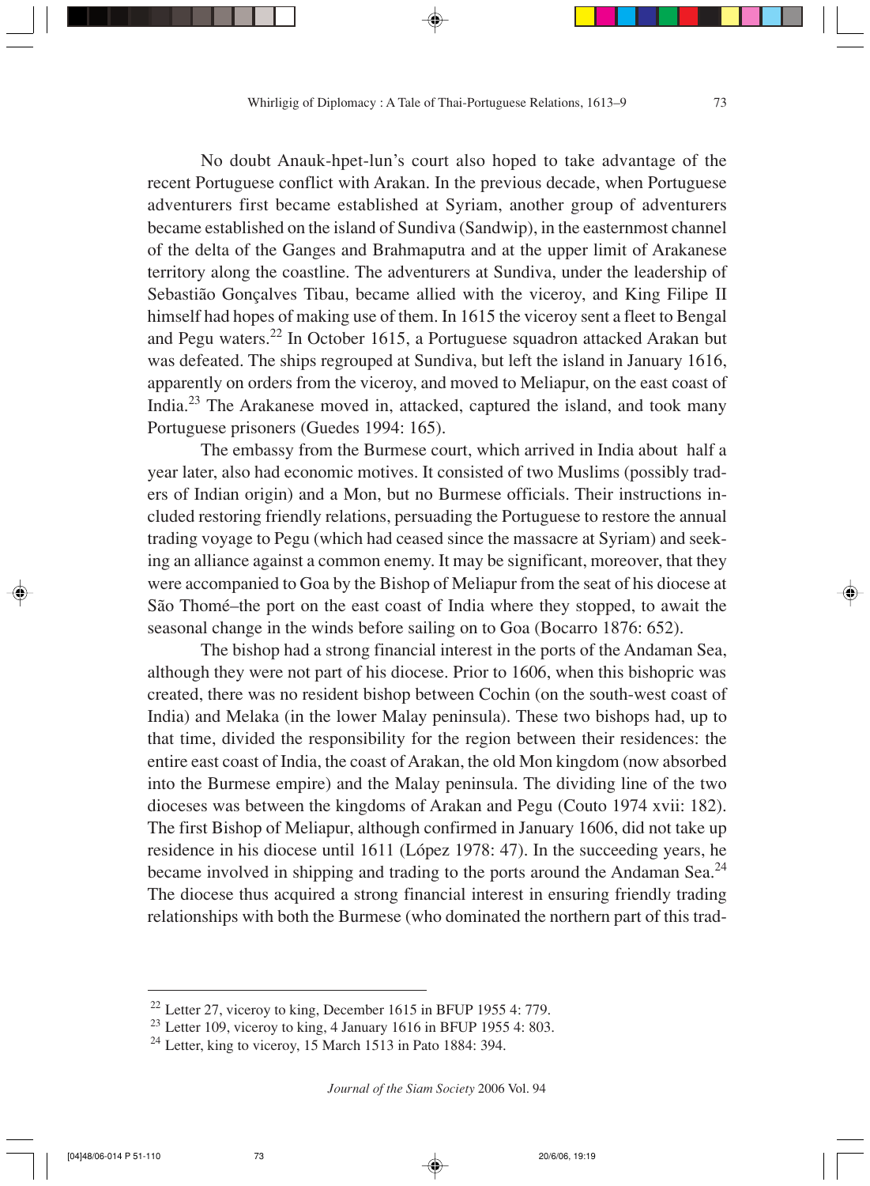No doubt Anauk-hpet-lun's court also hoped to take advantage of the recent Portuguese conflict with Arakan. In the previous decade, when Portuguese adventurers first became established at Syriam, another group of adventurers became established on the island of Sundiva (Sandwip), in the easternmost channel of the delta of the Ganges and Brahmaputra and at the upper limit of Arakanese territory along the coastline. The adventurers at Sundiva, under the leadership of Sebastião Gonçalves Tibau, became allied with the viceroy, and King Filipe II himself had hopes of making use of them. In 1615 the viceroy sent a fleet to Bengal and Pegu waters.[22] In October 1615, a Portuguese squadron attacked Arakan but was defeated. The ships regrouped at Sundiva, but left the island in January 1616, apparently on orders from the viceroy, and moved to Meliapur, on the east coast of India.[23] The Arakanese moved in, attacked, captured the island, and took many Portuguese prisoners (Guedes 1994: 165).

The embassy from the Burmese court, which arrived in India about half a year later, also had economic motives. It consisted of two Muslims (possibly traders of Indian origin) and a Mon, but no Burmese officials. Their instructions included restoring friendly relations, persuading the Portuguese to restore the annual trading voyage to Pegu (which had ceased since the massacre at Syriam) and seeking an alliance against a common enemy. It may be significant, moreover, that they were accompanied to Goa by the Bishop of Meliapur from the seat of his diocese at São Thomé–the port on the east coast of India where they stopped, to await the seasonal change in the winds before sailing on to Goa (Bocarro 1876: 652).

The bishop had a strong financial interest in the ports of the Andaman Sea, although they were not part of his diocese. Prior to 1606, when this bishopric was created, there was no resident bishop between Cochin (on the south-west coast of India) and Melaka (in the lower Malay peninsula). These two bishops had, up to that time, divided the responsibility for the region between their residences: the entire east coast of India, the coast of Arakan, the old Mon kingdom (now absorbed into the Burmese empire) and the Malay peninsula. The dividing line of the two dioceses was between the kingdoms of Arakan and Pegu (Couto 1974 xvii: 182). The first Bishop of Meliapur, although confirmed in January 1606, did not take up residence in his diocese until 1611 (López 1978: 47). In the succeeding years, he became involved in shipping and trading to the ports around the Andaman Sea.[24] The diocese thus acquired a strong financial interest in ensuring friendly trading relationships with both the Burmese (who dominated the northern part of this trad-

---

[22] Letter 27, viceroy to king, December 1615 in BFUP 1955 4: 779.

[23] Letter 109, viceroy to king, 4 January 1616 in BFUP 1955 4: 803.

[24] Letter, king to viceroy, 15 March 1513 in Pato 1884: 394.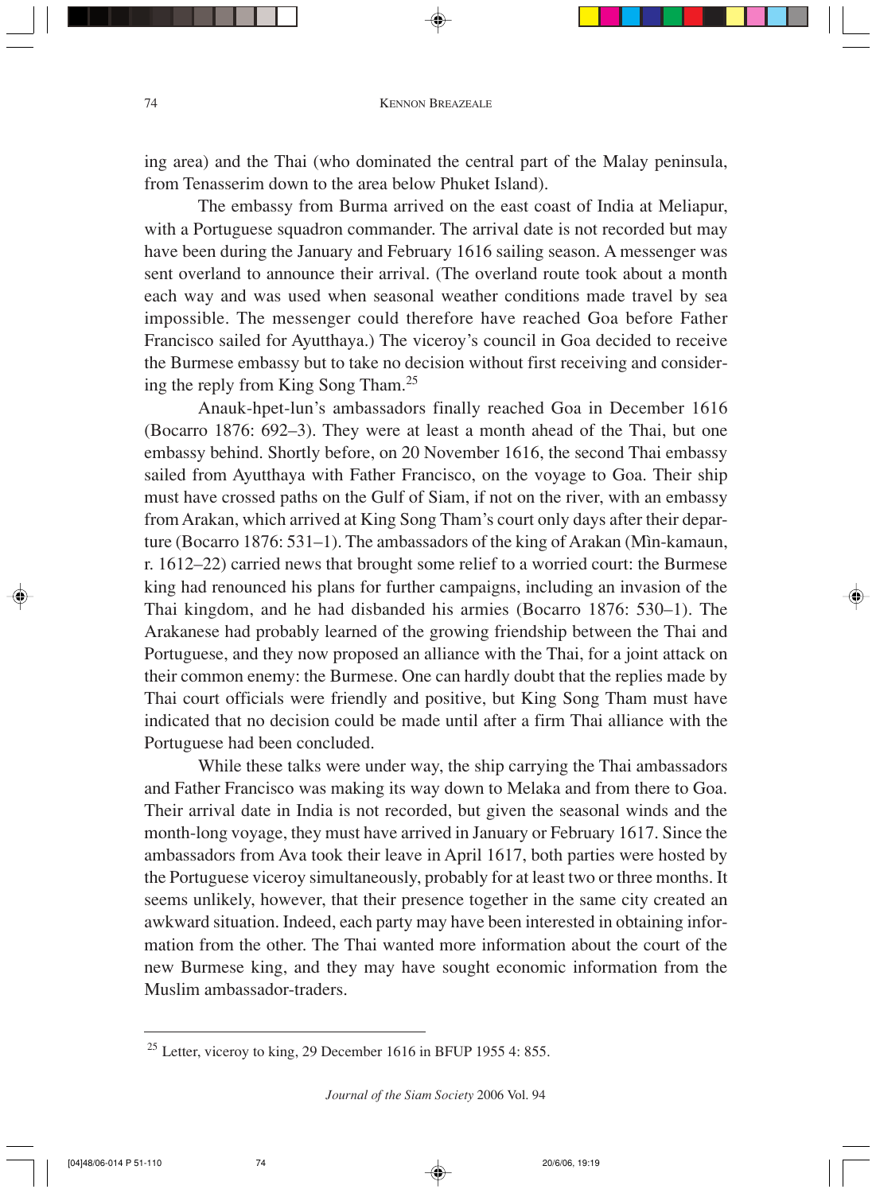ing area) and the Thai (who dominated the central part of the Malay peninsula, from Tenasserim down to the area below Phuket Island).

The embassy from Burma arrived on the east coast of India at Meliapur, with a Portuguese squadron commander. The arrival date is not recorded but may have been during the January and February 1616 sailing season. A messenger was sent overland to announce their arrival. (The overland route took about a month each way and was used when seasonal weather conditions made travel by sea impossible. The messenger could therefore have reached Goa before Father Francisco sailed for Ayutthaya.) The viceroy's council in Goa decided to receive the Burmese embassy but to take no decision without first receiving and considering the reply from King Song Tham.[25]

Anauk-hpet-lun's ambassadors finally reached Goa in December 1616 (Bocarro 1876: 692–3). They were at least a month ahead of the Thai, but one embassy behind. Shortly before, on 20 November 1616, the second Thai embassy sailed from Ayutthaya with Father Francisco, on the voyage to Goa. Their ship must have crossed paths on the Gulf of Siam, if not on the river, with an embassy from Arakan, which arrived at King Song Tham's court only days after their departure (Bocarro 1876: 531–1). The ambassadors of the king of Arakan (Mìn-kamaun, r. 1612–22) carried news that brought some relief to a worried court: the Burmese king had renounced his plans for further campaigns, including an invasion of the Thai kingdom, and he had disbanded his armies (Bocarro 1876: 530–1). The Arakanese had probably learned of the growing friendship between the Thai and Portuguese, and they now proposed an alliance with the Thai, for a joint attack on their common enemy: the Burmese. One can hardly doubt that the replies made by Thai court officials were friendly and positive, but King Song Tham must have indicated that no decision could be made until after a firm Thai alliance with the Portuguese had been concluded.

While these talks were under way, the ship carrying the Thai ambassadors and Father Francisco was making its way down to Melaka and from there to Goa. Their arrival date in India is not recorded, but given the seasonal winds and the month-long voyage, they must have arrived in January or February 1617. Since the ambassadors from Ava took their leave in April 1617, both parties were hosted by the Portuguese viceroy simultaneously, probably for at least two or three months. It seems unlikely, however, that their presence together in the same city created an awkward situation. Indeed, each party may have been interested in obtaining information from the other. The Thai wanted more information about the court of the new Burmese king, and they may have sought economic information from the Muslim ambassador-traders.

---

[25] Letter, viceroy to king, 29 December 1616 in BFUP 1955 4: 855.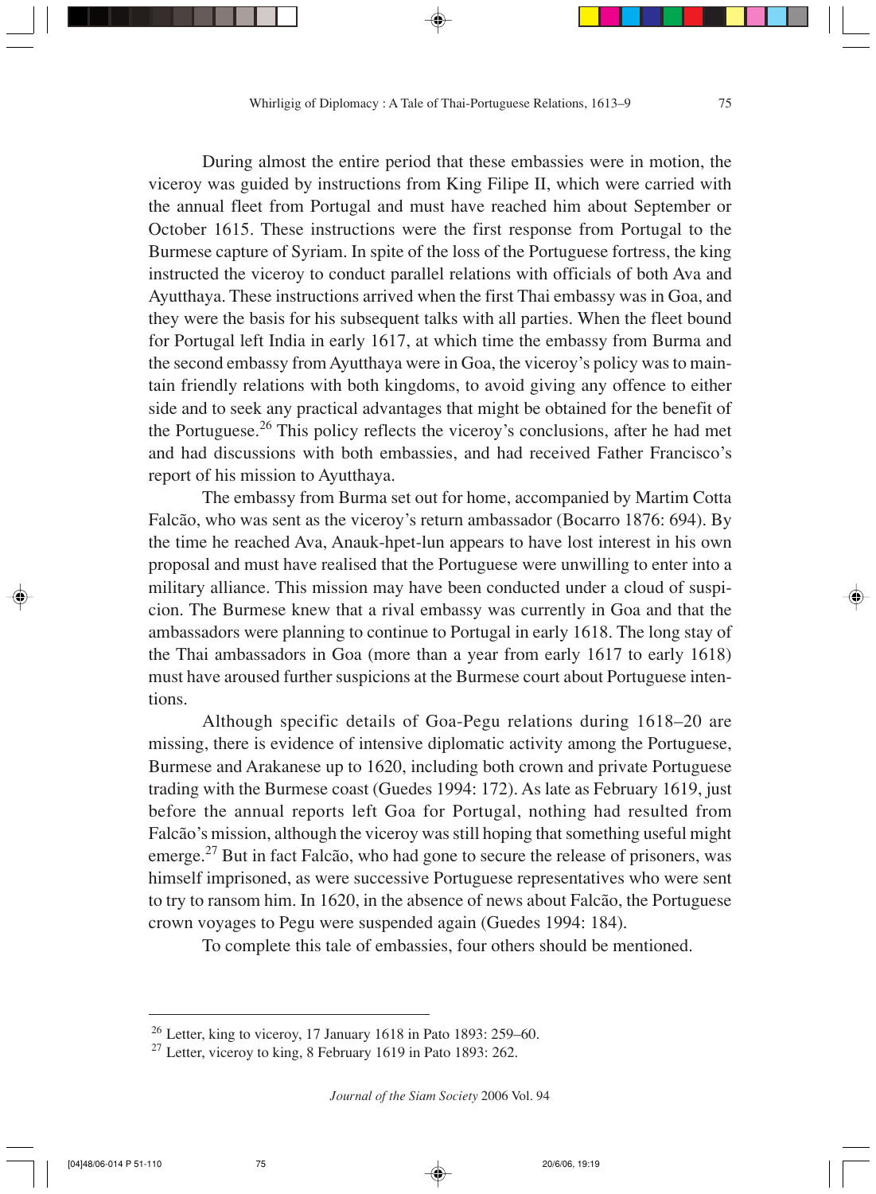During almost the entire period that these embassies were in motion, the viceroy was guided by instructions from King Filipe II, which were carried with the annual fleet from Portugal and must have reached him about September or October 1615. These instructions were the first response from Portugal to the Burmese capture of Syriam. In spite of the loss of the Portuguese fortress, the king instructed the viceroy to conduct parallel relations with officials of both Ava and Ayutthaya. These instructions arrived when the first Thai embassy was in Goa, and they were the basis for his subsequent talks with all parties. When the fleet bound for Portugal left India in early 1617, at which time the embassy from Burma and the second embassy from Ayutthaya were in Goa, the viceroy's policy was to maintain friendly relations with both kingdoms, to avoid giving any offence to either side and to seek any practical advantages that might be obtained for the benefit of the Portuguese.[26] This policy reflects the viceroy's conclusions, after he had met and had discussions with both embassies, and had received Father Francisco's report of his mission to Ayutthaya.

The embassy from Burma set out for home, accompanied by Martim Cotta Falcão, who was sent as the viceroy's return ambassador (Bocarro 1876: 694). By the time he reached Ava, Anauk-hpet-lun appears to have lost interest in his own proposal and must have realised that the Portuguese were unwilling to enter into a military alliance. This mission may have been conducted under a cloud of suspicion. The Burmese knew that a rival embassy was currently in Goa and that the ambassadors were planning to continue to Portugal in early 1618. The long stay of the Thai ambassadors in Goa (more than a year from early 1617 to early 1618) must have aroused further suspicions at the Burmese court about Portuguese intentions.

Although specific details of Goa-Pegu relations during 1618–20 are missing, there is evidence of intensive diplomatic activity among the Portuguese, Burmese and Arakanese up to 1620, including both crown and private Portuguese trading with the Burmese coast (Guedes 1994: 172). As late as February 1619, just before the annual reports left Goa for Portugal, nothing had resulted from Falcão's mission, although the viceroy was still hoping that something useful might emerge.[27] But in fact Falcão, who had gone to secure the release of prisoners, was himself imprisoned, as were successive Portuguese representatives who were sent to try to ransom him. In 1620, in the absence of news about Falcão, the Portuguese crown voyages to Pegu were suspended again (Guedes 1994: 184).

To complete this tale of embassies, four others should be mentioned.

---

[26] Letter, king to viceroy, 17 January 1618 in Pato 1893: 259–60.

[27] Letter, viceroy to king, 8 February 1619 in Pato 1893: 262.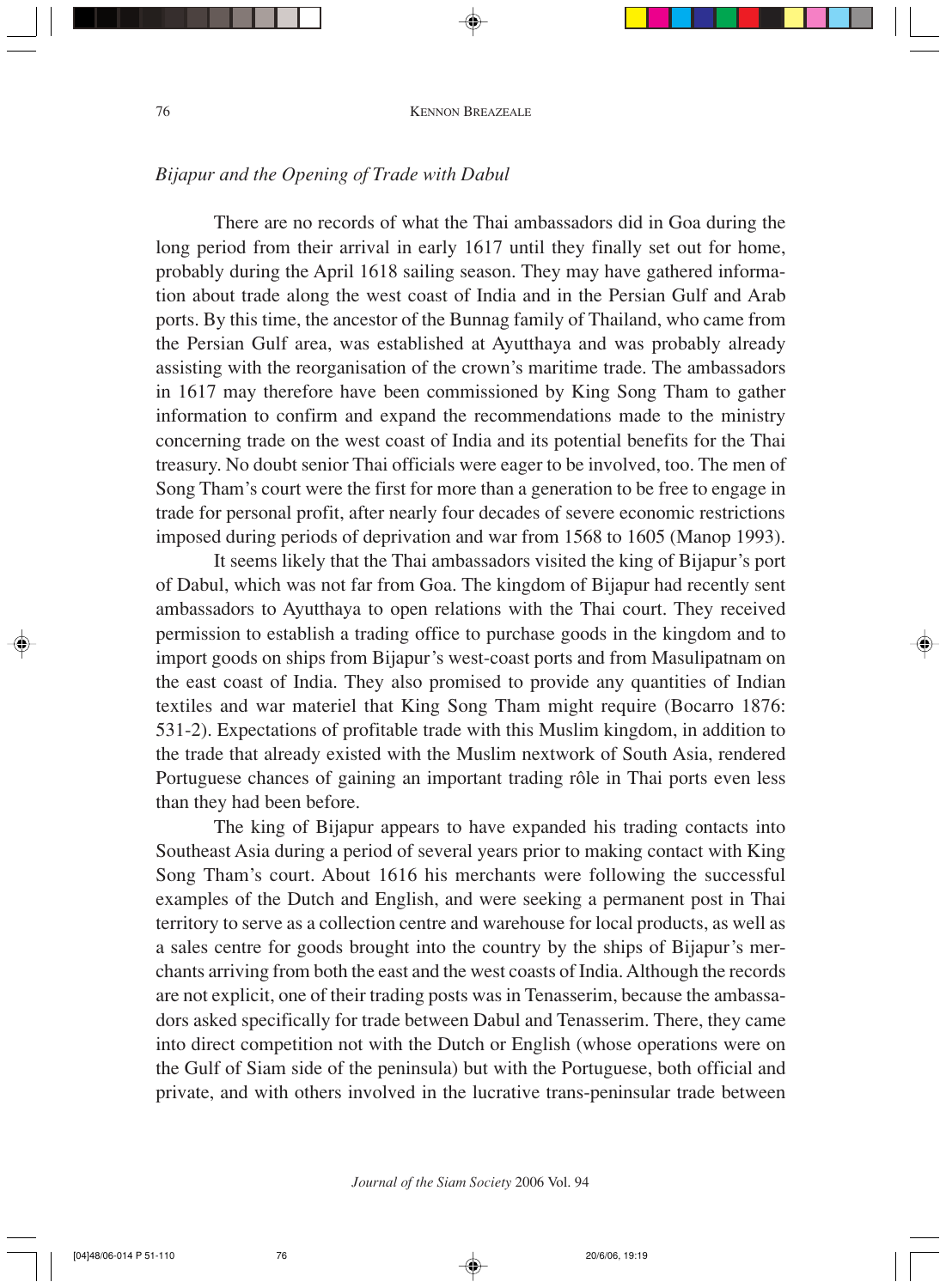*Bijapur and the Opening of Trade with Dabul*

There are no records of what the Thai ambassadors did in Goa during the long period from their arrival in early 1617 until they finally set out for home, probably during the April 1618 sailing season. They may have gathered information about trade along the west coast of India and in the Persian Gulf and Arab ports. By this time, the ancestor of the Bunnag family of Thailand, who came from the Persian Gulf area, was established at Ayutthaya and was probably already assisting with the reorganisation of the crown's maritime trade. The ambassadors in 1617 may therefore have been commissioned by King Song Tham to gather information to confirm and expand the recommendations made to the ministry concerning trade on the west coast of India and its potential benefits for the Thai treasury. No doubt senior Thai officials were eager to be involved, too. The men of Song Tham's court were the first for more than a generation to be free to engage in trade for personal profit, after nearly four decades of severe economic restrictions imposed during periods of deprivation and war from 1568 to 1605 (Manop 1993).

It seems likely that the Thai ambassadors visited the king of Bijapur's port of Dabul, which was not far from Goa. The kingdom of Bijapur had recently sent ambassadors to Ayutthaya to open relations with the Thai court. They received permission to establish a trading office to purchase goods in the kingdom and to import goods on ships from Bijapur's west-coast ports and from Masulipatnam on the east coast of India. They also promised to provide any quantities of Indian textiles and war materiel that King Song Tham might require (Bocarro 1876: 531-2). Expectations of profitable trade with this Muslim kingdom, in addition to the trade that already existed with the Muslim nextwork of South Asia, rendered Portuguese chances of gaining an important trading rôle in Thai ports even less than they had been before.

The king of Bijapur appears to have expanded his trading contacts into Southeast Asia during a period of several years prior to making contact with King Song Tham's court. About 1616 his merchants were following the successful examples of the Dutch and English, and were seeking a permanent post in Thai territory to serve as a collection centre and warehouse for local products, as well as a sales centre for goods brought into the country by the ships of Bijapur's merchants arriving from both the east and the west coasts of India. Although the records are not explicit, one of their trading posts was in Tenasserim, because the ambassadors asked specifically for trade between Dabul and Tenasserim. There, they came into direct competition not with the Dutch or English (whose operations were on the Gulf of Siam side of the peninsula) but with the Portuguese, both official and private, and with others involved in the lucrative trans-peninsular trade between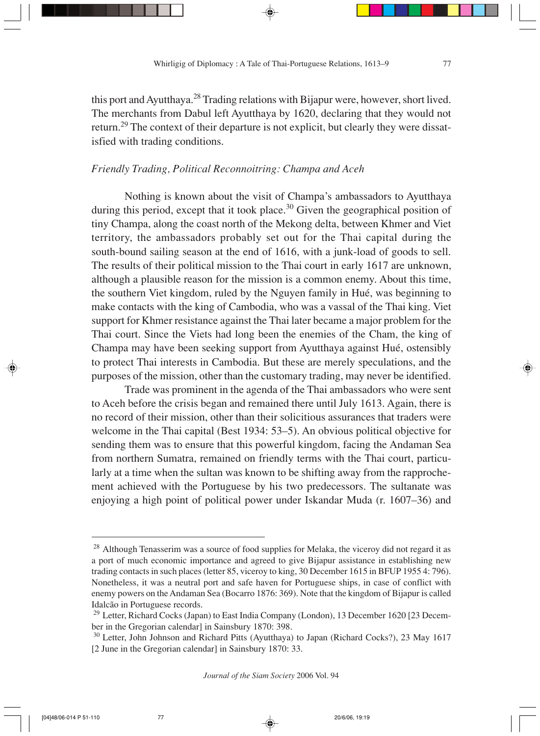this port and Ayutthaya.[28] Trading relations with Bijapur were, however, short lived. The merchants from Dabul left Ayutthaya by 1620, declaring that they would not return.[29] The context of their departure is not explicit, but clearly they were dissatisfied with trading conditions.

### *Friendly Trading, Political Reconnoitring: Champa and Aceh*

Nothing is known about the visit of Champa's ambassadors to Ayutthaya during this period, except that it took place.[30] Given the geographical position of tiny Champa, along the coast north of the Mekong delta, between Khmer and Viet territory, the ambassadors probably set out for the Thai capital during the south-bound sailing season at the end of 1616, with a junk-load of goods to sell. The results of their political mission to the Thai court in early 1617 are unknown, although a plausible reason for the mission is a common enemy. About this time, the southern Viet kingdom, ruled by the Nguyen family in Hué, was beginning to make contacts with the king of Cambodia, who was a vassal of the Thai king. Viet support for Khmer resistance against the Thai later became a major problem for the Thai court. Since the Viets had long been the enemies of the Cham, the king of Champa may have been seeking support from Ayutthaya against Hué, ostensibly to protect Thai interests in Cambodia. But these are merely speculations, and the purposes of the mission, other than the customary trading, may never be identified.

Trade was prominent in the agenda of the Thai ambassadors who were sent to Aceh before the crisis began and remained there until July 1613. Again, there is no record of their mission, other than their solicitious assurances that traders were welcome in the Thai capital (Best 1934: 53–5). An obvious political objective for sending them was to ensure that this powerful kingdom, facing the Andaman Sea from northern Sumatra, remained on friendly terms with the Thai court, particularly at a time when the sultan was known to be shifting away from the rapprochement achieved with the Portuguese by his two predecessors. The sultanate was enjoying a high point of political power under Iskandar Muda (r. 1607–36) and

---

[28] Although Tenasserim was a source of food supplies for Melaka, the viceroy did not regard it as a port of much economic importance and agreed to give Bijapur assistance in establishing new trading contacts in such places (letter 85, viceroy to king, 30 December 1615 in BFUP 1955 4: 796). Nonetheless, it was a neutral port and safe haven for Portuguese ships, in case of conflict with enemy powers on the Andaman Sea (Bocarro 1876: 369). Note that the kingdom of Bijapur is called Idalcão in Portuguese records.

[29] Letter, Richard Cocks (Japan) to East India Company (London), 13 December 1620 [23 December in the Gregorian calendar] in Sainsbury 1870: 398.

[30] Letter, John Johnson and Richard Pitts (Ayutthaya) to Japan (Richard Cocks?), 23 May 1617 [2 June in the Gregorian calendar] in Sainsbury 1870: 33.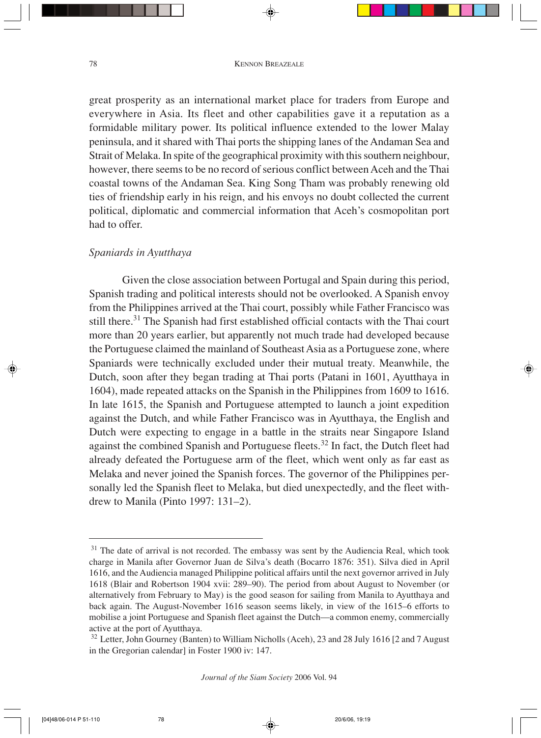great prosperity as an international market place for traders from Europe and everywhere in Asia. Its fleet and other capabilities gave it a reputation as a formidable military power. Its political influence extended to the lower Malay peninsula, and it shared with Thai ports the shipping lanes of the Andaman Sea and Strait of Melaka. In spite of the geographical proximity with this southern neighbour, however, there seems to be no record of serious conflict between Aceh and the Thai coastal towns of the Andaman Sea. King Song Tham was probably renewing old ties of friendship early in his reign, and his envoys no doubt collected the current political, diplomatic and commercial information that Aceh's cosmopolitan port had to offer.

*Spaniards in Ayutthaya*

Given the close association between Portugal and Spain during this period, Spanish trading and political interests should not be overlooked. A Spanish envoy from the Philippines arrived at the Thai court, possibly while Father Francisco was still there.[31] The Spanish had first established official contacts with the Thai court more than 20 years earlier, but apparently not much trade had developed because the Portuguese claimed the mainland of Southeast Asia as a Portuguese zone, where Spaniards were technically excluded under their mutual treaty. Meanwhile, the Dutch, soon after they began trading at Thai ports (Patani in 1601, Ayutthaya in 1604), made repeated attacks on the Spanish in the Philippines from 1609 to 1616. In late 1615, the Spanish and Portuguese attempted to launch a joint expedition against the Dutch, and while Father Francisco was in Ayutthaya, the English and Dutch were expecting to engage in a battle in the straits near Singapore Island against the combined Spanish and Portuguese fleets.[32] In fact, the Dutch fleet had already defeated the Portuguese arm of the fleet, which went only as far east as Melaka and never joined the Spanish forces. The governor of the Philippines personally led the Spanish fleet to Melaka, but died unexpectedly, and the fleet withdrew to Manila (Pinto 1997: 131–2).

---

[31] The date of arrival is not recorded. The embassy was sent by the Audiencia Real, which took charge in Manila after Governor Juan de Silva's death (Bocarro 1876: 351). Silva died in April 1616, and the Audiencia managed Philippine political affairs until the next governor arrived in July 1618 (Blair and Robertson 1904 xvii: 289–90). The period from about August to November (or alternatively from February to May) is the good season for sailing from Manila to Ayutthaya and back again. The August-November 1616 season seems likely, in view of the 1615–6 efforts to mobilise a joint Portuguese and Spanish fleet against the Dutch—a common enemy, commercially active at the port of Ayutthaya.

[32] Letter, John Gourney (Banten) to William Nicholls (Aceh), 23 and 28 July 1616 [2 and 7 August in the Gregorian calendar] in Foster 1900 iv: 147.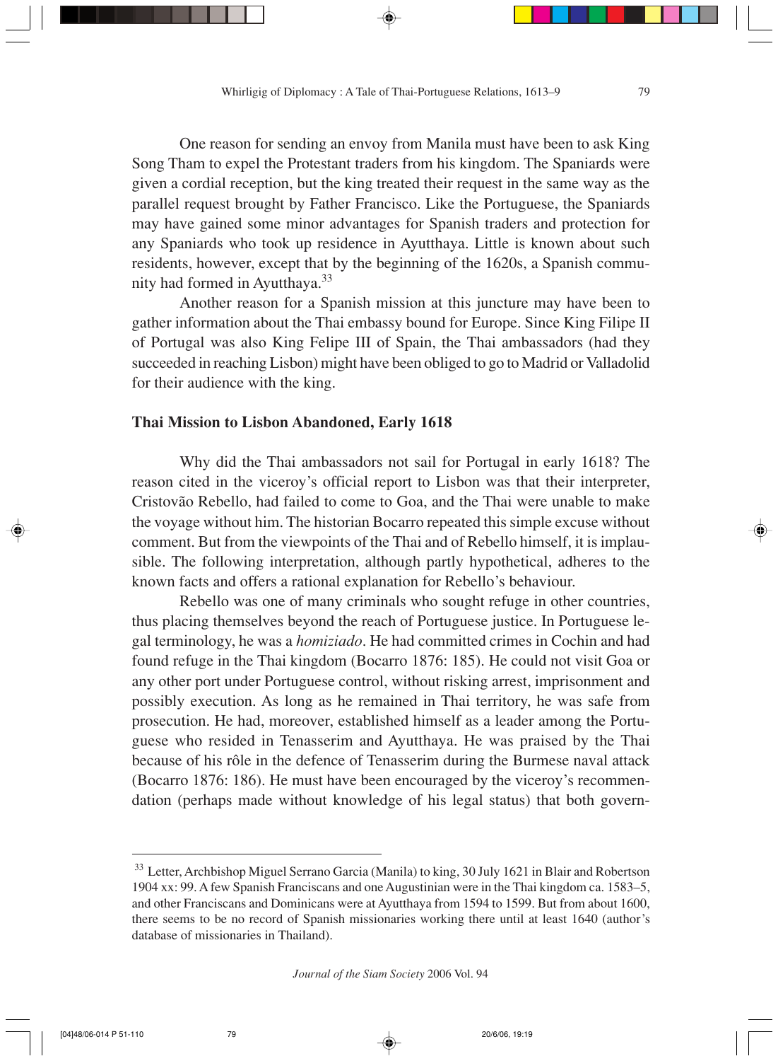One reason for sending an envoy from Manila must have been to ask King Song Tham to expel the Protestant traders from his kingdom. The Spaniards were given a cordial reception, but the king treated their request in the same way as the parallel request brought by Father Francisco. Like the Portuguese, the Spaniards may have gained some minor advantages for Spanish traders and protection for any Spaniards who took up residence in Ayutthaya. Little is known about such residents, however, except that by the beginning of the 1620s, a Spanish community had formed in Ayutthaya.[33]

Another reason for a Spanish mission at this juncture may have been to gather information about the Thai embassy bound for Europe. Since King Filipe II of Portugal was also King Felipe III of Spain, the Thai ambassadors (had they succeeded in reaching Lisbon) might have been obliged to go to Madrid or Valladolid for their audience with the king.

### Thai Mission to Lisbon Abandoned, Early 1618

Why did the Thai ambassadors not sail for Portugal in early 1618? The reason cited in the viceroy's official report to Lisbon was that their interpreter, Cristovão Rebello, had failed to come to Goa, and the Thai were unable to make the voyage without him. The historian Bocarro repeated this simple excuse without comment. But from the viewpoints of the Thai and of Rebello himself, it is implausible. The following interpretation, although partly hypothetical, adheres to the known facts and offers a rational explanation for Rebello's behaviour.

Rebello was one of many criminals who sought refuge in other countries, thus placing themselves beyond the reach of Portuguese justice. In Portuguese legal terminology, he was a *homiziado*. He had committed crimes in Cochin and had found refuge in the Thai kingdom (Bocarro 1876: 185). He could not visit Goa or any other port under Portuguese control, without risking arrest, imprisonment and possibly execution. As long as he remained in Thai territory, he was safe from prosecution. He had, moreover, established himself as a leader among the Portuguese who resided in Tenasserim and Ayutthaya. He was praised by the Thai because of his rôle in the defence of Tenasserim during the Burmese naval attack (Bocarro 1876: 186). He must have been encouraged by the viceroy's recommendation (perhaps made without knowledge of his legal status) that both govern-

---

[33] Letter, Archbishop Miguel Serrano Garcia (Manila) to king, 30 July 1621 in Blair and Robertson 1904 xx: 99. A few Spanish Franciscans and one Augustinian were in the Thai kingdom ca. 1583–5, and other Franciscans and Dominicans were at Ayutthaya from 1594 to 1599. But from about 1600, there seems to be no record of Spanish missionaries working there until at least 1640 (author's database of missionaries in Thailand).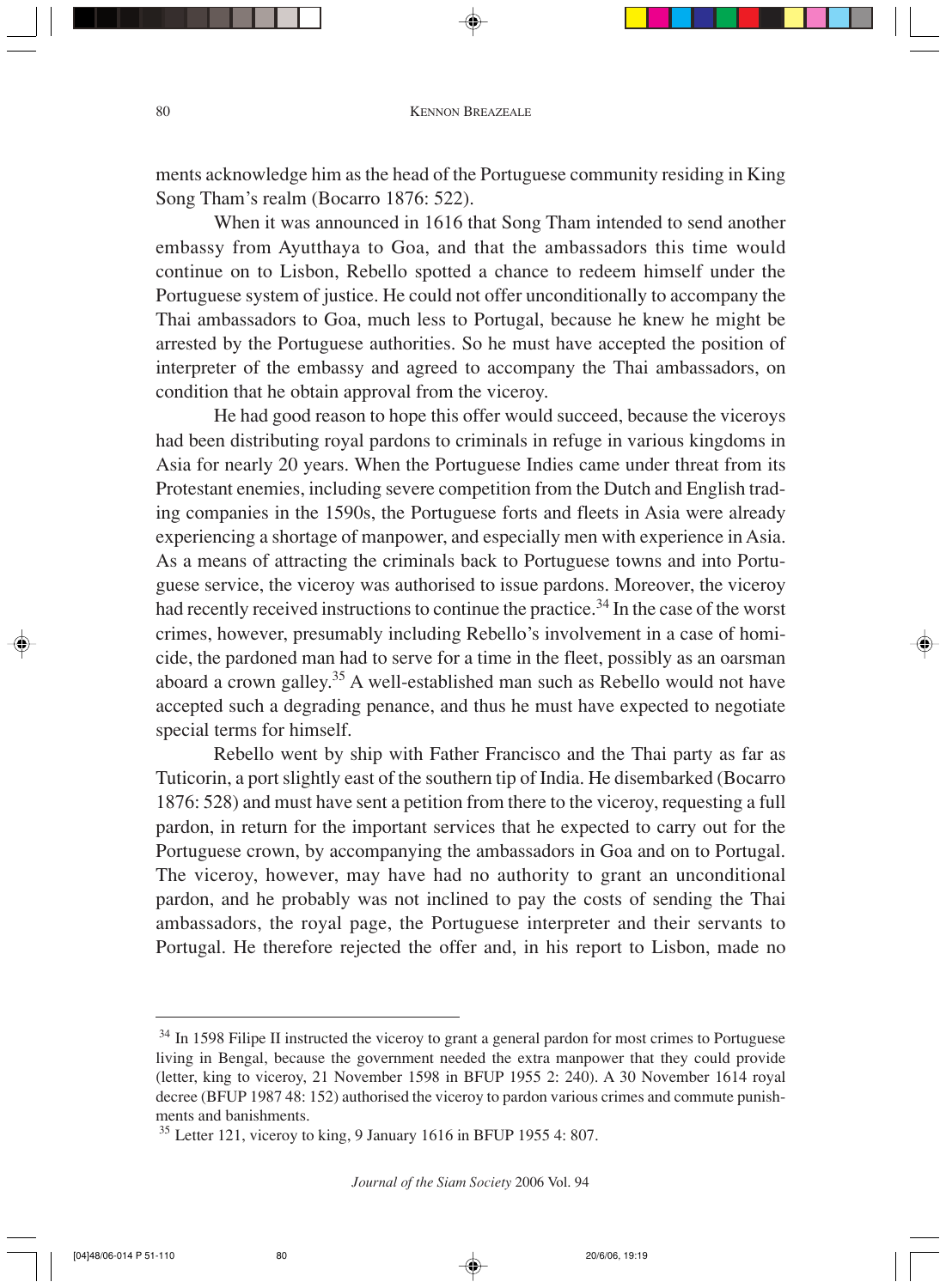ments acknowledge him as the head of the Portuguese community residing in King Song Tham's realm (Bocarro 1876: 522).

When it was announced in 1616 that Song Tham intended to send another embassy from Ayutthaya to Goa, and that the ambassadors this time would continue on to Lisbon, Rebello spotted a chance to redeem himself under the Portuguese system of justice. He could not offer unconditionally to accompany the Thai ambassadors to Goa, much less to Portugal, because he knew he might be arrested by the Portuguese authorities. So he must have accepted the position of interpreter of the embassy and agreed to accompany the Thai ambassadors, on condition that he obtain approval from the viceroy.

He had good reason to hope this offer would succeed, because the viceroys had been distributing royal pardons to criminals in refuge in various kingdoms in Asia for nearly 20 years. When the Portuguese Indies came under threat from its Protestant enemies, including severe competition from the Dutch and English trading companies in the 1590s, the Portuguese forts and fleets in Asia were already experiencing a shortage of manpower, and especially men with experience in Asia. As a means of attracting the criminals back to Portuguese towns and into Portuguese service, the viceroy was authorised to issue pardons. Moreover, the viceroy had recently received instructions to continue the practice.[34] In the case of the worst crimes, however, presumably including Rebello's involvement in a case of homicide, the pardoned man had to serve for a time in the fleet, possibly as an oarsman aboard a crown galley.[35] A well-established man such as Rebello would not have accepted such a degrading penance, and thus he must have expected to negotiate special terms for himself.

Rebello went by ship with Father Francisco and the Thai party as far as Tuticorin, a port slightly east of the southern tip of India. He disembarked (Bocarro 1876: 528) and must have sent a petition from there to the viceroy, requesting a full pardon, in return for the important services that he expected to carry out for the Portuguese crown, by accompanying the ambassadors in Goa and on to Portugal. The viceroy, however, may have had no authority to grant an unconditional pardon, and he probably was not inclined to pay the costs of sending the Thai ambassadors, the royal page, the Portuguese interpreter and their servants to Portugal. He therefore rejected the offer and, in his report to Lisbon, made no

---

[34] In 1598 Filipe II instructed the viceroy to grant a general pardon for most crimes to Portuguese living in Bengal, because the government needed the extra manpower that they could provide (letter, king to viceroy, 21 November 1598 in BFUP 1955 2: 240). A 30 November 1614 royal decree (BFUP 1987 48: 152) authorised the viceroy to pardon various crimes and commute punishments and banishments.

[35] Letter 121, viceroy to king, 9 January 1616 in BFUP 1955 4: 807.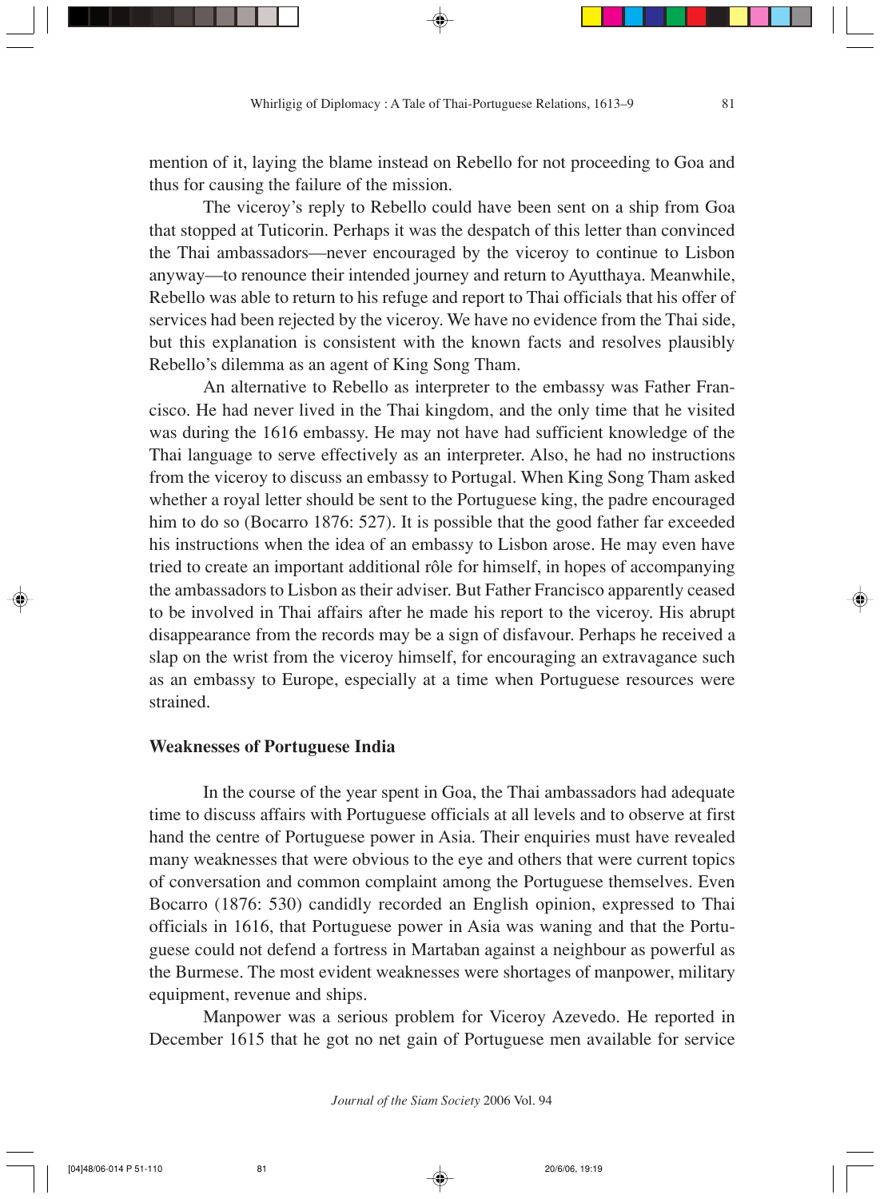mention of it, laying the blame instead on Rebello for not proceeding to Goa and thus for causing the failure of the mission.

The viceroy's reply to Rebello could have been sent on a ship from Goa that stopped at Tuticorin. Perhaps it was the despatch of this letter than convinced the Thai ambassadors—never encouraged by the viceroy to continue to Lisbon anyway—to renounce their intended journey and return to Ayutthaya. Meanwhile, Rebello was able to return to his refuge and report to Thai officials that his offer of services had been rejected by the viceroy. We have no evidence from the Thai side, but this explanation is consistent with the known facts and resolves plausibly Rebello's dilemma as an agent of King Song Tham.

An alternative to Rebello as interpreter to the embassy was Father Francisco. He had never lived in the Thai kingdom, and the only time that he visited was during the 1616 embassy. He may not have had sufficient knowledge of the Thai language to serve effectively as an interpreter. Also, he had no instructions from the viceroy to discuss an embassy to Portugal. When King Song Tham asked whether a royal letter should be sent to the Portuguese king, the padre encouraged him to do so (Bocarro 1876: 527). It is possible that the good father far exceeded his instructions when the idea of an embassy to Lisbon arose. He may even have tried to create an important additional rôle for himself, in hopes of accompanying the ambassadors to Lisbon as their adviser. But Father Francisco apparently ceased to be involved in Thai affairs after he made his report to the viceroy. His abrupt disappearance from the records may be a sign of disfavour. Perhaps he received a slap on the wrist from the viceroy himself, for encouraging an extravagance such as an embassy to Europe, especially at a time when Portuguese resources were strained.

## Weaknesses of Portuguese India

In the course of the year spent in Goa, the Thai ambassadors had adequate time to discuss affairs with Portuguese officials at all levels and to observe at first hand the centre of Portuguese power in Asia. Their enquiries must have revealed many weaknesses that were obvious to the eye and others that were current topics of conversation and common complaint among the Portuguese themselves. Even Bocarro (1876: 530) candidly recorded an English opinion, expressed to Thai officials in 1616, that Portuguese power in Asia was waning and that the Portuguese could not defend a fortress in Martaban against a neighbour as powerful as the Burmese. The most evident weaknesses were shortages of manpower, military equipment, revenue and ships.

Manpower was a serious problem for Viceroy Azevedo. He reported in December 1615 that he got no net gain of Portuguese men available for service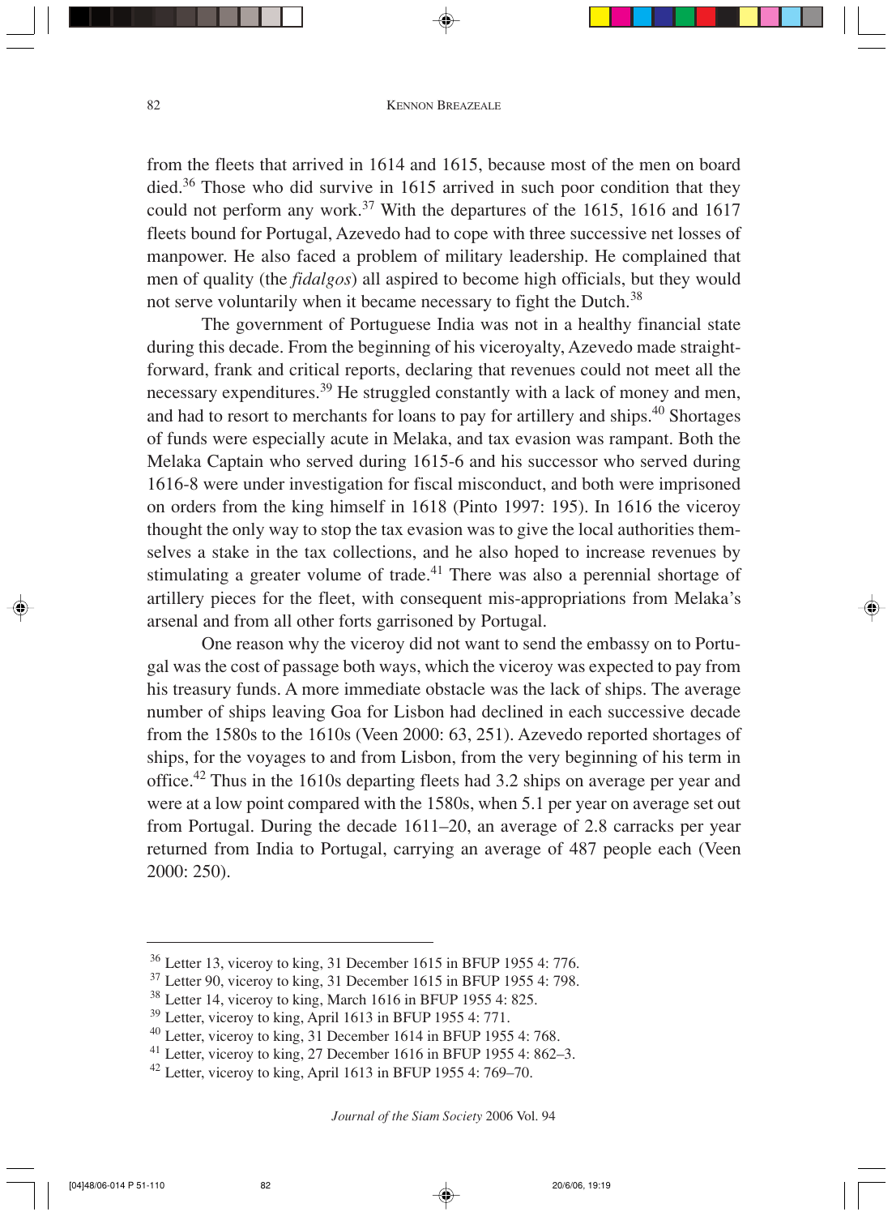from the fleets that arrived in 1614 and 1615, because most of the men on board died.[36] Those who did survive in 1615 arrived in such poor condition that they could not perform any work.[37] With the departures of the 1615, 1616 and 1617 fleets bound for Portugal, Azevedo had to cope with three successive net losses of manpower. He also faced a problem of military leadership. He complained that men of quality (the *fidalgos*) all aspired to become high officials, but they would not serve voluntarily when it became necessary to fight the Dutch.[38]

The government of Portuguese India was not in a healthy financial state during this decade. From the beginning of his viceroyalty, Azevedo made straightforward, frank and critical reports, declaring that revenues could not meet all the necessary expenditures.[39] He struggled constantly with a lack of money and men, and had to resort to merchants for loans to pay for artillery and ships.[40] Shortages of funds were especially acute in Melaka, and tax evasion was rampant. Both the Melaka Captain who served during 1615-6 and his successor who served during 1616-8 were under investigation for fiscal misconduct, and both were imprisoned on orders from the king himself in 1618 (Pinto 1997: 195). In 1616 the viceroy thought the only way to stop the tax evasion was to give the local authorities themselves a stake in the tax collections, and he also hoped to increase revenues by stimulating a greater volume of trade.[41] There was also a perennial shortage of artillery pieces for the fleet, with consequent mis-appropriations from Melaka's arsenal and from all other forts garrisoned by Portugal.

One reason why the viceroy did not want to send the embassy on to Portugal was the cost of passage both ways, which the viceroy was expected to pay from his treasury funds. A more immediate obstacle was the lack of ships. The average number of ships leaving Goa for Lisbon had declined in each successive decade from the 1580s to the 1610s (Veen 2000: 63, 251). Azevedo reported shortages of ships, for the voyages to and from Lisbon, from the very beginning of his term in office.[42] Thus in the 1610s departing fleets had 3.2 ships on average per year and were at a low point compared with the 1580s, when 5.1 per year on average set out from Portugal. During the decade 1611–20, an average of 2.8 carracks per year returned from India to Portugal, carrying an average of 487 people each (Veen 2000: 250).

---

[36] Letter 13, viceroy to king, 31 December 1615 in BFUP 1955 4: 776.
[37] Letter 90, viceroy to king, 31 December 1615 in BFUP 1955 4: 798.
[38] Letter 14, viceroy to king, March 1616 in BFUP 1955 4: 825.
[39] Letter, viceroy to king, April 1613 in BFUP 1955 4: 771.
[40] Letter, viceroy to king, 31 December 1614 in BFUP 1955 4: 768.
[41] Letter, viceroy to king, 27 December 1616 in BFUP 1955 4: 862–3.
[42] Letter, viceroy to king, April 1613 in BFUP 1955 4: 769–70.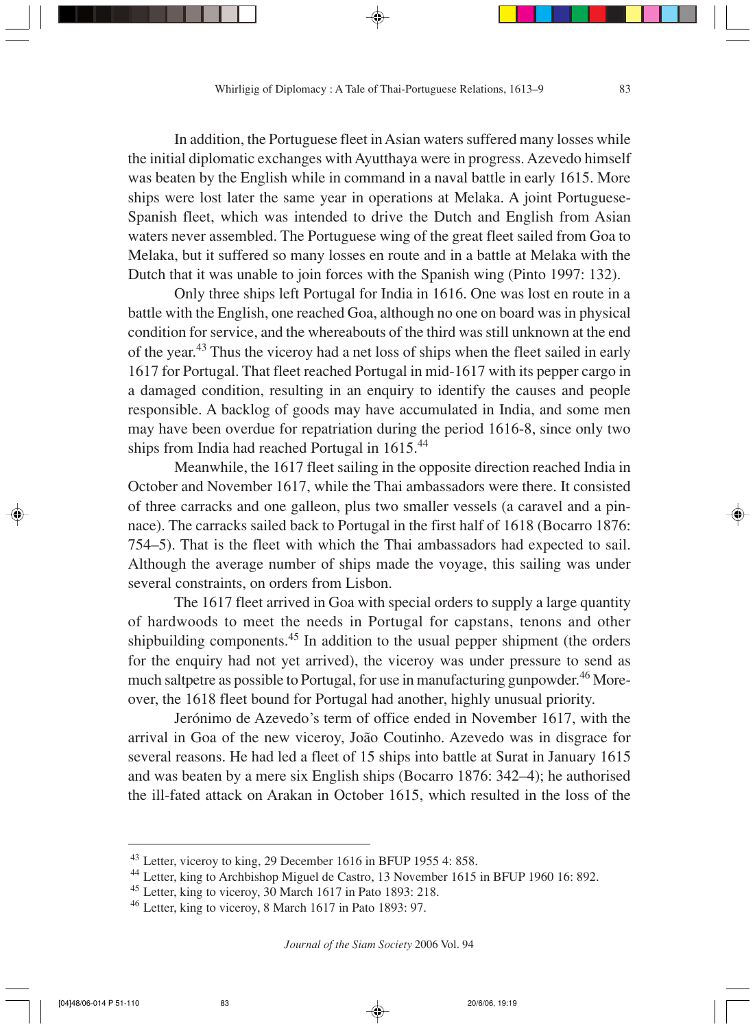In addition, the Portuguese fleet in Asian waters suffered many losses while the initial diplomatic exchanges with Ayutthaya were in progress. Azevedo himself was beaten by the English while in command in a naval battle in early 1615. More ships were lost later the same year in operations at Melaka. A joint Portuguese-Spanish fleet, which was intended to drive the Dutch and English from Asian waters never assembled. The Portuguese wing of the great fleet sailed from Goa to Melaka, but it suffered so many losses en route and in a battle at Melaka with the Dutch that it was unable to join forces with the Spanish wing (Pinto 1997: 132).

Only three ships left Portugal for India in 1616. One was lost en route in a battle with the English, one reached Goa, although no one on board was in physical condition for service, and the whereabouts of the third was still unknown at the end of the year.[43] Thus the viceroy had a net loss of ships when the fleet sailed in early 1617 for Portugal. That fleet reached Portugal in mid-1617 with its pepper cargo in a damaged condition, resulting in an enquiry to identify the causes and people responsible. A backlog of goods may have accumulated in India, and some men may have been overdue for repatriation during the period 1616-8, since only two ships from India had reached Portugal in 1615.[44]

Meanwhile, the 1617 fleet sailing in the opposite direction reached India in October and November 1617, while the Thai ambassadors were there. It consisted of three carracks and one galleon, plus two smaller vessels (a caravel and a pinnace). The carracks sailed back to Portugal in the first half of 1618 (Bocarro 1876: 754–5). That is the fleet with which the Thai ambassadors had expected to sail. Although the average number of ships made the voyage, this sailing was under several constraints, on orders from Lisbon.

The 1617 fleet arrived in Goa with special orders to supply a large quantity of hardwoods to meet the needs in Portugal for capstans, tenons and other shipbuilding components.[45] In addition to the usual pepper shipment (the orders for the enquiry had not yet arrived), the viceroy was under pressure to send as much saltpetre as possible to Portugal, for use in manufacturing gunpowder.[46] Moreover, the 1618 fleet bound for Portugal had another, highly unusual priority.

Jerónimo de Azevedo's term of office ended in November 1617, with the arrival in Goa of the new viceroy, João Coutinho. Azevedo was in disgrace for several reasons. He had led a fleet of 15 ships into battle at Surat in January 1615 and was beaten by a mere six English ships (Bocarro 1876: 342–4); he authorised the ill-fated attack on Arakan in October 1615, which resulted in the loss of the

---

[43] Letter, viceroy to king, 29 December 1616 in BFUP 1955 4: 858.

[44] Letter, king to Archbishop Miguel de Castro, 13 November 1615 in BFUP 1960 16: 892.

[45] Letter, king to viceroy, 30 March 1617 in Pato 1893: 218.

[46] Letter, king to viceroy, 8 March 1617 in Pato 1893: 97.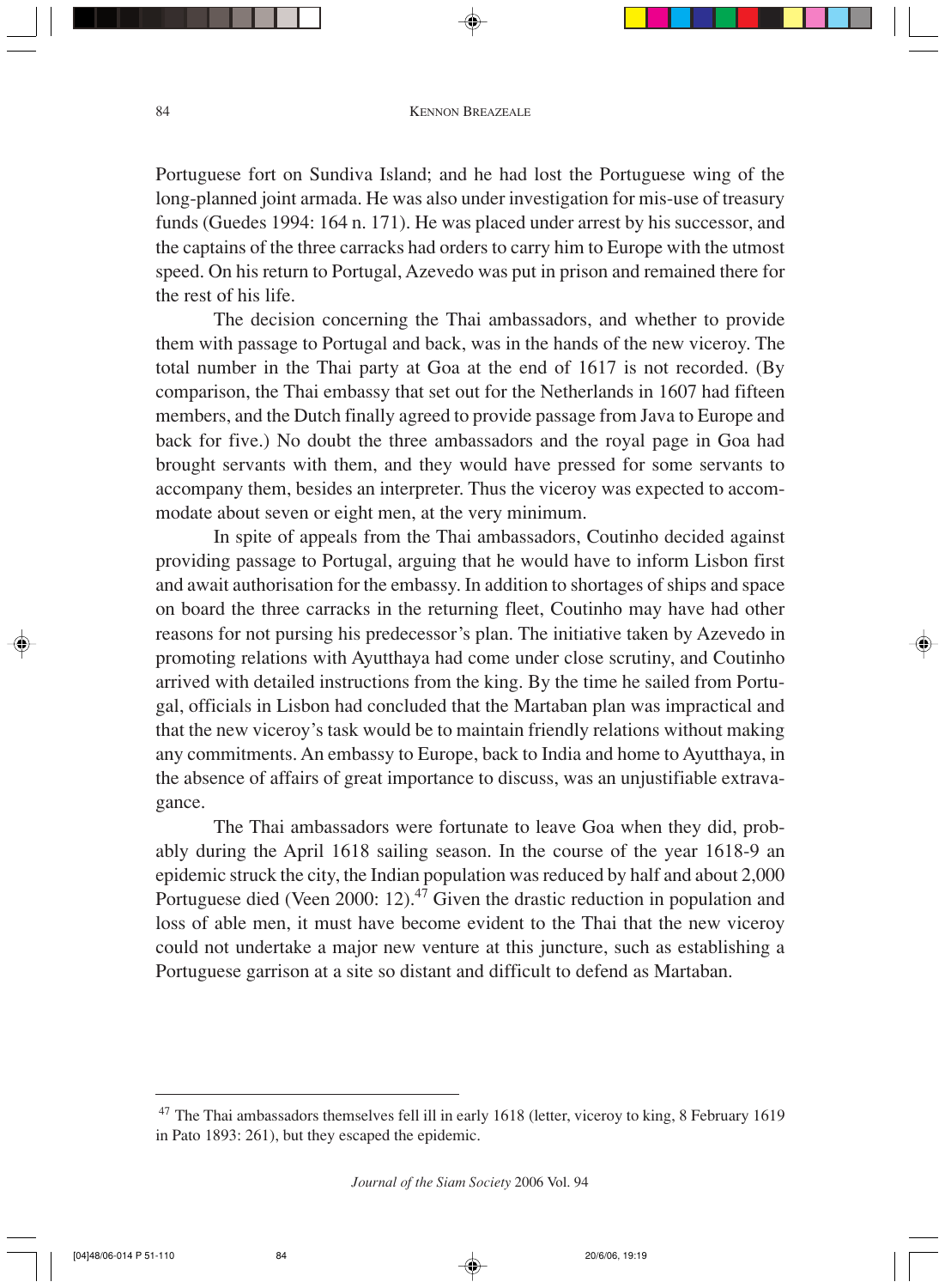Portuguese fort on Sundiva Island; and he had lost the Portuguese wing of the long-planned joint armada. He was also under investigation for mis-use of treasury funds (Guedes 1994: 164 n. 171). He was placed under arrest by his successor, and the captains of the three carracks had orders to carry him to Europe with the utmost speed. On his return to Portugal, Azevedo was put in prison and remained there for the rest of his life.

The decision concerning the Thai ambassadors, and whether to provide them with passage to Portugal and back, was in the hands of the new viceroy. The total number in the Thai party at Goa at the end of 1617 is not recorded. (By comparison, the Thai embassy that set out for the Netherlands in 1607 had fifteen members, and the Dutch finally agreed to provide passage from Java to Europe and back for five.) No doubt the three ambassadors and the royal page in Goa had brought servants with them, and they would have pressed for some servants to accompany them, besides an interpreter. Thus the viceroy was expected to accommodate about seven or eight men, at the very minimum.

In spite of appeals from the Thai ambassadors, Coutinho decided against providing passage to Portugal, arguing that he would have to inform Lisbon first and await authorisation for the embassy. In addition to shortages of ships and space on board the three carracks in the returning fleet, Coutinho may have had other reasons for not pursing his predecessor's plan. The initiative taken by Azevedo in promoting relations with Ayutthaya had come under close scrutiny, and Coutinho arrived with detailed instructions from the king. By the time he sailed from Portugal, officials in Lisbon had concluded that the Martaban plan was impractical and that the new viceroy's task would be to maintain friendly relations without making any commitments. An embassy to Europe, back to India and home to Ayutthaya, in the absence of affairs of great importance to discuss, was an unjustifiable extravagance.

The Thai ambassadors were fortunate to leave Goa when they did, probably during the April 1618 sailing season. In the course of the year 1618-9 an epidemic struck the city, the Indian population was reduced by half and about 2,000 Portuguese died (Veen 2000: 12).[47] Given the drastic reduction in population and loss of able men, it must have become evident to the Thai that the new viceroy could not undertake a major new venture at this juncture, such as establishing a Portuguese garrison at a site so distant and difficult to defend as Martaban.

---

[47] The Thai ambassadors themselves fell ill in early 1618 (letter, viceroy to king, 8 February 1619 in Pato 1893: 261), but they escaped the epidemic.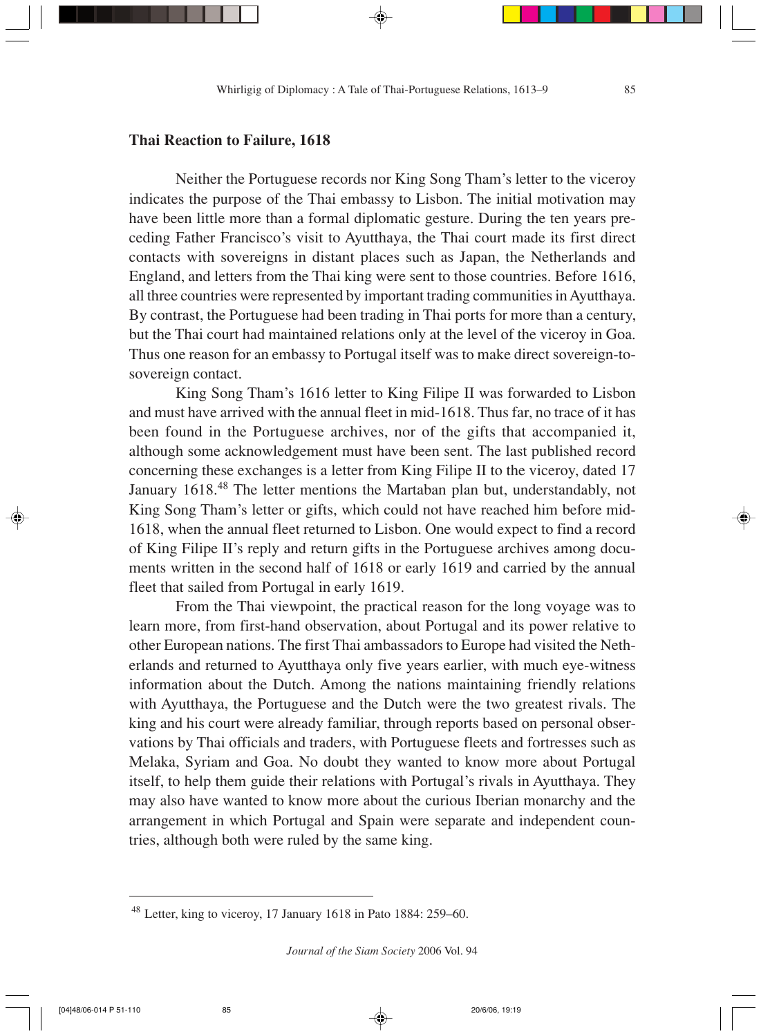## Thai Reaction to Failure, 1618

Neither the Portuguese records nor King Song Tham's letter to the viceroy indicates the purpose of the Thai embassy to Lisbon. The initial motivation may have been little more than a formal diplomatic gesture. During the ten years preceding Father Francisco's visit to Ayutthaya, the Thai court made its first direct contacts with sovereigns in distant places such as Japan, the Netherlands and England, and letters from the Thai king were sent to those countries. Before 1616, all three countries were represented by important trading communities in Ayutthaya. By contrast, the Portuguese had been trading in Thai ports for more than a century, but the Thai court had maintained relations only at the level of the viceroy in Goa. Thus one reason for an embassy to Portugal itself was to make direct sovereign-to-sovereign contact.

King Song Tham's 1616 letter to King Filipe II was forwarded to Lisbon and must have arrived with the annual fleet in mid-1618. Thus far, no trace of it has been found in the Portuguese archives, nor of the gifts that accompanied it, although some acknowledgement must have been sent. The last published record concerning these exchanges is a letter from King Filipe II to the viceroy, dated 17 January 1618.[48] The letter mentions the Martaban plan but, understandably, not King Song Tham's letter or gifts, which could not have reached him before mid-1618, when the annual fleet returned to Lisbon. One would expect to find a record of King Filipe II's reply and return gifts in the Portuguese archives among documents written in the second half of 1618 or early 1619 and carried by the annual fleet that sailed from Portugal in early 1619.

From the Thai viewpoint, the practical reason for the long voyage was to learn more, from first-hand observation, about Portugal and its power relative to other European nations. The first Thai ambassadors to Europe had visited the Netherlands and returned to Ayutthaya only five years earlier, with much eye-witness information about the Dutch. Among the nations maintaining friendly relations with Ayutthaya, the Portuguese and the Dutch were the two greatest rivals. The king and his court were already familiar, through reports based on personal observations by Thai officials and traders, with Portuguese fleets and fortresses such as Melaka, Syriam and Goa. No doubt they wanted to know more about Portugal itself, to help them guide their relations with Portugal's rivals in Ayutthaya. They may also have wanted to know more about the curious Iberian monarchy and the arrangement in which Portugal and Spain were separate and independent countries, although both were ruled by the same king.

---

[48] Letter, king to viceroy, 17 January 1618 in Pato 1884: 259–60.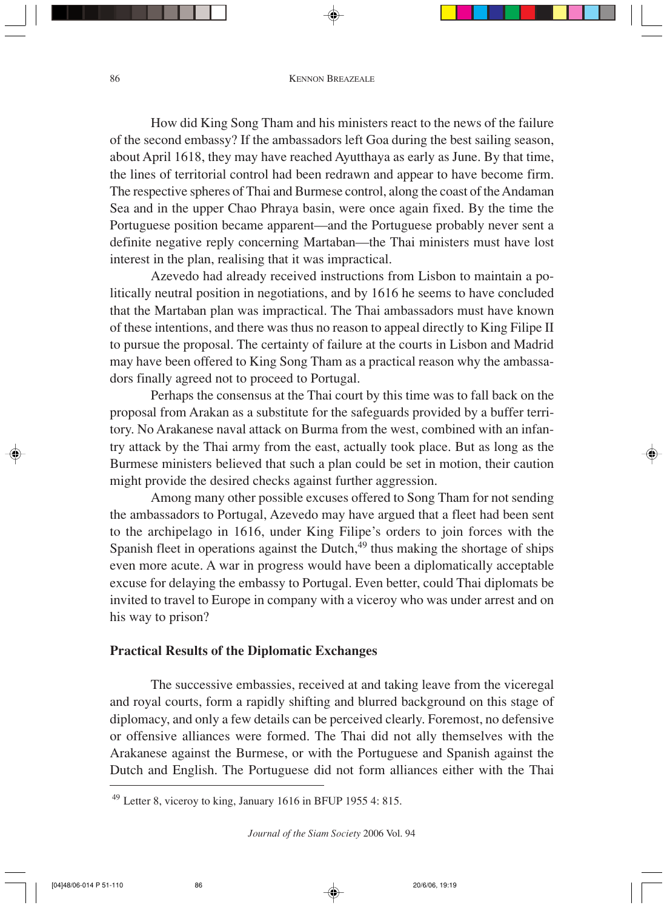How did King Song Tham and his ministers react to the news of the failure of the second embassy? If the ambassadors left Goa during the best sailing season, about April 1618, they may have reached Ayutthaya as early as June. By that time, the lines of territorial control had been redrawn and appear to have become firm. The respective spheres of Thai and Burmese control, along the coast of the Andaman Sea and in the upper Chao Phraya basin, were once again fixed. By the time the Portuguese position became apparent—and the Portuguese probably never sent a definite negative reply concerning Martaban—the Thai ministers must have lost interest in the plan, realising that it was impractical.

Azevedo had already received instructions from Lisbon to maintain a politically neutral position in negotiations, and by 1616 he seems to have concluded that the Martaban plan was impractical. The Thai ambassadors must have known of these intentions, and there was thus no reason to appeal directly to King Filipe II to pursue the proposal. The certainty of failure at the courts in Lisbon and Madrid may have been offered to King Song Tham as a practical reason why the ambassadors finally agreed not to proceed to Portugal.

Perhaps the consensus at the Thai court by this time was to fall back on the proposal from Arakan as a substitute for the safeguards provided by a buffer territory. No Arakanese naval attack on Burma from the west, combined with an infantry attack by the Thai army from the east, actually took place. But as long as the Burmese ministers believed that such a plan could be set in motion, their caution might provide the desired checks against further aggression.

Among many other possible excuses offered to Song Tham for not sending the ambassadors to Portugal, Azevedo may have argued that a fleet had been sent to the archipelago in 1616, under King Filipe's orders to join forces with the Spanish fleet in operations against the Dutch,[49] thus making the shortage of ships even more acute. A war in progress would have been a diplomatically acceptable excuse for delaying the embassy to Portugal. Even better, could Thai diplomats be invited to travel to Europe in company with a viceroy who was under arrest and on his way to prison?

## Practical Results of the Diplomatic Exchanges

The successive embassies, received at and taking leave from the viceregal and royal courts, form a rapidly shifting and blurred background on this stage of diplomacy, and only a few details can be perceived clearly. Foremost, no defensive or offensive alliances were formed. The Thai did not ally themselves with the Arakanese against the Burmese, or with the Portuguese and Spanish against the Dutch and English. The Portuguese did not form alliances either with the Thai

[49] Letter 8, viceroy to king, January 1616 in BFUP 1955 4: 815.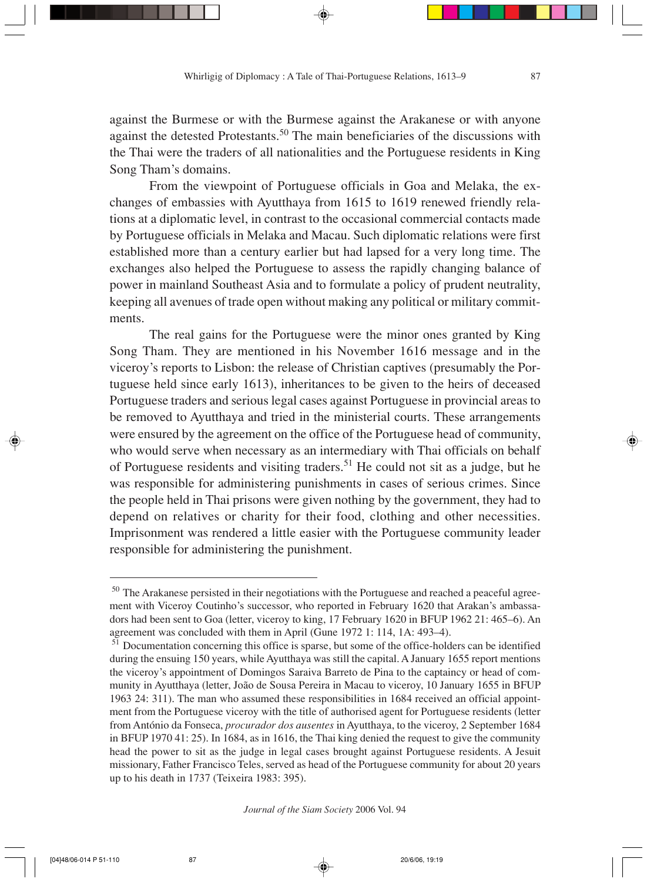against the Burmese or with the Burmese against the Arakanese or with anyone against the detested Protestants.[50] The main beneficiaries of the discussions with the Thai were the traders of all nationalities and the Portuguese residents in King Song Tham's domains.

From the viewpoint of Portuguese officials in Goa and Melaka, the exchanges of embassies with Ayutthaya from 1615 to 1619 renewed friendly relations at a diplomatic level, in contrast to the occasional commercial contacts made by Portuguese officials in Melaka and Macau. Such diplomatic relations were first established more than a century earlier but had lapsed for a very long time. The exchanges also helped the Portuguese to assess the rapidly changing balance of power in mainland Southeast Asia and to formulate a policy of prudent neutrality, keeping all avenues of trade open without making any political or military commitments.

The real gains for the Portuguese were the minor ones granted by King Song Tham. They are mentioned in his November 1616 message and in the viceroy's reports to Lisbon: the release of Christian captives (presumably the Portuguese held since early 1613), inheritances to be given to the heirs of deceased Portuguese traders and serious legal cases against Portuguese in provincial areas to be removed to Ayutthaya and tried in the ministerial courts. These arrangements were ensured by the agreement on the office of the Portuguese head of community, who would serve when necessary as an intermediary with Thai officials on behalf of Portuguese residents and visiting traders.[51] He could not sit as a judge, but he was responsible for administering punishments in cases of serious crimes. Since the people held in Thai prisons were given nothing by the government, they had to depend on relatives or charity for their food, clothing and other necessities. Imprisonment was rendered a little easier with the Portuguese community leader responsible for administering the punishment.

---

[50] The Arakanese persisted in their negotiations with the Portuguese and reached a peaceful agreement with Viceroy Coutinho's successor, who reported in February 1620 that Arakan's ambassadors had been sent to Goa (letter, viceroy to king, 17 February 1620 in BFUP 1962 21: 465–6). An agreement was concluded with them in April (Gune 1972 1: 114, 1A: 493–4).

[51] Documentation concerning this office is sparse, but some of the office-holders can be identified during the ensuing 150 years, while Ayutthaya was still the capital. A January 1655 report mentions the viceroy's appointment of Domingos Saraiva Barreto de Pina to the captaincy or head of community in Ayutthaya (letter, João de Sousa Pereira in Macau to viceroy, 10 January 1655 in BFUP 1963 24: 311). The man who assumed these responsibilities in 1684 received an official appointment from the Portuguese viceroy with the title of authorised agent for Portuguese residents (letter from António da Fonseca, *procurador dos ausentes* in Ayutthaya, to the viceroy, 2 September 1684 in BFUP 1970 41: 25). In 1684, as in 1616, the Thai king denied the request to give the community head the power to sit as the judge in legal cases brought against Portuguese residents. A Jesuit missionary, Father Francisco Teles, served as head of the Portuguese community for about 20 years up to his death in 1737 (Teixeira 1983: 395).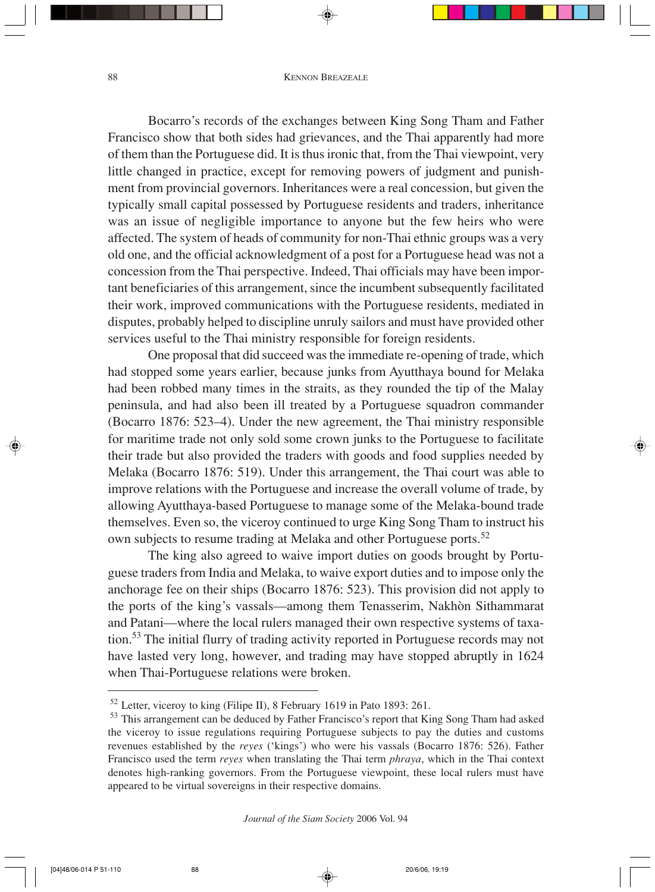Bocarro's records of the exchanges between King Song Tham and Father Francisco show that both sides had grievances, and the Thai apparently had more of them than the Portuguese did. It is thus ironic that, from the Thai viewpoint, very little changed in practice, except for removing powers of judgment and punishment from provincial governors. Inheritances were a real concession, but given the typically small capital possessed by Portuguese residents and traders, inheritance was an issue of negligible importance to anyone but the few heirs who were affected. The system of heads of community for non-Thai ethnic groups was a very old one, and the official acknowledgment of a post for a Portuguese head was not a concession from the Thai perspective. Indeed, Thai officials may have been important beneficiaries of this arrangement, since the incumbent subsequently facilitated their work, improved communications with the Portuguese residents, mediated in disputes, probably helped to discipline unruly sailors and must have provided other services useful to the Thai ministry responsible for foreign residents.

One proposal that did succeed was the immediate re-opening of trade, which had stopped some years earlier, because junks from Ayutthaya bound for Melaka had been robbed many times in the straits, as they rounded the tip of the Malay peninsula, and had also been ill treated by a Portuguese squadron commander (Bocarro 1876: 523–4). Under the new agreement, the Thai ministry responsible for maritime trade not only sold some crown junks to the Portuguese to facilitate their trade but also provided the traders with goods and food supplies needed by Melaka (Bocarro 1876: 519). Under this arrangement, the Thai court was able to improve relations with the Portuguese and increase the overall volume of trade, by allowing Ayutthaya-based Portuguese to manage some of the Melaka-bound trade themselves. Even so, the viceroy continued to urge King Song Tham to instruct his own subjects to resume trading at Melaka and other Portuguese ports.[52]

The king also agreed to waive import duties on goods brought by Portuguese traders from India and Melaka, to waive export duties and to impose only the anchorage fee on their ships (Bocarro 1876: 523). This provision did not apply to the ports of the king's vassals—among them Tenasserim, Nakhòn Sithammarat and Patani—where the local rulers managed their own respective systems of taxation.[53] The initial flurry of trading activity reported in Portuguese records may not have lasted very long, however, and trading may have stopped abruptly in 1624 when Thai-Portuguese relations were broken.

---

[52] Letter, viceroy to king (Filipe II), 8 February 1619 in Pato 1893: 261.

[53] This arrangement can be deduced by Father Francisco's report that King Song Tham had asked the viceroy to issue regulations requiring Portuguese subjects to pay the duties and customs revenues established by the *reyes* ('kings') who were his vassals (Bocarro 1876: 526). Father Francisco used the term *reyes* when translating the Thai term *phraya*, which in the Thai context denotes high-ranking governors. From the Portuguese viewpoint, these local rulers must have appeared to be virtual sovereigns in their respective domains.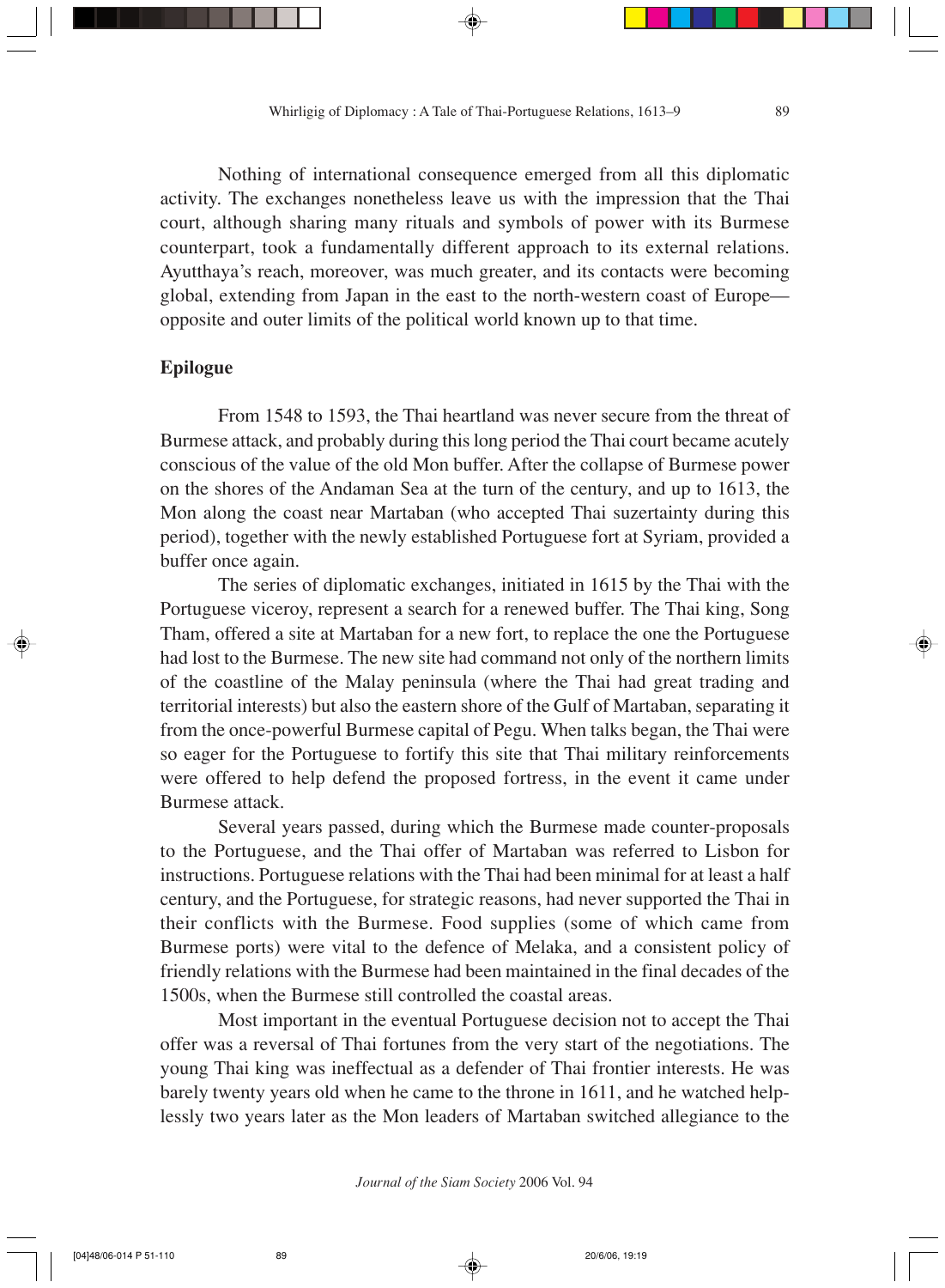Nothing of international consequence emerged from all this diplomatic activity. The exchanges nonetheless leave us with the impression that the Thai court, although sharing many rituals and symbols of power with its Burmese counterpart, took a fundamentally different approach to its external relations. Ayutthaya's reach, moreover, was much greater, and its contacts were becoming global, extending from Japan in the east to the north-western coast of Europe—opposite and outer limits of the political world known up to that time.

## Epilogue

From 1548 to 1593, the Thai heartland was never secure from the threat of Burmese attack, and probably during this long period the Thai court became acutely conscious of the value of the old Mon buffer. After the collapse of Burmese power on the shores of the Andaman Sea at the turn of the century, and up to 1613, the Mon along the coast near Martaban (who accepted Thai suzertainty during this period), together with the newly established Portuguese fort at Syriam, provided a buffer once again.

The series of diplomatic exchanges, initiated in 1615 by the Thai with the Portuguese viceroy, represent a search for a renewed buffer. The Thai king, Song Tham, offered a site at Martaban for a new fort, to replace the one the Portuguese had lost to the Burmese. The new site had command not only of the northern limits of the coastline of the Malay peninsula (where the Thai had great trading and territorial interests) but also the eastern shore of the Gulf of Martaban, separating it from the once-powerful Burmese capital of Pegu. When talks began, the Thai were so eager for the Portuguese to fortify this site that Thai military reinforcements were offered to help defend the proposed fortress, in the event it came under Burmese attack.

Several years passed, during which the Burmese made counter-proposals to the Portuguese, and the Thai offer of Martaban was referred to Lisbon for instructions. Portuguese relations with the Thai had been minimal for at least a half century, and the Portuguese, for strategic reasons, had never supported the Thai in their conflicts with the Burmese. Food supplies (some of which came from Burmese ports) were vital to the defence of Melaka, and a consistent policy of friendly relations with the Burmese had been maintained in the final decades of the 1500s, when the Burmese still controlled the coastal areas.

Most important in the eventual Portuguese decision not to accept the Thai offer was a reversal of Thai fortunes from the very start of the negotiations. The young Thai king was ineffectual as a defender of Thai frontier interests. He was barely twenty years old when he came to the throne in 1611, and he watched helplessly two years later as the Mon leaders of Martaban switched allegiance to the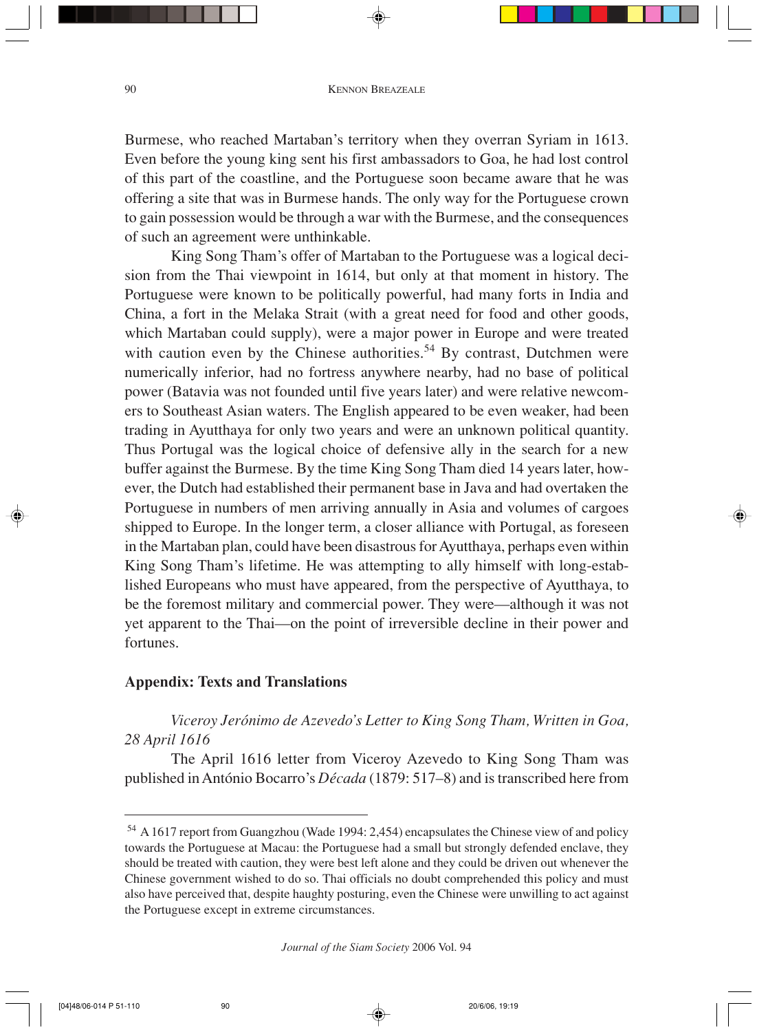Burmese, who reached Martaban's territory when they overran Syriam in 1613. Even before the young king sent his first ambassadors to Goa, he had lost control of this part of the coastline, and the Portuguese soon became aware that he was offering a site that was in Burmese hands. The only way for the Portuguese crown to gain possession would be through a war with the Burmese, and the consequences of such an agreement were unthinkable.

King Song Tham's offer of Martaban to the Portuguese was a logical decision from the Thai viewpoint in 1614, but only at that moment in history. The Portuguese were known to be politically powerful, had many forts in India and China, a fort in the Melaka Strait (with a great need for food and other goods, which Martaban could supply), were a major power in Europe and were treated with caution even by the Chinese authorities.[54] By contrast, Dutchmen were numerically inferior, had no fortress anywhere nearby, had no base of political power (Batavia was not founded until five years later) and were relative newcomers to Southeast Asian waters. The English appeared to be even weaker, had been trading in Ayutthaya for only two years and were an unknown political quantity. Thus Portugal was the logical choice of defensive ally in the search for a new buffer against the Burmese. By the time King Song Tham died 14 years later, however, the Dutch had established their permanent base in Java and had overtaken the Portuguese in numbers of men arriving annually in Asia and volumes of cargoes shipped to Europe. In the longer term, a closer alliance with Portugal, as foreseen in the Martaban plan, could have been disastrous for Ayutthaya, perhaps even within King Song Tham's lifetime. He was attempting to ally himself with long-established Europeans who must have appeared, from the perspective of Ayutthaya, to be the foremost military and commercial power. They were—although it was not yet apparent to the Thai—on the point of irreversible decline in their power and fortunes.

## Appendix: Texts and Translations

*Viceroy Jerónimo de Azevedo's Letter to King Song Tham, Written in Goa, 28 April 1616*

The April 1616 letter from Viceroy Azevedo to King Song Tham was published in António Bocarro's *Década* (1879: 517–8) and is transcribed here from

[54] A 1617 report from Guangzhou (Wade 1994: 2,454) encapsulates the Chinese view of and policy towards the Portuguese at Macau: the Portuguese had a small but strongly defended enclave, they should be treated with caution, they were best left alone and they could be driven out whenever the Chinese government wished to do so. Thai officials no doubt comprehended this policy and must also have perceived that, despite haughty posturing, even the Chinese were unwilling to act against the Portuguese except in extreme circumstances.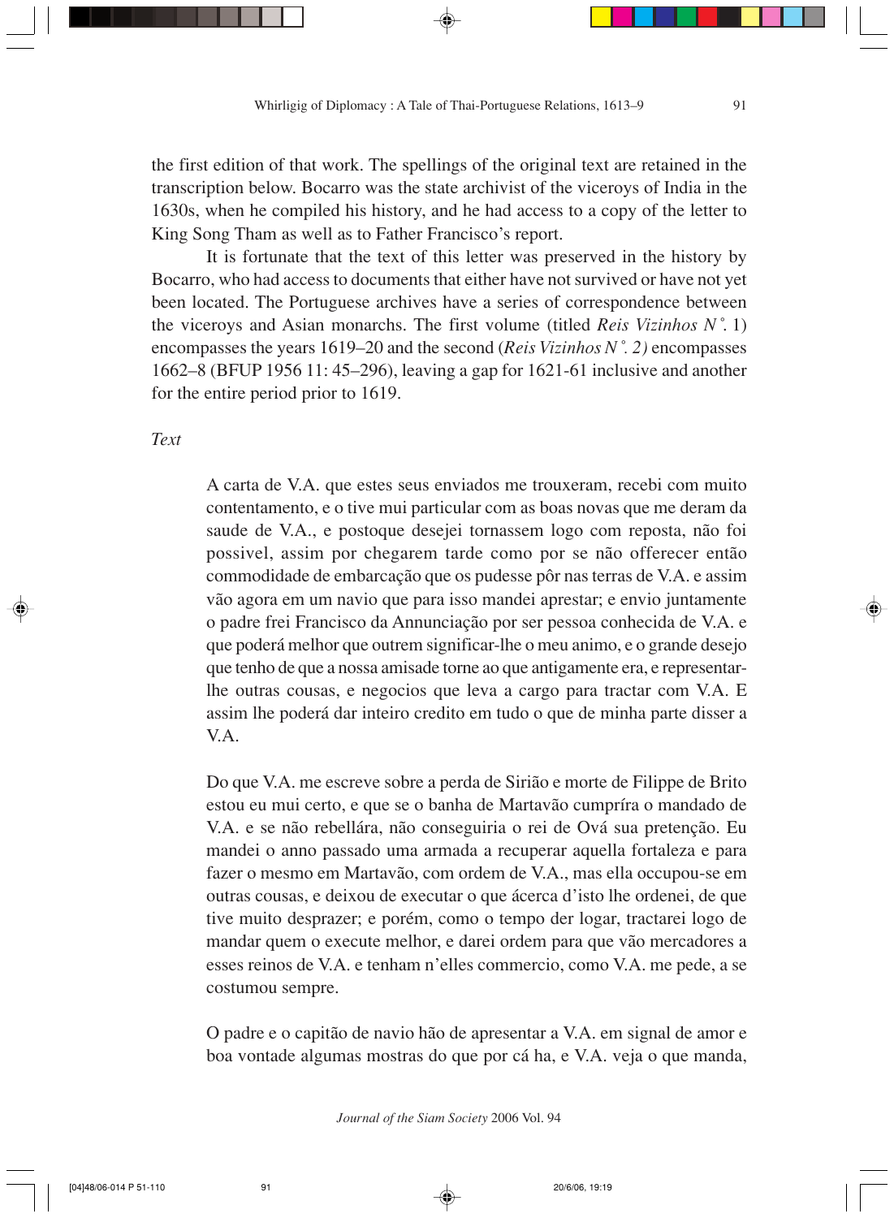the first edition of that work. The spellings of the original text are retained in the transcription below. Bocarro was the state archivist of the viceroys of India in the 1630s, when he compiled his history, and he had access to a copy of the letter to King Song Tham as well as to Father Francisco's report.

It is fortunate that the text of this letter was preserved in the history by Bocarro, who had access to documents that either have not survived or have not yet been located. The Portuguese archives have a series of correspondence between the viceroys and Asian monarchs. The first volume (titled *Reis Vizinhos N˚.* 1) encompasses the years 1619–20 and the second (*Reis Vizinhos N˚. 2)* encompasses 1662–8 (BFUP 1956 11: 45–296), leaving a gap for 1621-61 inclusive and another for the entire period prior to 1619.

*Text*

> A carta de V.A. que estes seus enviados me trouxeram, recebi com muito contentamento, e o tive mui particular com as boas novas que me deram da saude de V.A., e postoque desejei tornassem logo com reposta, não foi possivel, assim por chegarem tarde como por se não offerecer então commodidade de embarcação que os pudesse pôr nas terras de V.A. e assim vão agora em um navio que para isso mandei aprestar; e envio juntamente o padre frei Francisco da Annunciação por ser pessoa conhecida de V.A. e que poderá melhor que outrem significar-lhe o meu animo, e o grande desejo que tenho de que a nossa amisade torne ao que antigamente era, e representar-lhe outras cousas, e negocios que leva a cargo para tractar com V.A. E assim lhe poderá dar inteiro credito em tudo o que de minha parte disser a V.A.
>
> Do que V.A. me escreve sobre a perda de Sirião e morte de Filippe de Brito estou eu mui certo, e que se o banha de Martavão cumprîra o mandado de V.A. e se não rebellára, não conseguiria o rei de Ová sua pretenção. Eu mandei o anno passado uma armada a recuperar aquella fortaleza e para fazer o mesmo em Martavão, com ordem de V.A., mas ella occupou-se em outras cousas, e deixou de executar o que ácerca d'isto lhe ordenei, de que tive muito desprazer; e porém, como o tempo der logar, tractarei logo de mandar quem o execute melhor, e darei ordem para que vão mercadores a esses reinos de V.A. e tenham n'elles commercio, como V.A. me pede, a se costumou sempre.
>
> O padre e o capitão de navio hão de apresentar a V.A. em signal de amor e boa vontade algumas mostras do que por cá ha, e V.A. veja o que manda,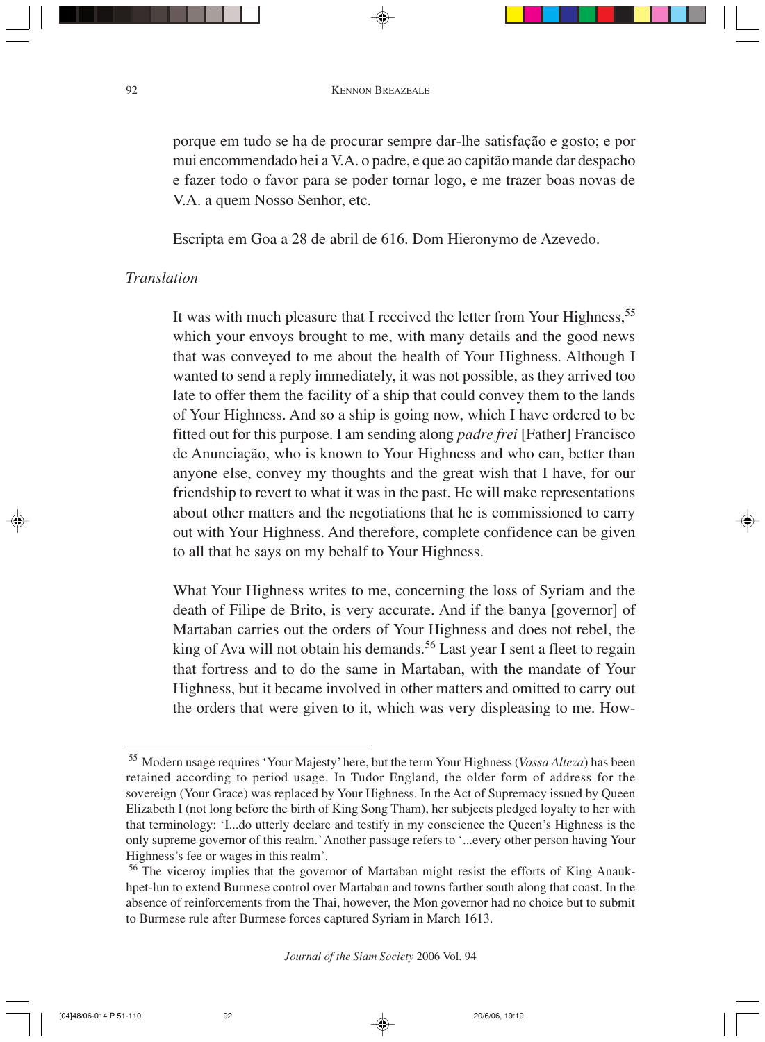porque em tudo se ha de procurar sempre dar-lhe satisfação e gosto; e por mui encommendado hei a V.A. o padre, e que ao capitão mande dar despacho e fazer todo o favor para se poder tornar logo, e me trazer boas novas de V.A. a quem Nosso Senhor, etc.

Escripta em Goa a 28 de abril de 616. Dom Hieronymo de Azevedo.

*Translation*

It was with much pleasure that I received the letter from Your Highness,[55] which your envoys brought to me, with many details and the good news that was conveyed to me about the health of Your Highness. Although I wanted to send a reply immediately, it was not possible, as they arrived too late to offer them the facility of a ship that could convey them to the lands of Your Highness. And so a ship is going now, which I have ordered to be fitted out for this purpose. I am sending along *padre frei* [Father] Francisco de Anunciação, who is known to Your Highness and who can, better than anyone else, convey my thoughts and the great wish that I have, for our friendship to revert to what it was in the past. He will make representations about other matters and the negotiations that he is commissioned to carry out with Your Highness. And therefore, complete confidence can be given to all that he says on my behalf to Your Highness.

What Your Highness writes to me, concerning the loss of Syriam and the death of Filipe de Brito, is very accurate. And if the banya [governor] of Martaban carries out the orders of Your Highness and does not rebel, the king of Ava will not obtain his demands.[56] Last year I sent a fleet to regain that fortress and to do the same in Martaban, with the mandate of Your Highness, but it became involved in other matters and omitted to carry out the orders that were given to it, which was very displeasing to me. How-

---

[55] Modern usage requires 'Your Majesty' here, but the term Your Highness (*Vossa Alteza*) has been retained according to period usage. In Tudor England, the older form of address for the sovereign (Your Grace) was replaced by Your Highness. In the Act of Supremacy issued by Queen Elizabeth I (not long before the birth of King Song Tham), her subjects pledged loyalty to her with that terminology: 'I...do utterly declare and testify in my conscience the Queen's Highness is the only supreme governor of this realm.' Another passage refers to '...every other person having Your Highness's fee or wages in this realm'.

[56] The viceroy implies that the governor of Martaban might resist the efforts of King Anauk-hpet-lun to extend Burmese control over Martaban and towns farther south along that coast. In the absence of reinforcements from the Thai, however, the Mon governor had no choice but to submit to Burmese rule after Burmese forces captured Syriam in March 1613.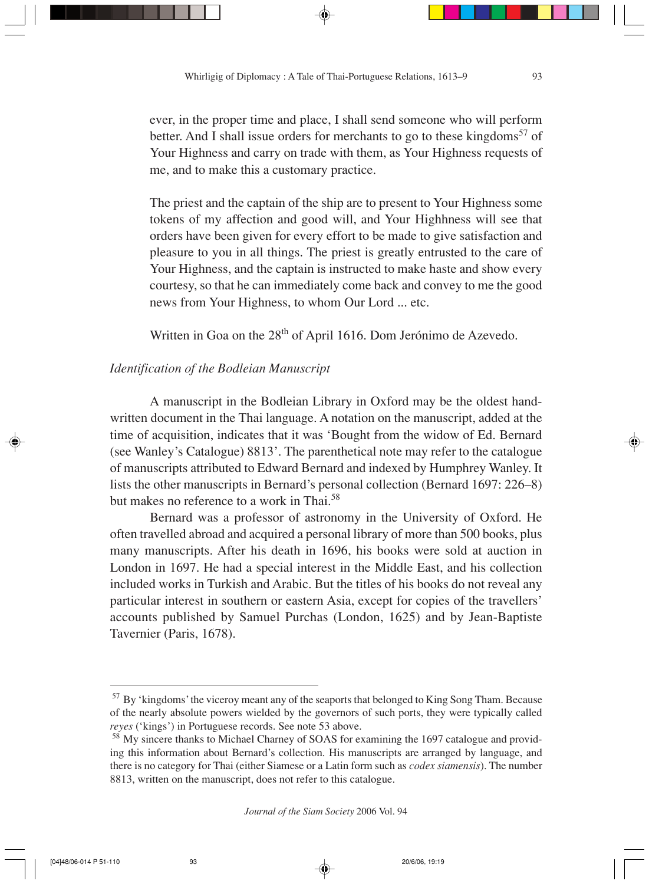ever, in the proper time and place, I shall send someone who will perform better. And I shall issue orders for merchants to go to these kingdoms[57] of Your Highness and carry on trade with them, as Your Highness requests of me, and to make this a customary practice.

The priest and the captain of the ship are to present to Your Highness some tokens of my affection and good will, and Your Highhness will see that orders have been given for every effort to be made to give satisfaction and pleasure to you in all things. The priest is greatly entrusted to the care of Your Highness, and the captain is instructed to make haste and show every courtesy, so that he can immediately come back and convey to me the good news from Your Highness, to whom Our Lord ... etc.

Written in Goa on the 28th of April 1616. Dom Jerónimo de Azevedo.

### *Identification of the Bodleian Manuscript*

A manuscript in the Bodleian Library in Oxford may be the oldest handwritten document in the Thai language. A notation on the manuscript, added at the time of acquisition, indicates that it was 'Bought from the widow of Ed. Bernard (see Wanley's Catalogue) 8813'. The parenthetical note may refer to the catalogue of manuscripts attributed to Edward Bernard and indexed by Humphrey Wanley. It lists the other manuscripts in Bernard's personal collection (Bernard 1697: 226–8) but makes no reference to a work in Thai.[58]

Bernard was a professor of astronomy in the University of Oxford. He often travelled abroad and acquired a personal library of more than 500 books, plus many manuscripts. After his death in 1696, his books were sold at auction in London in 1697. He had a special interest in the Middle East, and his collection included works in Turkish and Arabic. But the titles of his books do not reveal any particular interest in southern or eastern Asia, except for copies of the travellers' accounts published by Samuel Purchas (London, 1625) and by Jean-Baptiste Tavernier (Paris, 1678).

---

[57] By 'kingdoms' the viceroy meant any of the seaports that belonged to King Song Tham. Because of the nearly absolute powers wielded by the governors of such ports, they were typically called *reyes* ('kings') in Portuguese records. See note 53 above.

[58] My sincere thanks to Michael Charney of SOAS for examining the 1697 catalogue and providing this information about Bernard's collection. His manuscripts are arranged by language, and there is no category for Thai (either Siamese or a Latin form such as *codex siamensis*). The number 8813, written on the manuscript, does not refer to this catalogue.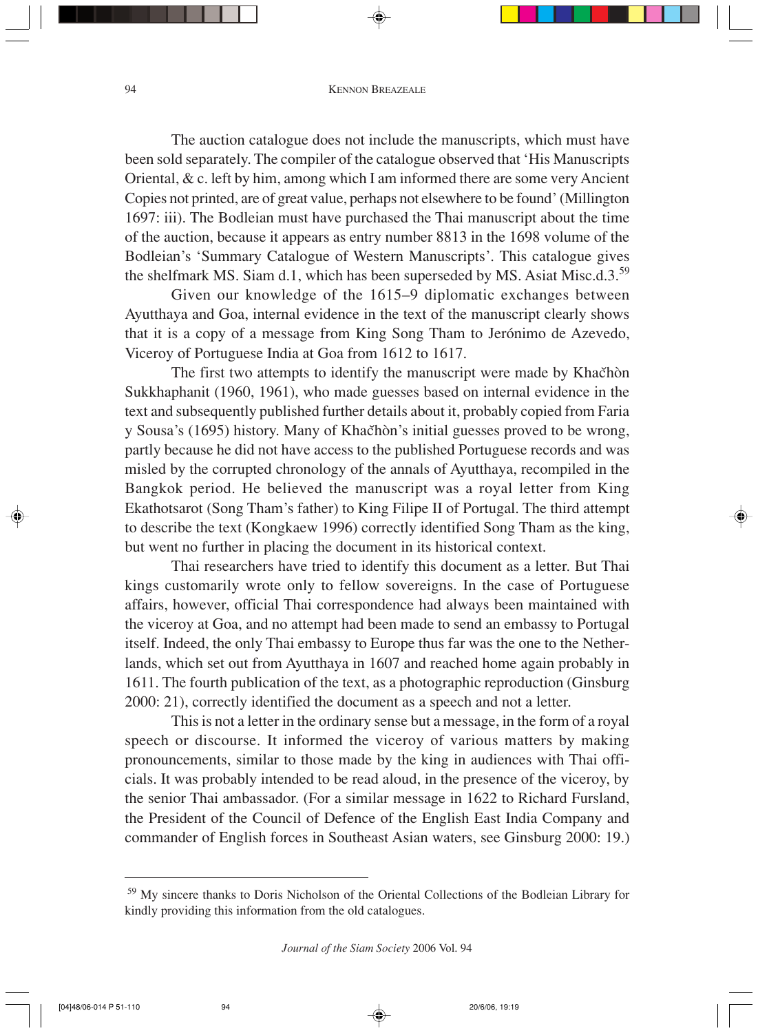The auction catalogue does not include the manuscripts, which must have been sold separately. The compiler of the catalogue observed that 'His Manuscripts Oriental, & c. left by him, among which I am informed there are some very Ancient Copies not printed, are of great value, perhaps not elsewhere to be found' (Millington 1697: iii). The Bodleian must have purchased the Thai manuscript about the time of the auction, because it appears as entry number 8813 in the 1698 volume of the Bodleian's 'Summary Catalogue of Western Manuscripts'. This catalogue gives the shelfmark MS. Siam d.1, which has been superseded by MS. Asiat Misc.d.3.[59]

Given our knowledge of the 1615–9 diplomatic exchanges between Ayutthaya and Goa, internal evidence in the text of the manuscript clearly shows that it is a copy of a message from King Song Tham to Jerónimo de Azevedo, Viceroy of Portuguese India at Goa from 1612 to 1617.

The first two attempts to identify the manuscript were made by Khačhòn Sukkhaphanit (1960, 1961), who made guesses based on internal evidence in the text and subsequently published further details about it, probably copied from Faria y Sousa's (1695) history. Many of Khačhòn's initial guesses proved to be wrong, partly because he did not have access to the published Portuguese records and was misled by the corrupted chronology of the annals of Ayutthaya, recompiled in the Bangkok period. He believed the manuscript was a royal letter from King Ekathotsarot (Song Tham's father) to King Filipe II of Portugal. The third attempt to describe the text (Kongkaew 1996) correctly identified Song Tham as the king, but went no further in placing the document in its historical context.

Thai researchers have tried to identify this document as a letter. But Thai kings customarily wrote only to fellow sovereigns. In the case of Portuguese affairs, however, official Thai correspondence had always been maintained with the viceroy at Goa, and no attempt had been made to send an embassy to Portugal itself. Indeed, the only Thai embassy to Europe thus far was the one to the Netherlands, which set out from Ayutthaya in 1607 and reached home again probably in 1611. The fourth publication of the text, as a photographic reproduction (Ginsburg 2000: 21), correctly identified the document as a speech and not a letter.

This is not a letter in the ordinary sense but a message, in the form of a royal speech or discourse. It informed the viceroy of various matters by making pronouncements, similar to those made by the king in audiences with Thai officials. It was probably intended to be read aloud, in the presence of the viceroy, by the senior Thai ambassador. (For a similar message in 1622 to Richard Fursland, the President of the Council of Defence of the English East India Company and commander of English forces in Southeast Asian waters, see Ginsburg 2000: 19.)

---

[59] My sincere thanks to Doris Nicholson of the Oriental Collections of the Bodleian Library for kindly providing this information from the old catalogues.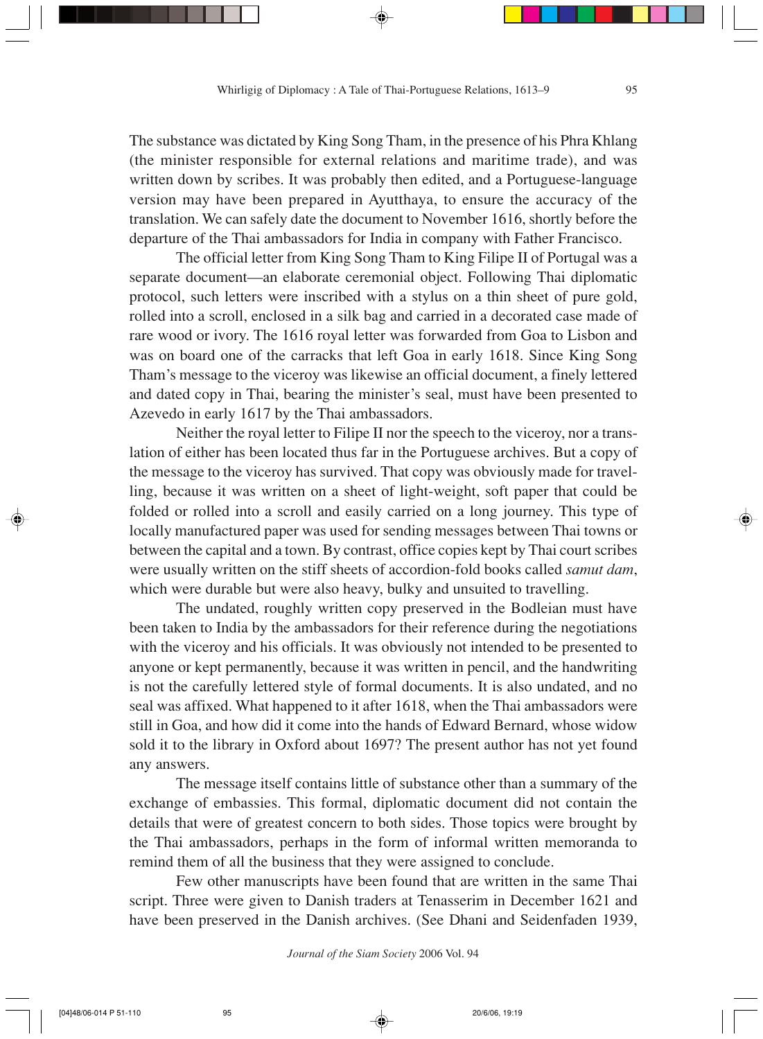The substance was dictated by King Song Tham, in the presence of his Phra Khlang (the minister responsible for external relations and maritime trade), and was written down by scribes. It was probably then edited, and a Portuguese-language version may have been prepared in Ayutthaya, to ensure the accuracy of the translation. We can safely date the document to November 1616, shortly before the departure of the Thai ambassadors for India in company with Father Francisco.

The official letter from King Song Tham to King Filipe II of Portugal was a separate document—an elaborate ceremonial object. Following Thai diplomatic protocol, such letters were inscribed with a stylus on a thin sheet of pure gold, rolled into a scroll, enclosed in a silk bag and carried in a decorated case made of rare wood or ivory. The 1616 royal letter was forwarded from Goa to Lisbon and was on board one of the carracks that left Goa in early 1618. Since King Song Tham's message to the viceroy was likewise an official document, a finely lettered and dated copy in Thai, bearing the minister's seal, must have been presented to Azevedo in early 1617 by the Thai ambassadors.

Neither the royal letter to Filipe II nor the speech to the viceroy, nor a translation of either has been located thus far in the Portuguese archives. But a copy of the message to the viceroy has survived. That copy was obviously made for travelling, because it was written on a sheet of light-weight, soft paper that could be folded or rolled into a scroll and easily carried on a long journey. This type of locally manufactured paper was used for sending messages between Thai towns or between the capital and a town. By contrast, office copies kept by Thai court scribes were usually written on the stiff sheets of accordion-fold books called *samut dam*, which were durable but were also heavy, bulky and unsuited to travelling.

The undated, roughly written copy preserved in the Bodleian must have been taken to India by the ambassadors for their reference during the negotiations with the viceroy and his officials. It was obviously not intended to be presented to anyone or kept permanently, because it was written in pencil, and the handwriting is not the carefully lettered style of formal documents. It is also undated, and no seal was affixed. What happened to it after 1618, when the Thai ambassadors were still in Goa, and how did it come into the hands of Edward Bernard, whose widow sold it to the library in Oxford about 1697? The present author has not yet found any answers.

The message itself contains little of substance other than a summary of the exchange of embassies. This formal, diplomatic document did not contain the details that were of greatest concern to both sides. Those topics were brought by the Thai ambassadors, perhaps in the form of informal written memoranda to remind them of all the business that they were assigned to conclude.

Few other manuscripts have been found that are written in the same Thai script. Three were given to Danish traders at Tenasserim in December 1621 and have been preserved in the Danish archives. (See Dhani and Seidenfaden 1939,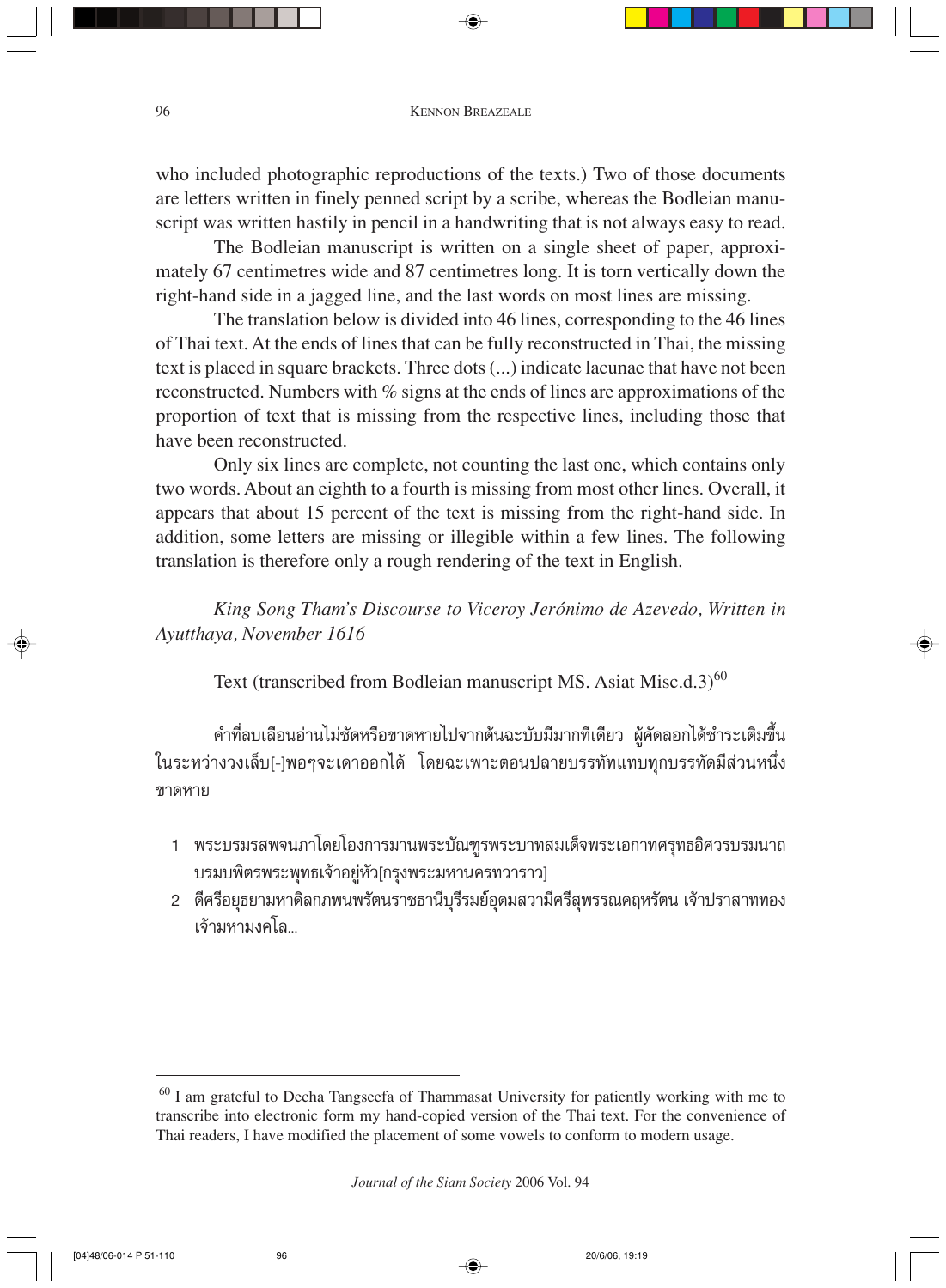who included photographic reproductions of the texts.) Two of those documents are letters written in finely penned script by a scribe, whereas the Bodleian manuscript was written hastily in pencil in a handwriting that is not always easy to read.

The Bodleian manuscript is written on a single sheet of paper, approximately 67 centimetres wide and 87 centimetres long. It is torn vertically down the right-hand side in a jagged line, and the last words on most lines are missing.

The translation below is divided into 46 lines, corresponding to the 46 lines of Thai text. At the ends of lines that can be fully reconstructed in Thai, the missing text is placed in square brackets. Three dots (...) indicate lacunae that have not been reconstructed. Numbers with % signs at the ends of lines are approximations of the proportion of text that is missing from the respective lines, including those that have been reconstructed.

Only six lines are complete, not counting the last one, which contains only two words. About an eighth to a fourth is missing from most other lines. Overall, it appears that about 15 percent of the text is missing from the right-hand side. In addition, some letters are missing or illegible within a few lines. The following translation is therefore only a rough rendering of the text in English.

*King Song Tham's Discourse to Viceroy Jerónimo de Azevedo, Written in Ayutthaya, November 1616*

Text (transcribed from Bodleian manuscript MS. Asiat Misc.d.3)[60]

คำที่ลบเลือนอ่านไม่ชัดหรือขาดหายไปจากต้นฉบับมีมากทีเดียว ผู้คัดลอกได้ชำระเติมขึ้นในระหว่างวงเล็บ[-]พอๆจะเดาออกได้ โดยฉะเพาะตอนปลายบรรทัดแทบทุกบรรทัดมีส่วนหนึ่งขาดหาย

1. พระบรมรสพจนภาโดยโองการมานพระบัณฑูรพระบาทสมเด็จพระเอกาทศรุทธอิศวรบรมนาถบรมบพิตรพระพุทธเจ้าอยู่หัว[กรุงพระมหานครทวาราว]
2. ดีศรีอยุธยามหาดิลกภพนพรัตนราชธานีบุรีรมย์อุดมสวามีศรีสุพรรณคฤหรัตน เจ้าปราสาททอง เจ้ามหามงคโล...

[60] I am grateful to Decha Tangseefa of Thammasat University for patiently working with me to transcribe into electronic form my hand-copied version of the Thai text. For the convenience of Thai readers, I have modified the placement of some vowels to conform to modern usage.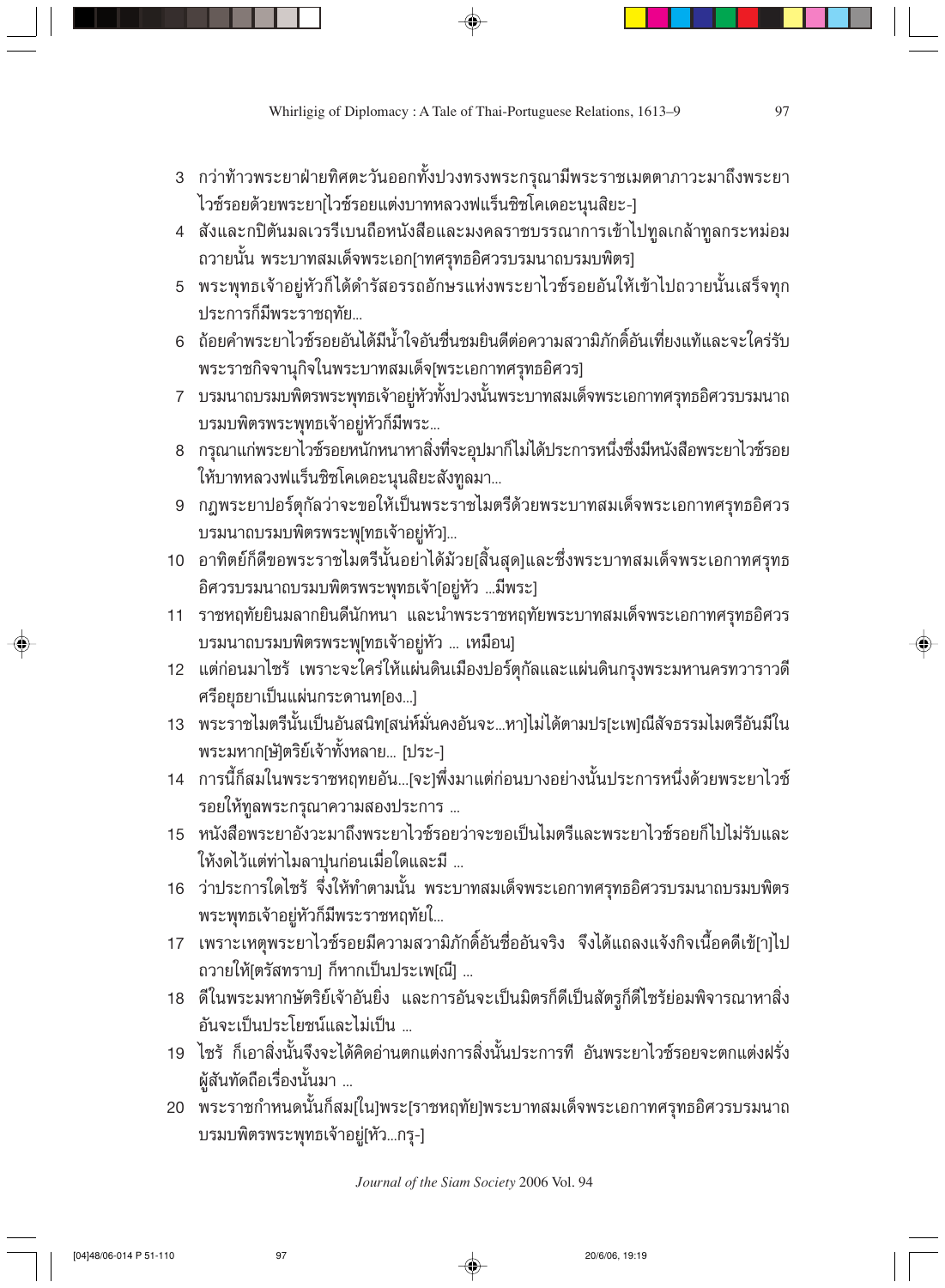3 กว่าท้าวพระยาฝ่ายทิศตะวันออกทั้งปวงทรงพระกรุณามีพระราชเมตตาภาวะมาถึงพระยาไวซ์รอยด้วยพระยา[ไวซ์รอยแต่งบาทหลวงฟแร็นซิซโคเดอะนุนสิยะ-]

4 สังและกปิตันมลเวรรีเบนถือหนังสือและมงคลราชบรรณาการเข้าไปทูลเกล้าทูลกระหม่อมถวายนั้น พระบาทสมเด็จพระเอก[าทศรุทธอิศวรบรมนาถบรมบพิตร]

5 พระพุทธเจ้าอยู่หัวก็ได้ดำรัสอรรถอักษรแห่งพระยาไวซ์รอยอันให้เข้าไปถวายนั้นเสร็จทุกประการก็มีพระราชฤทัย...

6 ถ้อยคำพระยาไวซ์รอยอันได้มีน้ำใจอันชื่นชมยินดีต่อความสวามิภักดิ์อันเที่ยงแท้และจะใคร่รับพระราชกิจจานุกิจในพระบาทสมเด็จ[พระเอกาทศรุทธอิศวร]

7 บรมนาถบรมบพิตรพระพุทธเจ้าอยู่หัวทั้งปวงนั้นพระบาทสมเด็จพระเอกาทศรุทธอิศวรบรมนาถบรมบพิตรพระพุทธเจ้าอยู่หัวก็มีพระ...

8 กรุณาแก่พระยาไวซ์รอยหนักหนาหาสิ่งที่จะอุปมาก็ไม่ได้ประการหนึ่งซึ่งมีหนังสือพระยาไวซ์รอยให้บาทหลวงฟแร็นซิซโคเดอะนุนสิยะสังทูลมา...

9 กฎพระยาปอร์ตุกัลว่าจะขอให้เป็นพระราชไมตรีด้วยพระบาทสมเด็จพระเอกาทศรุทธอิศวรบรมนาถบรมบพิตรพระพุ[ทธเจ้าอยู่หัว]...

10 อาทิตย์ก็ดีขอพระราชไมตรีนั้นอย่าได้ม้วย[สิ้นสุด]และซึ่งพระบาทสมเด็จพระเอกาทศรุทธอิศวรบรมนาถบรมบพิตรพระพุทธเจ้า[อยู่หัว ...มีพระ]

11 ราชหฤทัยยินมลาภยินดีนักหนา และนำพระราชหฤทัยพระบาทสมเด็จพระเอกาทศรุทธอิศวรบรมนาถบรมบพิตรพระพุ[ทธเจ้าอยู่หัว ... เหมือน]

12 แต่ก่อนมาไซร้ เพราะจะใคร่ให้แผ่นดินเมืองปอร์ตุกัลและแผ่นดินกรุงพระมหานครทวาราวดีศรีอยุธยาเป็นแผ่นกระดานท[อง...]

13 พระราชไมตรีนั้นเป็นอันสนิท[สนห์มั่นคงอันจะ...หา]ไม่ได้ตามปร[ะเพ]ณีสัจธรรมไมตรีอันมีในพระมหาก[ษั]ตริย์เจ้าทั้งหลาย... [ประ-]

14 การนี้ก็สมในพระราชหฤทยอัน...[จะ]พึ่งมาแต่ก่อนบางอย่างนั้นประการหนึ่งด้วยพระยาไวซ์รอยให้ทูลพระกรุณาความสองประการ ...

15 หนังสือพระยาอังวะมาถึงพระยาไวซ์รอยว่าจะขอเป็นไมตรีและพระยาไวซ์รอยก็ไปไม่รับและให้งดไว้แต่ท่าไมลาปุนก่อนเมื่อใดและมี ...

16 ว่าประการใดไซร้ จึ่งให้ทำตามนั้น พระบาทสมเด็จพระเอกาทศรุทธอิศวรบรมนาถบรมบพิตรพระพุทธเจ้าอยู่หัวก็มีพระราชหฤทัยใ...

17 เพราะเหตุพระยาไวซ์รอยมีความสวามิภักดิ์อันซื่ออันจริง จึงได้แถลงแจ้งกิจเนื้อคดีเข้[า]ไปถวายให้[ตรัสทราบ] ก็หากเป็นประเพ[ณี] ...

18 ดีในพระมหากษัตริย์เจ้าอันยิ่ง และการอันจะเป็นมิตรก็ดีเป็นสัตรูก็ดีไซร้ย่อมพิจารณาหาสิ่งอันจะเป็นประโยชน์และไม่เป็น ...

19 ไซร้ ก็เอาสิ่งนั้นจึงจะได้คิดอ่านตกแต่งการสิ่งนั้นประการที อันพระยาไวซ์รอยจะตกแต่งฝรั่งผู้สันทัดถือเรื่องนั้นมา ...

20 พระราชกำหนดนั้นก็สม[ใน]พระ[ราชหฤทัย]พระบาทสมเด็จพระเอกาทศรุทธอิศวรบรมนาถบรมบพิตรพระพุทธเจ้าอยู่[หัว...กรุ-]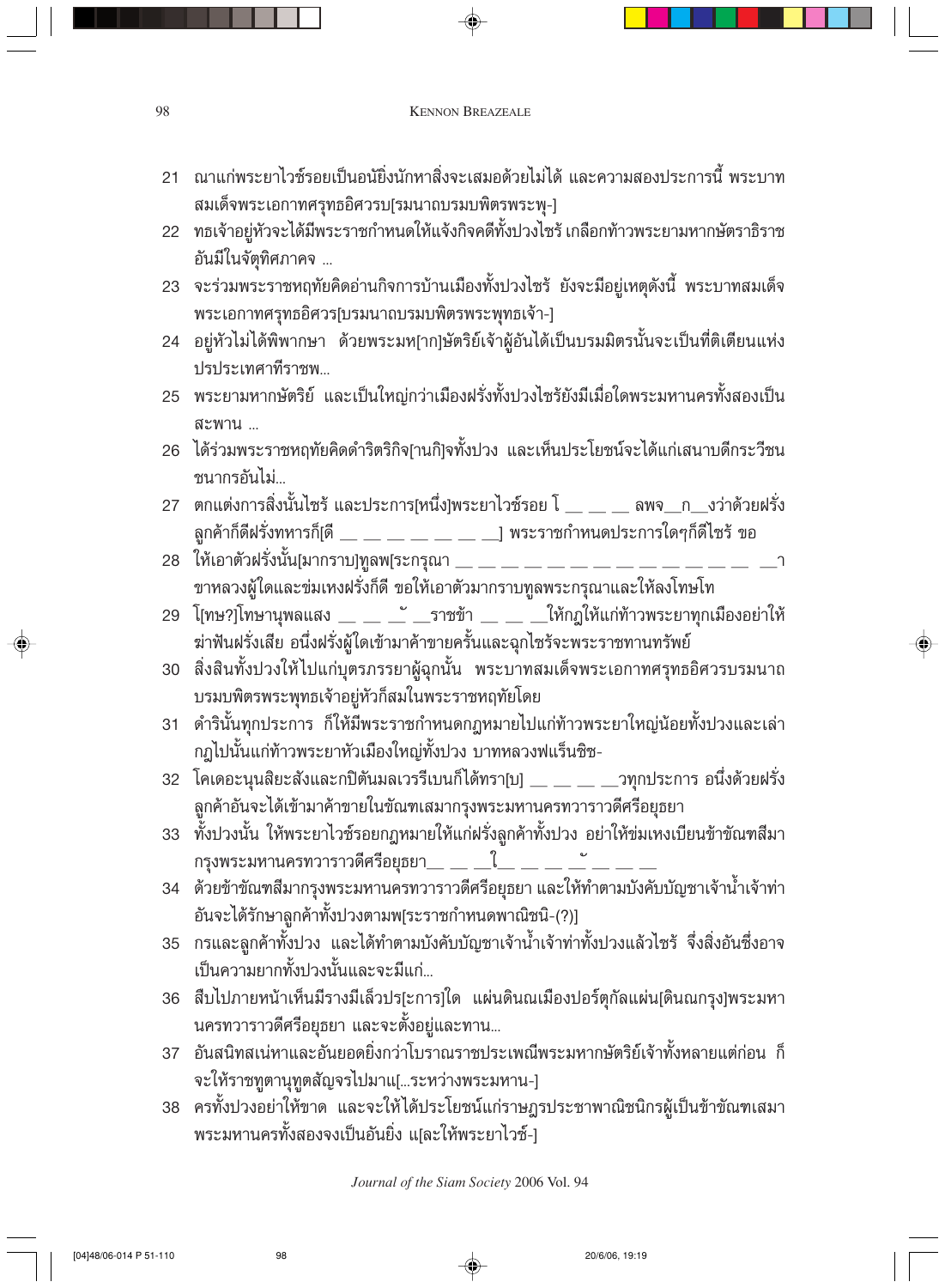21 ฌาแก่พระยาไวซ์รอยเป็นอนัยิ่งนักหาสิ่งจะเสมอด้วยไม่ได้ และความสองประการนี้ พระบาทสมเด็จพระเอกาทศรุทธอิศวรบ[รมนาถบรมบพิตรพระพุ-]

22 ทธเจ้าอยู่หัวจะได้มีพระราชกำหนดให้แจ้งกิจคดีทั้งปวงไซร้ เกลือกท้าวพระยามหากษัตราธิราชอันมีในจัตุทิศภาคจ ...

23 จะร่วมพระราชหฤทัยคิดอ่านกิจการบ้านเมืองทั้งปวงไซร้ ยังจะมีอยู่เหตุดังนี้ พระบาทสมเด็จพระเอกาทศรุทธอิศวร[บรมนาถบรมบพิตรพระพุทธเจ้า-]

24 อยู่หัวไม่ได้พิพากษา ด้วยพระมห[ากษั]ตริย์เจ้าผู้อันได้เป็นบรมมิตรนั้นจะเป็นที่ติเตียนแห่งปรประเทศาทีราชพ...

25 พระยามหากษัตริย์ และเป็นใหญ่กว่าเมืองฝรั่งทั้งปวงไซร้ยังมีเมื่อใดพระมหานครทั้งสองเป็นสะพาน ...

26 ได้ร่วมพระราชหฤทัยคิดดำริตริกิจ[านกิ]จทั้งปวง และเห็นประโยชน์จะได้แก่เสนาบดีกระวีชนชนากรอันไม่...

27 ตกแต่งการสิ่งนั้นไซร้ และประการ[หนึ่ง]พระยาไวซ์รอย โ __ __ __ ลพจ__ก__งว่าด้วยฝรั่งลูกค้าก็ดีฝรั่งทหารก็[ดี __ __ __ __ __ __ __] พระราชกำหนดประการใดๆก็ดีไซร้ ขอ

28 ให้เอาตัวฝรั่งนั้น[มากราบ]ทูลพ[ระกรุณา __ __ __ __ __ __ __ __ __ __ __ __ __ __ __า ขาหลวงผู้ใดและข่มเหงฝรั่งก็ดี ขอให้เอาตัวมากราบทูลพระกรุณาและให้ลงโทษโท

29 โ[ทษ?]โทษานุพลแสง __ __ __ __ราชข้า __ __ __ให้กฎให้แก่ท้าวพระยาทุกเมืองอย่าให้ฆ่าฟันฝรั่งเสีย อนึ่งฝรั่งผู้ใดเข้ามาค้าขายครั้นและฉุกไซร้จะพระราชทานทรัพย์

30 สิ่งสินทั้งปวงให้ไปแก่บุตรภรรยาผู้ฉุกนั้น พระบาทสมเด็จพระเอกาทศรุทธอิศวรบรมนาถบรมบพิตรพระพุทธเจ้าอยู่หัวก็สมในพระราชหฤทัยโดย

31 ดำรินั้นทุกประการ ก็ให้มีพระราชกำหนดกฎหมายไปแก่ท้าวพระยาใหญ่น้อยทั้งปวงและเล่ากฎไปนั้นแก่ท้าวพระยาหัวเมืองใหญ่ทั้งปวง บาทหลวงฟแร็นซิซ-

32 โคเดอะนุนสิยะสังและกปิตันมลเวรรีเบนก็ได้ทรา[บ] __ __ __ __วทุกประการ อนึ่งด้วยฝรั่งลูกค้าอันจะได้เข้ามาค้าขายในขัณฑเสมากรุงพระมหานครทวาราวดีศรีอยุธยา

33 ทั้งปวงนั้น ให้พระยาไวซ์รอยกฎหมายให้แก่ฝรั่งลูกค้าทั้งปวง อย่าให้ข่มเหงเบียนข้าขัณฑสีมากรุงพระมหานครทวาราวดีศรีอยุธยา__ __ __ใ__ __ __ __ __ __ __

34 ด้วยข้าขัณฑสีมากรุงพระมหานครทวาราวดีศรีอยุธยา และให้ทำตามบังคับบัญชาเจ้าน้ำเจ้าท่าอันจะได้รักษาลูกค้าทั้งปวงตามพ[ระราชกำหนดพาณิชนิ-(?)]

35 กรและลูกค้าทั้งปวง และได้ทำตามบังคับบัญชาเจ้าน้ำเจ้าท่าทั้งปวงแล้วไซร้ จึงสิ่งอันซึ่งอาจเป็นความยากทั้งปวงนั้นและจะมีแก่...

36 สืบไปภายหน้าเห็นมีราวมีเล็วปร[ะการ]ใด แผ่นดินณเมืองปอร์ตุกัลแผ่น[ดินณกรุง]พระมหานครทวาราวดีศรีอยุธยา และจะตั้งอยู่และทาน...

37 อันสนิทสเน่หาและอันยอดยิ่งกว่าโบราณราชประเพณีพระมหากษัตริย์เจ้าทั้งหลายแต่ก่อน ก็จะให้ราชทูตานุทูตสัญจรไปมาแ[...ระหว่างพระมหาน-]

38 ครทั้งปวงอย่าให้ขาด และจะให้ได้ประโยชน์แก่ราษฎรประชาพาณิชนิกรผู้เป็นข้าขัณฑเสมาพระมหานครทั้งสองจงเป็นอันยิ่ง แ[ละให้พระยาไวซ์-]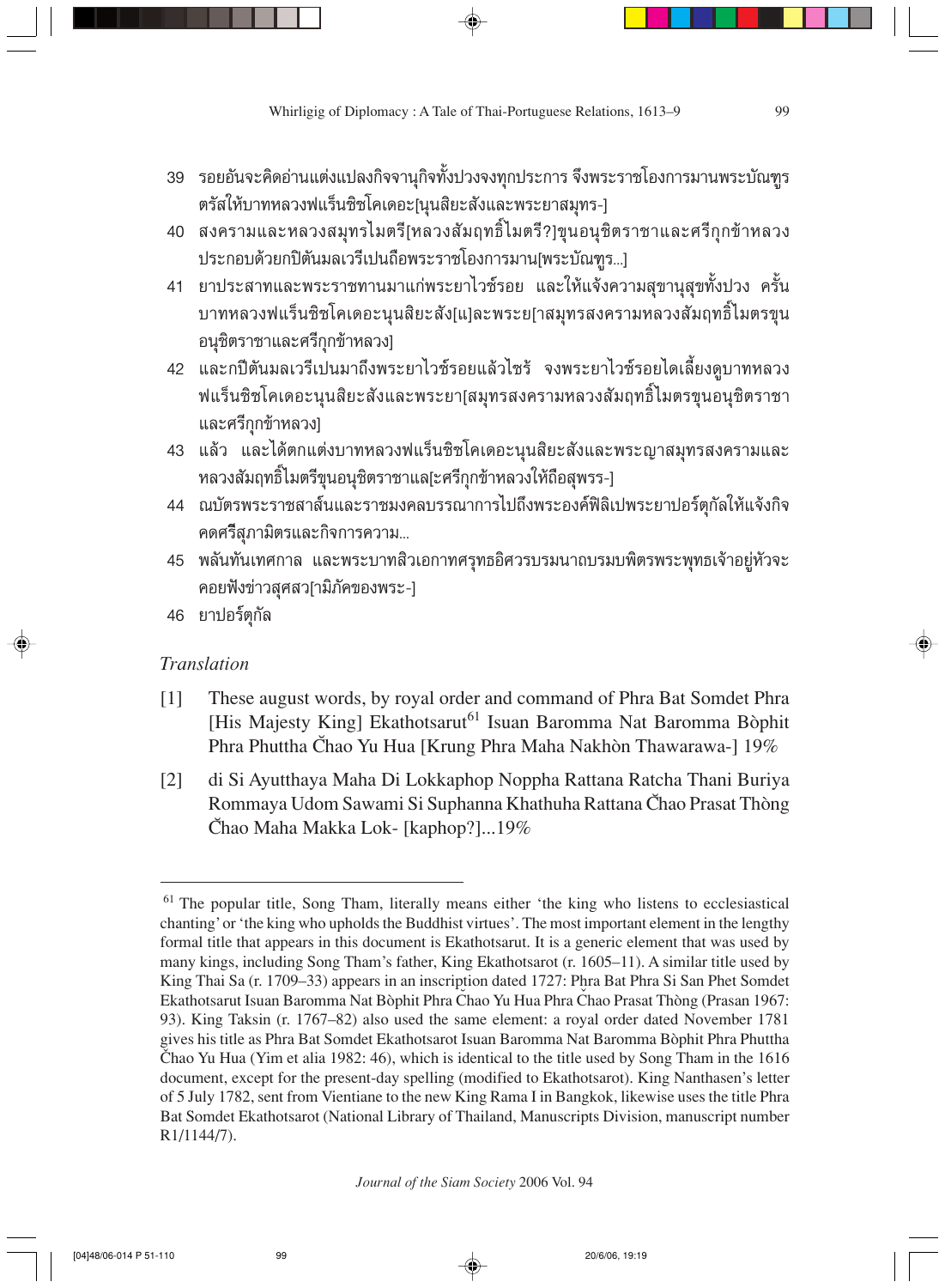39 รอยอันจะคิดอ่านแต่งแปลงกิจจานุกิจทั้งปวงจงทุกประการ จึงพระราชโองการมานพระบัณฑูร ตรัสให้บาทหลวงฟแร็นซิชโคเดอะ[นุนสิยะสังและพระยาสมุทร-]

40 สงครามและหลวงสมุทรไมตรี[หลวงสัมฤทธิ์ไมตรี?]ขุนอนุชิตราชาและศรีกุกข้าหลวง ประกอบด้วยกปิตันมลเวรีเปนถือพระราชโองการมาน[พระบัณฑูร...]

41 ยาประสาทและพระราชทานมาแก่พระยาไวซ์รอย และให้แจ้งความสุขานุสุขทั้งปวง ครั้น บาทหลวงฟแร็นซิชโคเดอะนุนสิยะสัง[แ]ละพระย[าสมุทรสงครามหลวงสัมฤทธิ์ไมตรขุน อนุชิตราชาและศรีกุกข้าหลวง]

42 และกปิตันมลเวรีเปนมาถึงพระยาไวซ์รอยแล้วไซร้ จงพระยาไวซ์รอยไดเลี้ยงดูบาทหลวง ฟแร็นซิชโคเดอะนุนสิยะสังและพระยา[สมุทรสงครามหลวงสัมฤทธิ์ไมตรขุนอนุชิตราชา และศรีกุกข้าหลวง]

43 แล้ว และได้ตกแต่งบาทหลวงฟแร็นซิชโคเดอะนุนสิยะสังและพระญาสมุทรสงครามและ หลวงสัมฤทธิ์ไมตรีขุนอนุชิตราชาแล[ะศรีกุกข้าหลวงให้ถือสุพรร-]

44 ณบัตรพระราชสาส์นและราชมงคลบรรณาการไปถึงพระองค์ฟิลิเปพระยาปอร์ตุกัลให้แจ้งกิจ คดศรีสุภามิตรและกิจการความ...

45 พลันทันเทศกาล และพระบาทสิวเอกาทศรุทธอิศวรบรมนาถบรมพิตรพระพุทธเจ้าอยู่หัวจะ คอยฟังข่าวสุศสว[ามิภัคของพระ-]

46 ยาปอร์ตุกัล

## *Translation*

[1] These august words, by royal order and command of Phra Bat Somdet Phra [His Majesty King] Ekathotsarut[61] Isuan Baromma Nat Baromma Bòphit Phra Phuttha Čhao Yu Hua [Krung Phra Maha Nakhòn Thawarawa-] 19%

[2] di Si Ayutthaya Maha Di Lokkaphop Noppha Rattana Ratcha Thani Buriya Rommaya Udom Sawami Si Suphanna Khathuha Rattana Čhao Prasat Thòng Čhao Maha Makka Lok- [kaphop?]...19%

---

[61] The popular title, Song Tham, literally means either 'the king who listens to ecclesiastical chanting' or 'the king who upholds the Buddhist virtues'. The most important element in the lengthy formal title that appears in this document is Ekathotsarut. It is a generic element that was used by many kings, including Song Tham's father, King Ekathotsarot (r. 1605–11). A similar title used by King Thai Sa (r. 1709–33) appears in an inscription dated 1727: Phra Bat Phra Si San Phet Somdet Ekathotsarut Isuan Baromma Nat Bòphit Phra Čhao Yu Hua Phra Čhao Prasat Thòng (Prasan 1967: 93). King Taksin (r. 1767–82) also used the same element: a royal order dated November 1781 gives his title as Phra Bat Somdet Ekathotsarot Isuan Baromma Nat Baromma Bòphit Phra Phuttha Čhao Yu Hua (Yim et alia 1982: 46), which is identical to the title used by Song Tham in the 1616 document, except for the present-day spelling (modified to Ekathotsarot). King Nanthasen's letter of 5 July 1782, sent from Vientiane to the new King Rama I in Bangkok, likewise uses the title Phra Bat Somdet Ekathotsarot (National Library of Thailand, Manuscripts Division, manuscript number R1/1144/7).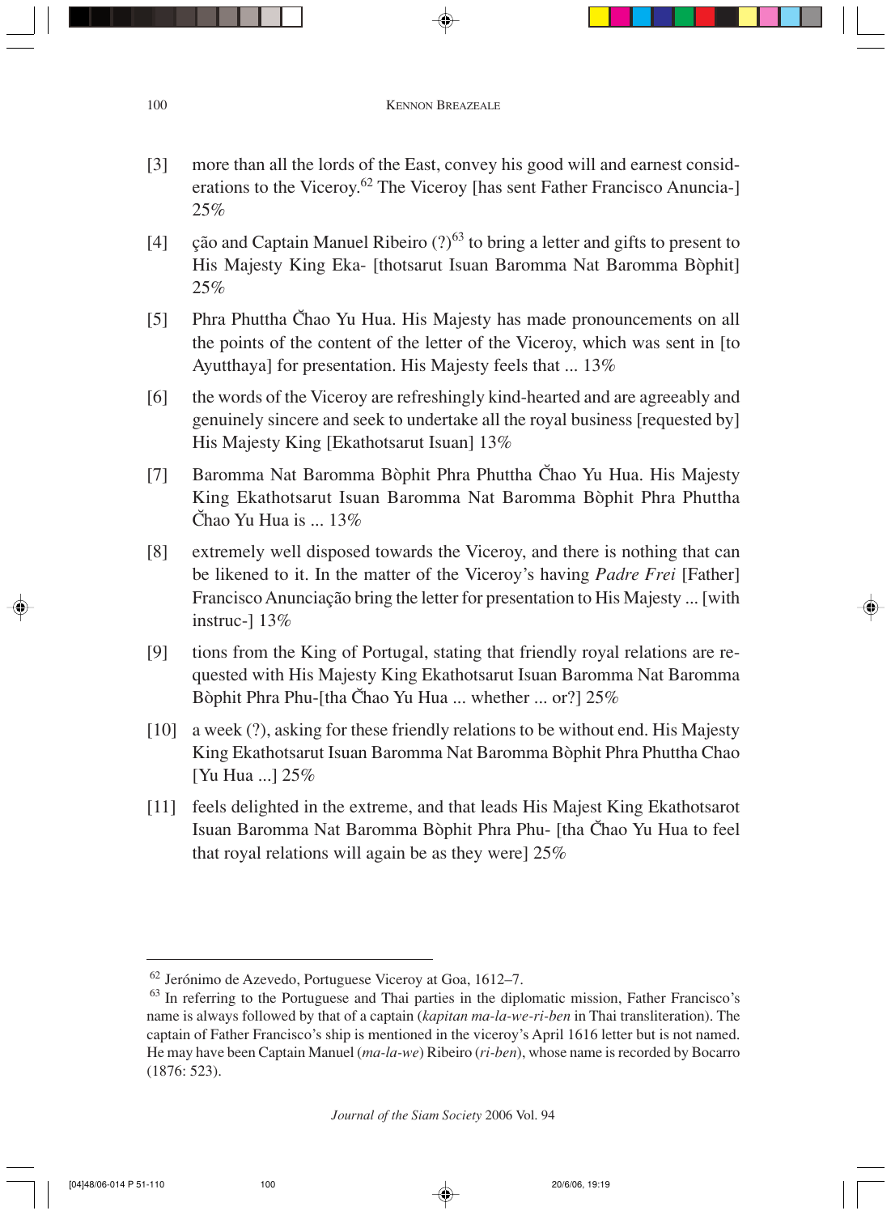[3] more than all the lords of the East, convey his good will and earnest considerations to the Viceroy.[62] The Viceroy [has sent Father Francisco Anuncia-] 25%

[4] ção and Captain Manuel Ribeiro (?)[63] to bring a letter and gifts to present to His Majesty King Eka- [thotsarut Isuan Baromma Nat Baromma Bòphit] 25%

[5] Phra Phuttha Čhao Yu Hua. His Majesty has made pronouncements on all the points of the content of the letter of the Viceroy, which was sent in [to Ayutthaya] for presentation. His Majesty feels that ... 13%

[6] the words of the Viceroy are refreshingly kind-hearted and are agreeably and genuinely sincere and seek to undertake all the royal business [requested by] His Majesty King [Ekathotsarut Isuan] 13%

[7] Baromma Nat Baromma Bòphit Phra Phuttha Čhao Yu Hua. His Majesty King Ekathotsarut Isuan Baromma Nat Baromma Bòphit Phra Phuttha Čhao Yu Hua is ... 13%

[8] extremely well disposed towards the Viceroy, and there is nothing that can be likened to it. In the matter of the Viceroy's having *Padre Frei* [Father] Francisco Anunciação bring the letter for presentation to His Majesty ... [with instruc-] 13%

[9] tions from the King of Portugal, stating that friendly royal relations are requested with His Majesty King Ekathotsarut Isuan Baromma Nat Baromma Bòphit Phra Phu-[tha Čhao Yu Hua ... whether ... or?] 25%

[10] a week (?), asking for these friendly relations to be without end. His Majesty King Ekathotsarut Isuan Baromma Nat Baromma Bòphit Phra Phuttha Chao [Yu Hua ...] 25%

[11] feels delighted in the extreme, and that leads His Majest King Ekathotsarot Isuan Baromma Nat Baromma Bòphit Phra Phu- [tha Čhao Yu Hua to feel that royal relations will again be as they were] 25%

---

[62] Jerónimo de Azevedo, Portuguese Viceroy at Goa, 1612–7.

[63] In referring to the Portuguese and Thai parties in the diplomatic mission, Father Francisco's name is always followed by that of a captain (*kapitan ma-la-we-ri-ben* in Thai transliteration). The captain of Father Francisco's ship is mentioned in the viceroy's April 1616 letter but is not named. He may have been Captain Manuel (*ma-la-we*) Ribeiro (*ri-ben*), whose name is recorded by Bocarro (1876: 523).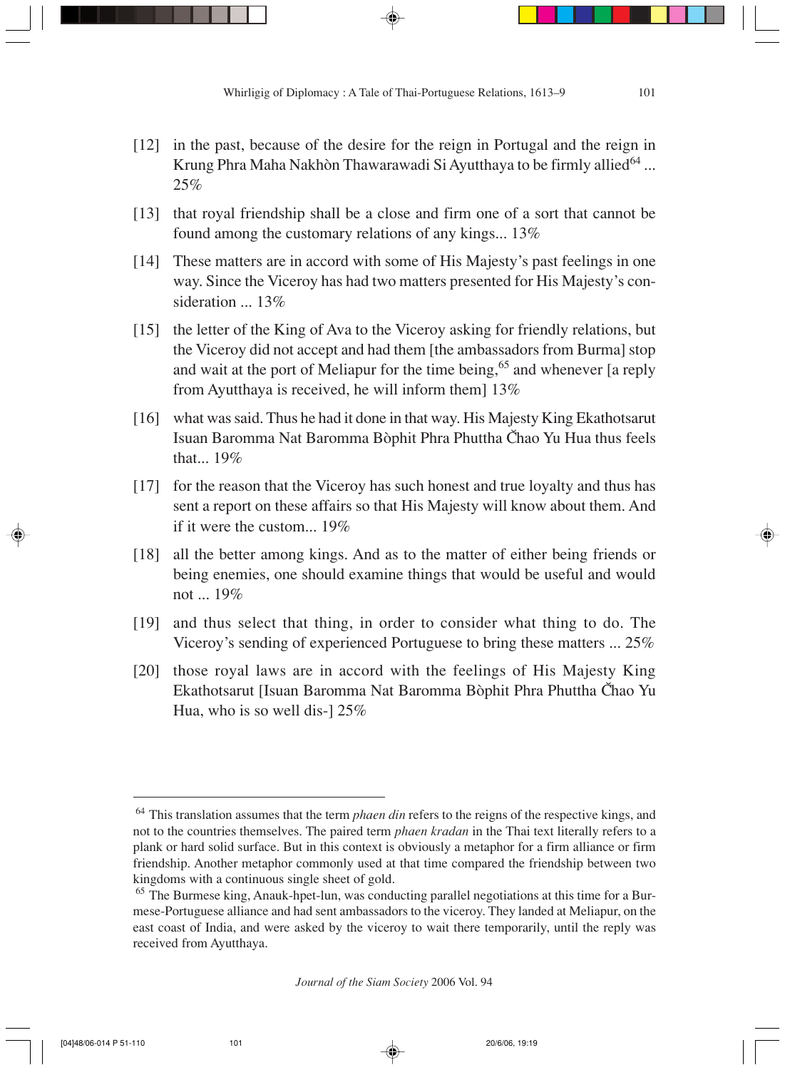[12] in the past, because of the desire for the reign in Portugal and the reign in Krung Phra Maha Nakhòn Thawarawadi Si Ayutthaya to be firmly allied[64] ... 25%

[13] that royal friendship shall be a close and firm one of a sort that cannot be found among the customary relations of any kings... 13%

[14] These matters are in accord with some of His Majesty's past feelings in one way. Since the Viceroy has had two matters presented for His Majesty's consideration ... 13%

[15] the letter of the King of Ava to the Viceroy asking for friendly relations, but the Viceroy did not accept and had them [the ambassadors from Burma] stop and wait at the port of Meliapur for the time being,[65] and whenever [a reply from Ayutthaya is received, he will inform them] 13%

[16] what was said. Thus he had it done in that way. His Majesty King Ekathotsarut Isuan Baromma Nat Baromma Bòphit Phra Phuttha Čhao Yu Hua thus feels that... 19%

[17] for the reason that the Viceroy has such honest and true loyalty and thus has sent a report on these affairs so that His Majesty will know about them. And if it were the custom... 19%

[18] all the better among kings. And as to the matter of either being friends or being enemies, one should examine things that would be useful and would not ... 19%

[19] and thus select that thing, in order to consider what thing to do. The Viceroy's sending of experienced Portuguese to bring these matters ... 25%

[20] those royal laws are in accord with the feelings of His Majesty King Ekathotsarut [Isuan Baromma Nat Baromma Bòphit Phra Phuttha Čhao Yu Hua, who is so well dis-] 25%

---

[64] This translation assumes that the term *phaen din* refers to the reigns of the respective kings, and not to the countries themselves. The paired term *phaen kradan* in the Thai text literally refers to a plank or hard solid surface. But in this context is obviously a metaphor for a firm alliance or firm friendship. Another metaphor commonly used at that time compared the friendship between two kingdoms with a continuous single sheet of gold.

[65] The Burmese king, Anauk-hpet-lun, was conducting parallel negotiations at this time for a Burmese-Portuguese alliance and had sent ambassadors to the viceroy. They landed at Meliapur, on the east coast of India, and were asked by the viceroy to wait there temporarily, until the reply was received from Ayutthaya.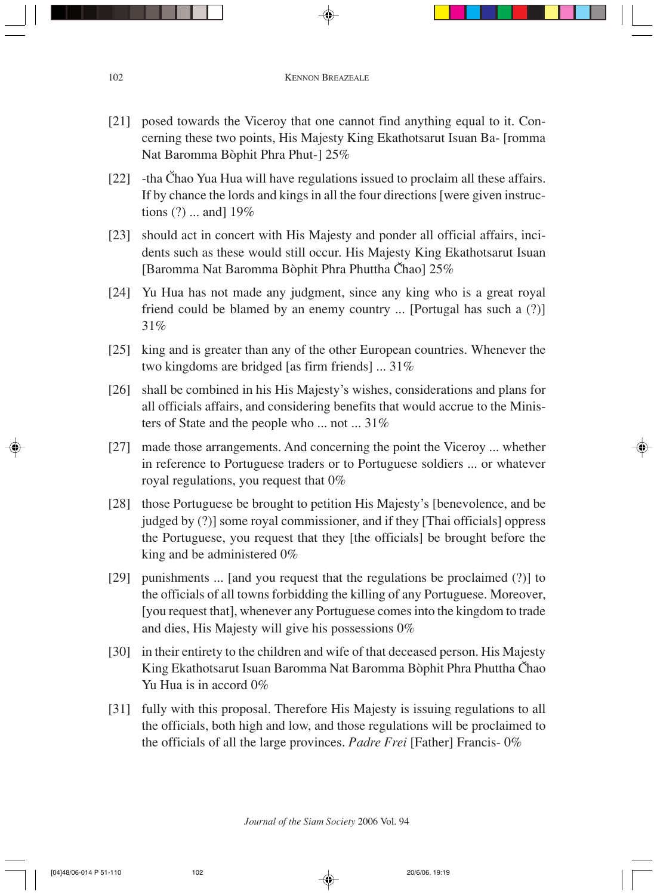[21] posed towards the Viceroy that one cannot find anything equal to it. Concerning these two points, His Majesty King Ekathotsarut Isuan Ba- [romma Nat Baromma Bòphit Phra Phut-] 25%

[22] -tha Čhao Yua Hua will have regulations issued to proclaim all these affairs. If by chance the lords and kings in all the four directions [were given instructions (?) ... and] 19%

[23] should act in concert with His Majesty and ponder all official affairs, incidents such as these would still occur. His Majesty King Ekathotsarut Isuan [Baromma Nat Baromma Bòphit Phra Phuttha Čhao] 25%

[24] Yu Hua has not made any judgment, since any king who is a great royal friend could be blamed by an enemy country ... [Portugal has such a (?)] 31%

[25] king and is greater than any of the other European countries. Whenever the two kingdoms are bridged [as firm friends] ... 31%

[26] shall be combined in his His Majesty's wishes, considerations and plans for all officials affairs, and considering benefits that would accrue to the Ministers of State and the people who ... not ... 31%

[27] made those arrangements. And concerning the point the Viceroy ... whether in reference to Portuguese traders or to Portuguese soldiers ... or whatever royal regulations, you request that 0%

[28] those Portuguese be brought to petition His Majesty's [benevolence, and be judged by (?)] some royal commissioner, and if they [Thai officials] oppress the Portuguese, you request that they [the officials] be brought before the king and be administered 0%

[29] punishments ... [and you request that the regulations be proclaimed (?)] to the officials of all towns forbidding the killing of any Portuguese. Moreover, [you request that], whenever any Portuguese comes into the kingdom to trade and dies, His Majesty will give his possessions 0%

[30] in their entirety to the children and wife of that deceased person. His Majesty King Ekathotsarut Isuan Baromma Nat Baromma Bòphit Phra Phuttha Čhao Yu Hua is in accord 0%

[31] fully with this proposal. Therefore His Majesty is issuing regulations to all the officials, both high and low, and those regulations will be proclaimed to the officials of all the large provinces. *Padre Frei* [Father] Francis- 0%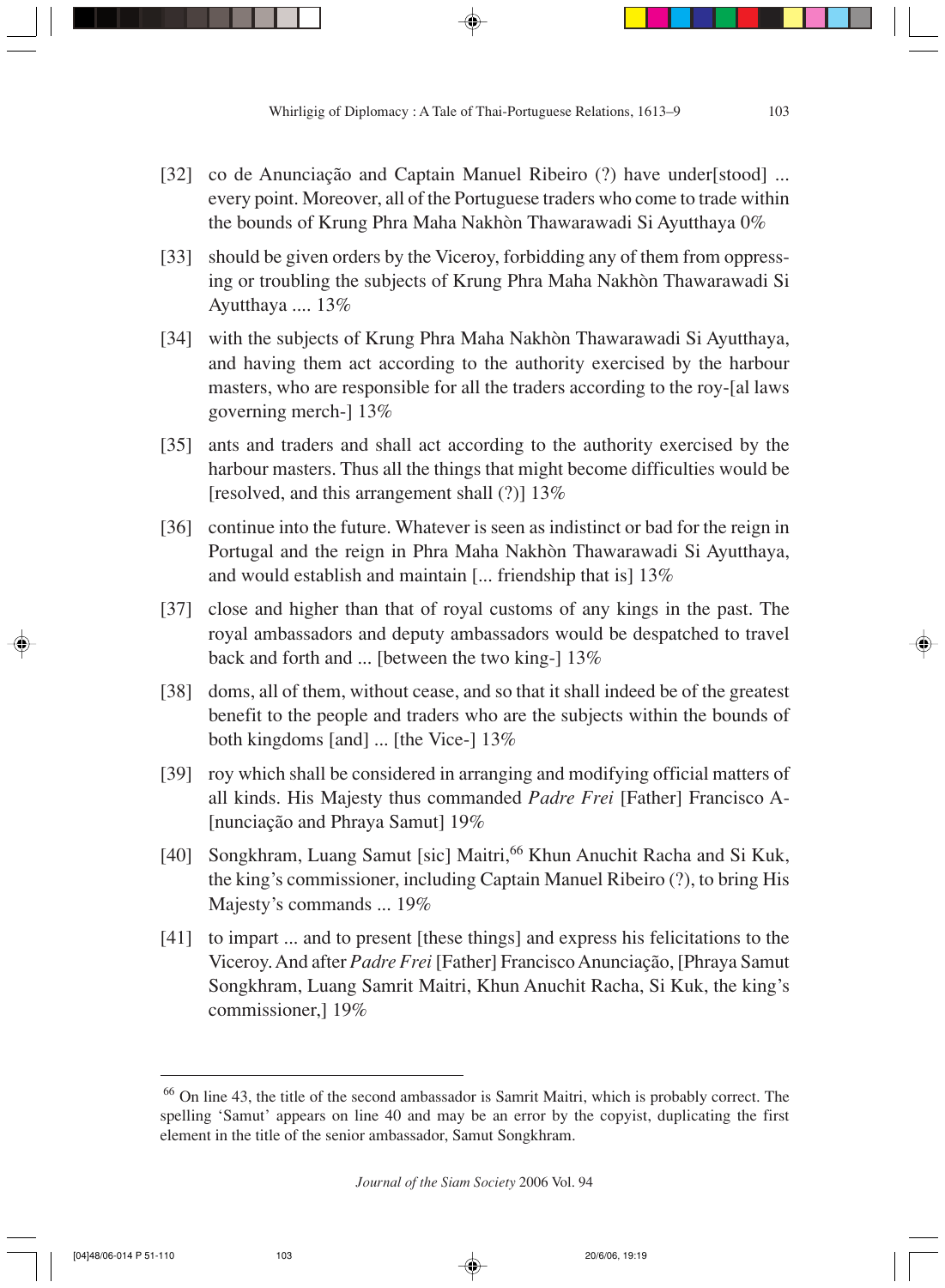[32] co de Anunciação and Captain Manuel Ribeiro (?) have under[stood] ... every point. Moreover, all of the Portuguese traders who come to trade within the bounds of Krung Phra Maha Nakhòn Thawarawadi Si Ayutthaya 0%

[33] should be given orders by the Viceroy, forbidding any of them from oppressing or troubling the subjects of Krung Phra Maha Nakhòn Thawarawadi Si Ayutthaya .... 13%

[34] with the subjects of Krung Phra Maha Nakhòn Thawarawadi Si Ayutthaya, and having them act according to the authority exercised by the harbour masters, who are responsible for all the traders according to the roy-[al laws governing merch-] 13%

[35] ants and traders and shall act according to the authority exercised by the harbour masters. Thus all the things that might become difficulties would be [resolved, and this arrangement shall (?)] 13%

[36] continue into the future. Whatever is seen as indistinct or bad for the reign in Portugal and the reign in Phra Maha Nakhòn Thawarawadi Si Ayutthaya, and would establish and maintain [... friendship that is] 13%

[37] close and higher than that of royal customs of any kings in the past. The royal ambassadors and deputy ambassadors would be despatched to travel back and forth and ... [between the two king-] 13%

[38] doms, all of them, without cease, and so that it shall indeed be of the greatest benefit to the people and traders who are the subjects within the bounds of both kingdoms [and] ... [the Vice-] 13%

[39] roy which shall be considered in arranging and modifying official matters of all kinds. His Majesty thus commanded *Padre Frei* [Father] Francisco A-[nunciação and Phraya Samut] 19%

[40] Songkhram, Luang Samut [sic] Maitri,[66] Khun Anuchit Racha and Si Kuk, the king's commissioner, including Captain Manuel Ribeiro (?), to bring His Majesty's commands ... 19%

[41] to impart ... and to present [these things] and express his felicitations to the Viceroy. And after *Padre Frei* [Father] Francisco Anunciação, [Phraya Samut Songkhram, Luang Samrit Maitri, Khun Anuchit Racha, Si Kuk, the king's commissioner,] 19%

---

[66] On line 43, the title of the second ambassador is Samrit Maitri, which is probably correct. The spelling 'Samut' appears on line 40 and may be an error by the copyist, duplicating the first element in the title of the senior ambassador, Samut Songkhram.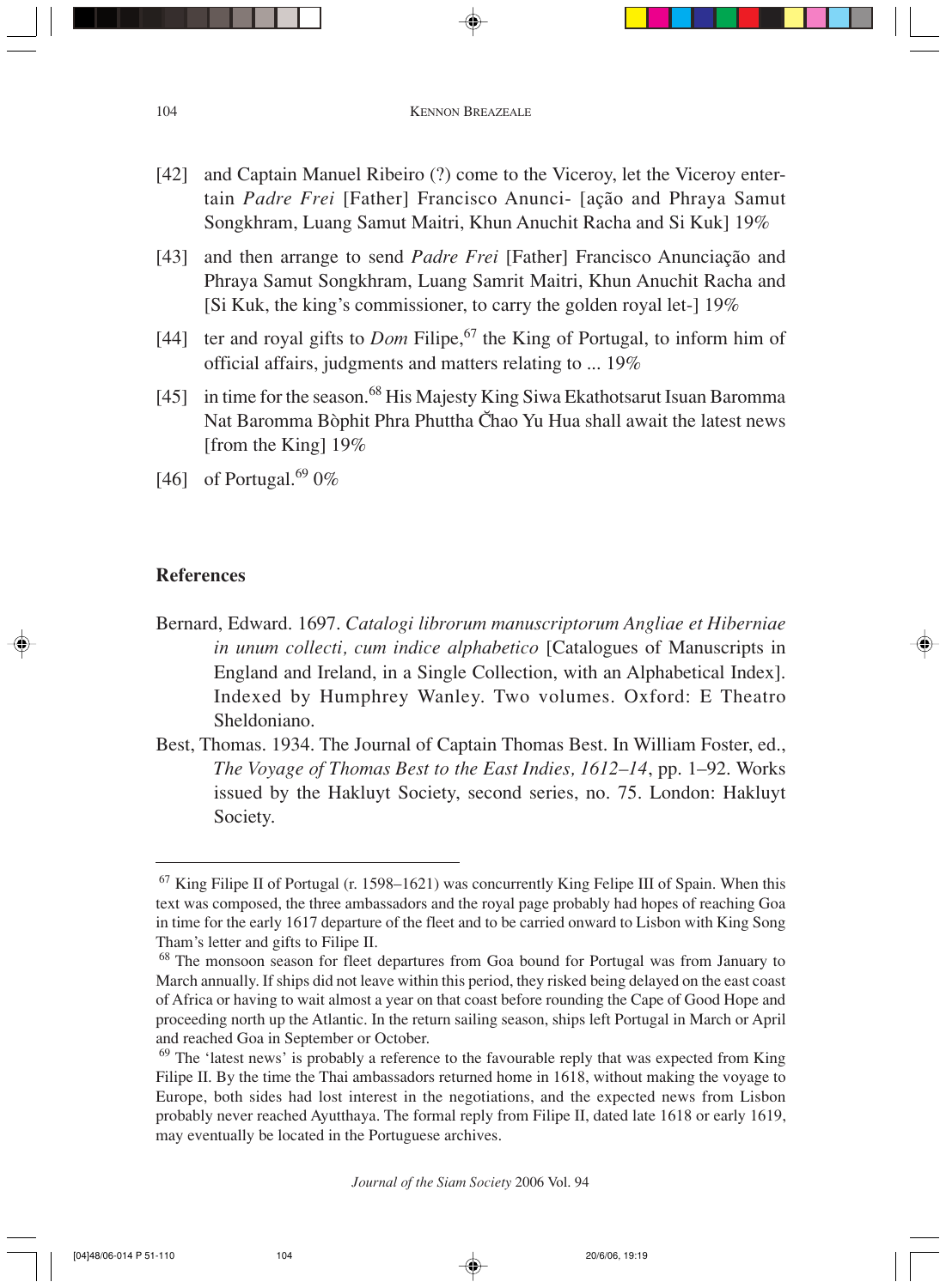[42] and Captain Manuel Ribeiro (?) come to the Viceroy, let the Viceroy entertain *Padre Frei* [Father] Francisco Anunci- [ação and Phraya Samut Songkhram, Luang Samut Maitri, Khun Anuchit Racha and Si Kuk] 19%

[43] and then arrange to send *Padre Frei* [Father] Francisco Anunciação and Phraya Samut Songkhram, Luang Samrit Maitri, Khun Anuchit Racha and [Si Kuk, the king's commissioner, to carry the golden royal let-] 19%

[44] ter and royal gifts to *Dom* Filipe,[67] the King of Portugal, to inform him of official affairs, judgments and matters relating to ... 19%

[45] in time for the season.[68] His Majesty King Siwa Ekathotsarut Isuan Baromma Nat Baromma Bòphit Phra Phuttha Čhao Yu Hua shall await the latest news [from the King] 19%

[46] of Portugal.[69] 0%

## References

Bernard, Edward. 1697. *Catalogi librorum manuscriptorum Angliae et Hiberniae in unum collecti, cum indice alphabetico* [Catalogues of Manuscripts in England and Ireland, in a Single Collection, with an Alphabetical Index]. Indexed by Humphrey Wanley. Two volumes. Oxford: E Theatro Sheldoniano.

Best, Thomas. 1934. The Journal of Captain Thomas Best. In William Foster, ed., *The Voyage of Thomas Best to the East Indies, 1612–14*, pp. 1–92. Works issued by the Hakluyt Society, second series, no. 75. London: Hakluyt Society.

---

[67] King Filipe II of Portugal (r. 1598–1621) was concurrently King Felipe III of Spain. When this text was composed, the three ambassadors and the royal page probably had hopes of reaching Goa in time for the early 1617 departure of the fleet and to be carried onward to Lisbon with King Song Tham's letter and gifts to Filipe II.

[68] The monsoon season for fleet departures from Goa bound for Portugal was from January to March annually. If ships did not leave within this period, they risked being delayed on the east coast of Africa or having to wait almost a year on that coast before rounding the Cape of Good Hope and proceeding north up the Atlantic. In the return sailing season, ships left Portugal in March or April and reached Goa in September or October.

[69] The 'latest news' is probably a reference to the favourable reply that was expected from King Filipe II. By the time the Thai ambassadors returned home in 1618, without making the voyage to Europe, both sides had lost interest in the negotiations, and the expected news from Lisbon probably never reached Ayutthaya. The formal reply from Filipe II, dated late 1618 or early 1619, may eventually be located in the Portuguese archives.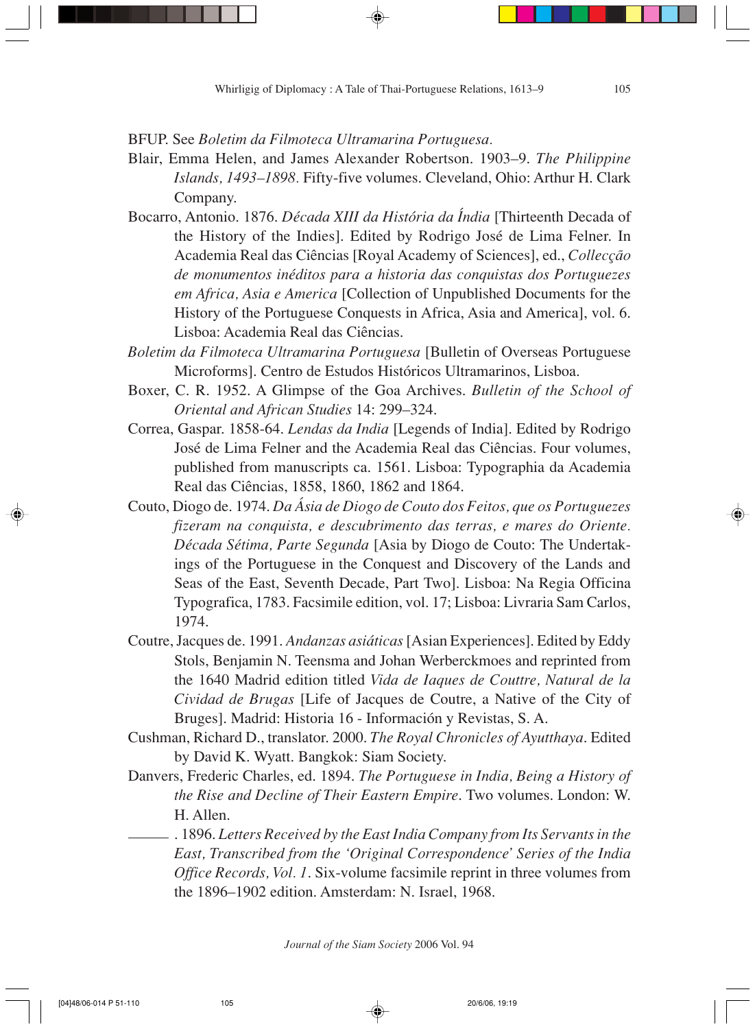BFUP. See *Boletim da Filmoteca Ultramarina Portuguesa.*

Blair, Emma Helen, and James Alexander Robertson. 1903–9. *The Philippine Islands, 1493–1898.* Fifty-five volumes. Cleveland, Ohio: Arthur H. Clark Company.

Bocarro, Antonio. 1876. *Década XIII da História da Índia* [Thirteenth Decada of the History of the Indies]. Edited by Rodrigo José de Lima Felner. In Academia Real das Ciências [Royal Academy of Sciences], ed., *Collecção de monumentos inéditos para a historia das conquistas dos Portuguezes em Africa, Asia e America* [Collection of Unpublished Documents for the History of the Portuguese Conquests in Africa, Asia and America], vol. 6. Lisboa: Academia Real das Ciências.

*Boletim da Filmoteca Ultramarina Portuguesa* [Bulletin of Overseas Portuguese Microforms]. Centro de Estudos Históricos Ultramarinos, Lisboa.

Boxer, C. R. 1952. A Glimpse of the Goa Archives. *Bulletin of the School of Oriental and African Studies* 14: 299–324.

Correa, Gaspar. 1858-64. *Lendas da India* [Legends of India]. Edited by Rodrigo José de Lima Felner and the Academia Real das Ciências. Four volumes, published from manuscripts ca. 1561. Lisboa: Typographia da Academia Real das Ciências, 1858, 1860, 1862 and 1864.

Couto, Diogo de. 1974. *Da Ásia de Diogo de Couto dos Feitos, que os Portuguezes fizeram na conquista, e descubrimento das terras, e mares do Oriente. Década Sétima, Parte Segunda* [Asia by Diogo de Couto: The Undertakings of the Portuguese in the Conquest and Discovery of the Lands and Seas of the East, Seventh Decade, Part Two]. Lisboa: Na Regia Officina Typografica, 1783. Facsimile edition, vol. 17; Lisboa: Livraria Sam Carlos, 1974.

Coutre, Jacques de. 1991. *Andanzas asiáticas* [Asian Experiences]. Edited by Eddy Stols, Benjamin N. Teensma and Johan Werberckmoes and reprinted from the 1640 Madrid edition titled *Vida de Iaques de Couttre, Natural de la Cividad de Brugas* [Life of Jacques de Coutre, a Native of the City of Bruges]. Madrid: Historia 16 - Información y Revistas, S. A.

Cushman, Richard D., translator. 2000. *The Royal Chronicles of Ayutthaya*. Edited by David K. Wyatt. Bangkok: Siam Society.

Danvers, Frederic Charles, ed. 1894. *The Portuguese in India, Being a History of the Rise and Decline of Their Eastern Empire*. Two volumes. London: W. H. Allen.

———. 1896. *Letters Received by the East India Company from Its Servants in the East, Transcribed from the 'Original Correspondence' Series of the India Office Records, Vol. 1*. Six-volume facsimile reprint in three volumes from the 1896–1902 edition. Amsterdam: N. Israel, 1968.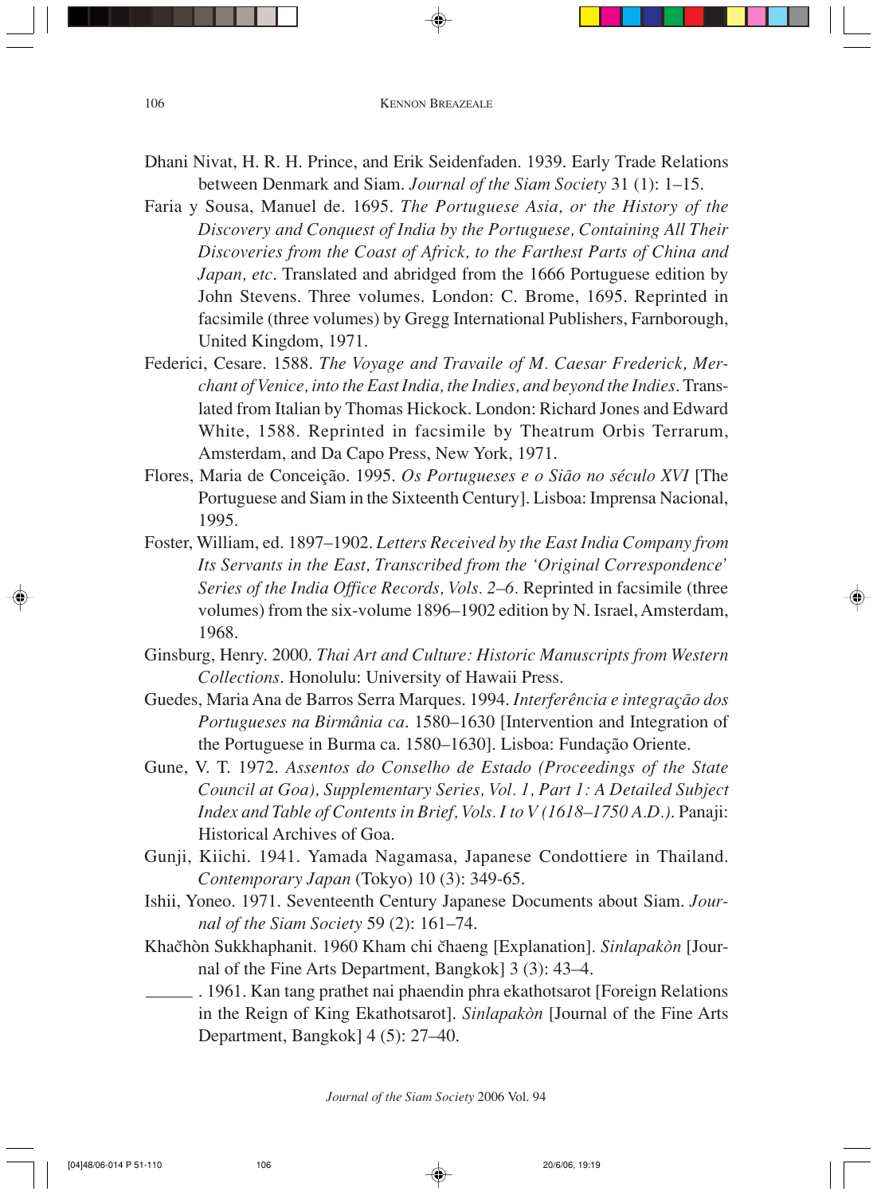Dhani Nivat, H. R. H. Prince, and Erik Seidenfaden. 1939. Early Trade Relations between Denmark and Siam. *Journal of the Siam Society* 31 (1): 1–15.

Faria y Sousa, Manuel de. 1695. *The Portuguese Asia, or the History of the Discovery and Conquest of India by the Portuguese, Containing All Their Discoveries from the Coast of Africk, to the Farthest Parts of China and Japan, etc*. Translated and abridged from the 1666 Portuguese edition by John Stevens. Three volumes. London: C. Brome, 1695. Reprinted in facsimile (three volumes) by Gregg International Publishers, Farnborough, United Kingdom, 1971.

Federici, Cesare. 1588. *The Voyage and Travaile of M. Caesar Frederick, Merchant of Venice, into the East India, the Indies, and beyond the Indies*. Translated from Italian by Thomas Hickock. London: Richard Jones and Edward White, 1588. Reprinted in facsimile by Theatrum Orbis Terrarum, Amsterdam, and Da Capo Press, New York, 1971.

Flores, Maria de Conceição. 1995. *Os Portugueses e o Sião no século XVI* [The Portuguese and Siam in the Sixteenth Century]. Lisboa: Imprensa Nacional, 1995.

Foster, William, ed. 1897–1902. *Letters Received by the East India Company from Its Servants in the East, Transcribed from the 'Original Correspondence' Series of the India Office Records, Vols. 2–6*. Reprinted in facsimile (three volumes) from the six-volume 1896–1902 edition by N. Israel, Amsterdam, 1968.

Ginsburg, Henry. 2000. *Thai Art and Culture: Historic Manuscripts from Western Collections*. Honolulu: University of Hawaii Press.

Guedes, Maria Ana de Barros Serra Marques. 1994. *Interferência e integração dos Portugueses na Birmânia ca*. 1580–1630 [Intervention and Integration of the Portuguese in Burma ca. 1580–1630]. Lisboa: Fundação Oriente.

Gune, V. T. 1972. *Assentos do Conselho de Estado (Proceedings of the State Council at Goa), Supplementary Series, Vol. 1, Part 1: A Detailed Subject Index and Table of Contents in Brief, Vols. I to V (1618–1750 A.D.)*. Panaji: Historical Archives of Goa.

Gunji, Kiichi. 1941. Yamada Nagamasa, Japanese Condottiere in Thailand. *Contemporary Japan* (Tokyo) 10 (3): 349-65.

Ishii, Yoneo. 1971. Seventeenth Century Japanese Documents about Siam. *Journal of the Siam Society* 59 (2): 161–74.

Khačhòn Sukkhaphanit. 1960 Kham chi čhaeng [Explanation]. *Sinlapakòn* [Journal of the Fine Arts Department, Bangkok] 3 (3): 43–4.

______ . 1961. Kan tang prathet nai phaendin phra ekathotsarot [Foreign Relations in the Reign of King Ekathotsarot]. *Sinlapakòn* [Journal of the Fine Arts Department, Bangkok] 4 (5): 27–40.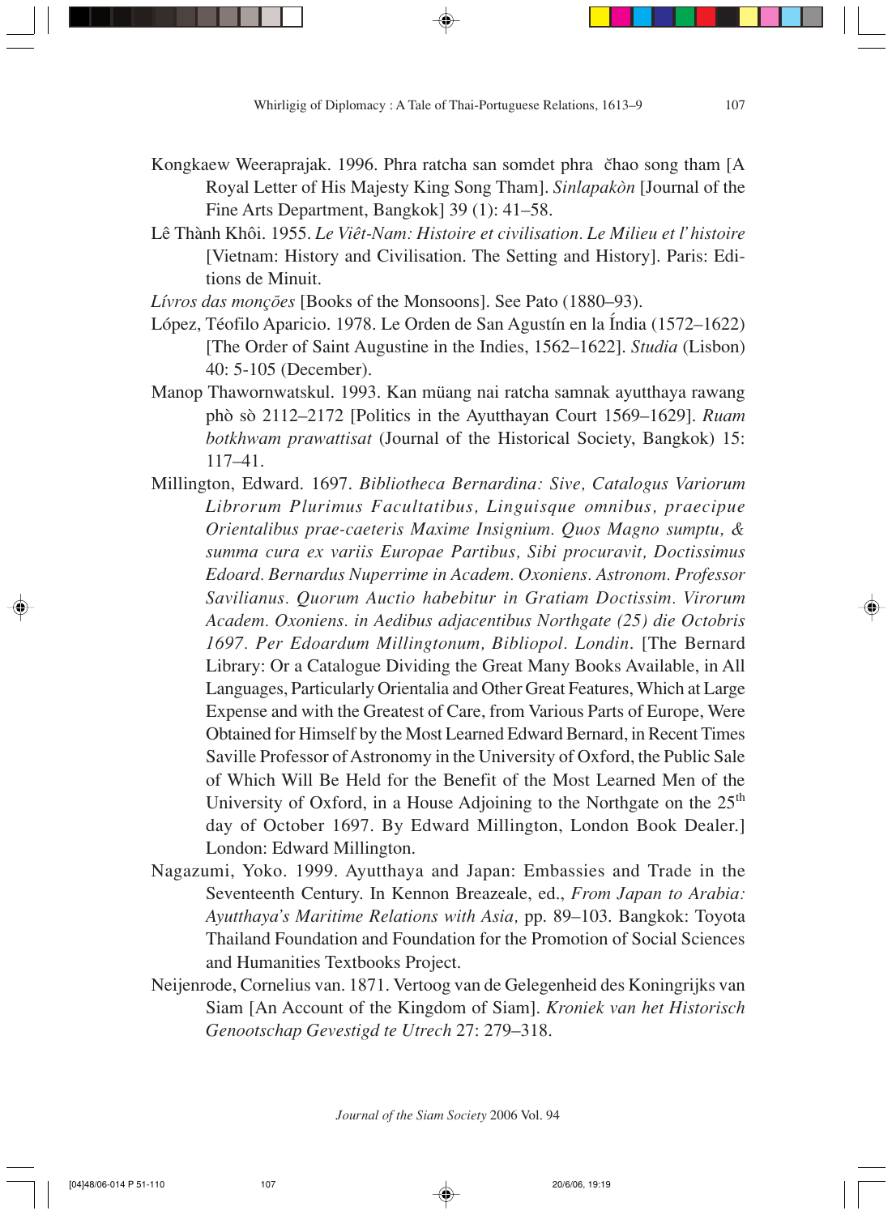Kongkaew Weeraprajak. 1996. Phra ratcha san somdet phra  čhao song tham [A Royal Letter of His Majesty King Song Tham]. *Sinlapakòn* [Journal of the Fine Arts Department, Bangkok] 39 (1): 41–58.

Lê Thành Khôi. 1955. *Le Viêt-Nam: Histoire et civilisation. Le Milieu et l'histoire* [Vietnam: History and Civilisation. The Setting and History]. Paris: Editions de Minuit.

*Lívros das monções* [Books of the Monsoons]. See Pato (1880–93).

López, Téofilo Aparicio. 1978. Le Orden de San Agustín en la Índia (1572–1622) [The Order of Saint Augustine in the Indies, 1562–1622]. *Studia* (Lisbon) 40: 5-105 (December).

Manop Thawornwatskul. 1993. Kan müang nai ratcha samnak ayutthaya rawang phò sò 2112–2172 [Politics in the Ayutthayan Court 1569–1629]. *Ruam botkhwam prawattisat* (Journal of the Historical Society, Bangkok) 15: 117–41.

Millington, Edward. 1697. *Bibliotheca Bernardina: Sive, Catalogus Variorum Librorum Plurimus Facultatibus, Linguisque omnibus, praecipue Orientalibus prae-caeteris Maxime Insignium. Quos Magno sumptu, & summa cura ex variis Europae Partibus, Sibi procuravit, Doctissimus Edoard. Bernardus Nuperrime in Academ. Oxoniens. Astronom. Professor Savilianus. Quorum Auctio habebitur in Gratiam Doctissim. Virorum Academ. Oxoniens. in Aedibus adjacentibus Northgate (25) die Octobris 1697. Per Edoardum Millingtonum, Bibliopol. Londin.* [The Bernard Library: Or a Catalogue Dividing the Great Many Books Available, in All Languages, Particularly Orientalia and Other Great Features, Which at Large Expense and with the Greatest of Care, from Various Parts of Europe, Were Obtained for Himself by the Most Learned Edward Bernard, in Recent Times Saville Professor of Astronomy in the University of Oxford, the Public Sale of Which Will Be Held for the Benefit of the Most Learned Men of the University of Oxford, in a House Adjoining to the Northgate on the 25th day of October 1697. By Edward Millington, London Book Dealer.] London: Edward Millington.

Nagazumi, Yoko. 1999. Ayutthaya and Japan: Embassies and Trade in the Seventeenth Century. In Kennon Breazeale, ed., *From Japan to Arabia: Ayutthaya's Maritime Relations with Asia,* pp. 89–103. Bangkok: Toyota Thailand Foundation and Foundation for the Promotion of Social Sciences and Humanities Textbooks Project.

Neijenrode, Cornelius van. 1871. Vertoog van de Gelegenheid des Koningrijks van Siam [An Account of the Kingdom of Siam]. *Kroniek van het Historisch Genootschap Gevestigd te Utrech* 27: 279–318.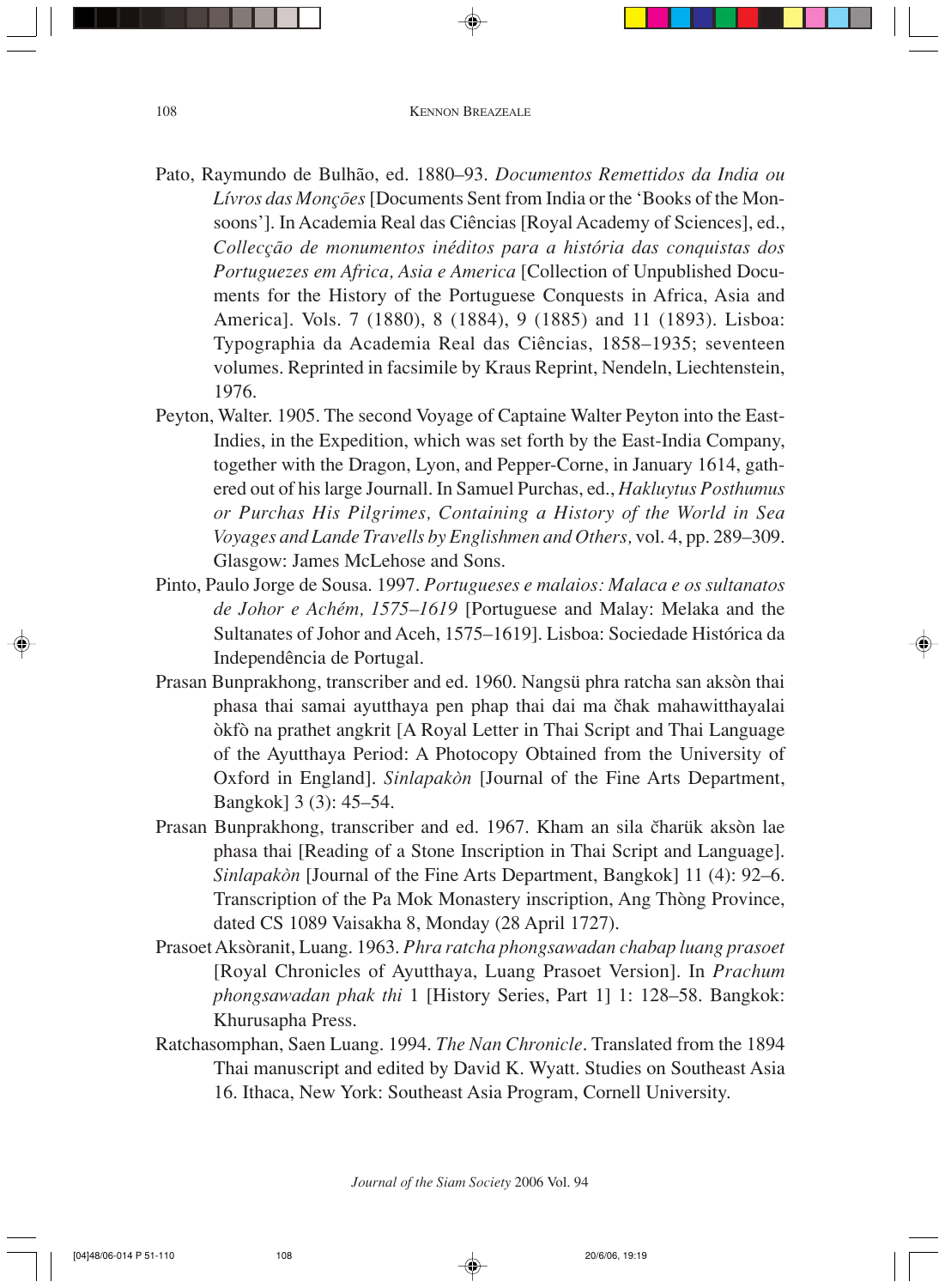Pato, Raymundo de Bulhão, ed. 1880–93. *Documentos Remettidos da India ou Lívros das Monções* [Documents Sent from India or the 'Books of the Monsoons']. In Academia Real das Ciências [Royal Academy of Sciences], ed., *Collecção de monumentos inéditos para a história das conquistas dos Portuguezes em Africa, Asia e America* [Collection of Unpublished Documents for the History of the Portuguese Conquests in Africa, Asia and America]. Vols. 7 (1880), 8 (1884), 9 (1885) and 11 (1893). Lisboa: Typographia da Academia Real das Ciências, 1858–1935; seventeen volumes. Reprinted in facsimile by Kraus Reprint, Nendeln, Liechtenstein, 1976.

Peyton, Walter. 1905. The second Voyage of Captaine Walter Peyton into the East-Indies, in the Expedition, which was set forth by the East-India Company, together with the Dragon, Lyon, and Pepper-Corne, in January 1614, gathered out of his large Journall. In Samuel Purchas, ed., *Hakluytus Posthumus or Purchas His Pilgrimes, Containing a History of the World in Sea Voyages and Lande Travells by Englishmen and Others,* vol. 4, pp. 289–309. Glasgow: James McLehose and Sons.

Pinto, Paulo Jorge de Sousa. 1997. *Portugueses e malaios: Malaca e os sultanatos de Johor e Achém, 1575–1619* [Portuguese and Malay: Melaka and the Sultanates of Johor and Aceh, 1575–1619]. Lisboa: Sociedade Histórica da Independência de Portugal.

Prasan Bunprakhong, transcriber and ed. 1960. Nangsü phra ratcha san aksòn thai phasa thai samai ayutthaya pen phap thai dai ma čhak mahawitthayalai òkfò na prathet angkrit [A Royal Letter in Thai Script and Thai Language of the Ayutthaya Period: A Photocopy Obtained from the University of Oxford in England]. *Sinlapakòn* [Journal of the Fine Arts Department, Bangkok] 3 (3): 45–54.

Prasan Bunprakhong, transcriber and ed. 1967. Kham an sila čharük aksòn lae phasa thai [Reading of a Stone Inscription in Thai Script and Language]. *Sinlapakòn* [Journal of the Fine Arts Department, Bangkok] 11 (4): 92–6. Transcription of the Pa Mok Monastery inscription, Ang Thòng Province, dated CS 1089 Vaisakha 8, Monday (28 April 1727).

Prasoet Aksòranit, Luang. 1963. *Phra ratcha phongsawadan chabap luang prasoet* [Royal Chronicles of Ayutthaya, Luang Prasoet Version]. In *Prachum phongsawadan phak thi* 1 [History Series, Part 1] 1: 128–58. Bangkok: Khurusapha Press.

Ratchasomphan, Saen Luang. 1994. *The Nan Chronicle*. Translated from the 1894 Thai manuscript and edited by David K. Wyatt. Studies on Southeast Asia 16. Ithaca, New York: Southeast Asia Program, Cornell University.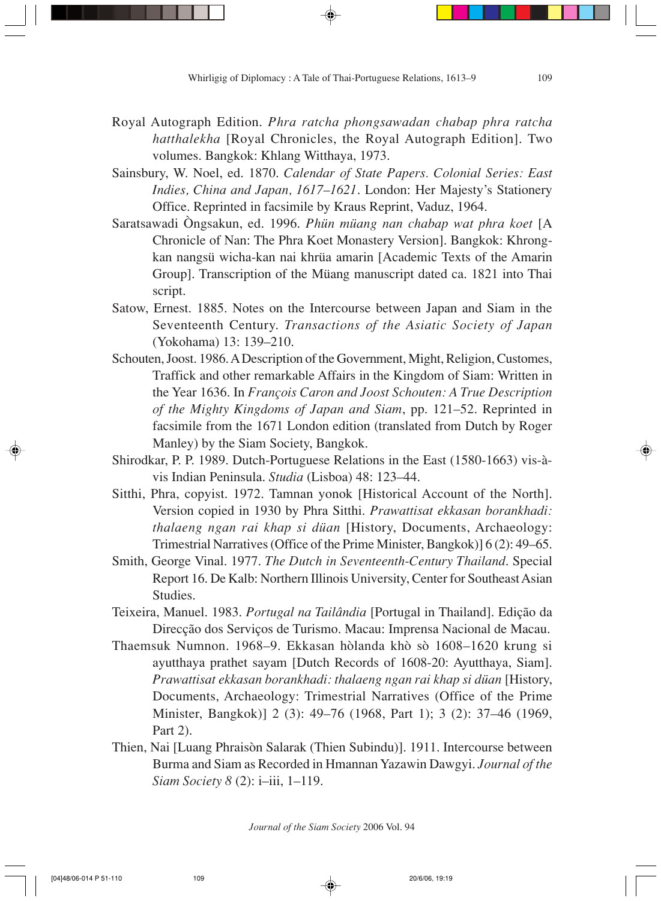Royal Autograph Edition. *Phra ratcha phongsawadan chabap phra ratcha hatthalekha* [Royal Chronicles, the Royal Autograph Edition]. Two volumes. Bangkok: Khlang Witthaya, 1973.

Sainsbury, W. Noel, ed. 1870. *Calendar of State Papers. Colonial Series: East Indies, China and Japan, 1617–1621*. London: Her Majesty's Stationery Office. Reprinted in facsimile by Kraus Reprint, Vaduz, 1964.

Saratsawadi Òngsakun, ed. 1996. *Phün müang nan chabap wat phra koet* [A Chronicle of Nan: The Phra Koet Monastery Version]. Bangkok: Khrong-kan nangsü wicha-kan nai khrüa amarin [Academic Texts of the Amarin Group]. Transcription of the Müang manuscript dated ca. 1821 into Thai script.

Satow, Ernest. 1885. Notes on the Intercourse between Japan and Siam in the Seventeenth Century. *Transactions of the Asiatic Society of Japan* (Yokohama) 13: 139–210.

Schouten, Joost. 1986. A Description of the Government, Might, Religion, Customes, Traffick and other remarkable Affairs in the Kingdom of Siam: Written in the Year 1636. In *François Caron and Joost Schouten: A True Description of the Mighty Kingdoms of Japan and Siam*, pp. 121–52. Reprinted in facsimile from the 1671 London edition (translated from Dutch by Roger Manley) by the Siam Society, Bangkok.

Shirodkar, P. P. 1989. Dutch-Portuguese Relations in the East (1580-1663) vis-à-vis Indian Peninsula. *Studia* (Lisboa) 48: 123–44.

Sitthi, Phra, copyist. 1972. Tamnan yonok [Historical Account of the North]. Version copied in 1930 by Phra Sitthi. *Prawattisat ekkasan borankhadi: thalaeng ngan rai khap si düan* [History, Documents, Archaeology: Trimestrial Narratives (Office of the Prime Minister, Bangkok)] 6 (2): 49–65.

Smith, George Vinal. 1977. *The Dutch in Seventeenth-Century Thailand*. Special Report 16. De Kalb: Northern Illinois University, Center for Southeast Asian Studies.

Teixeira, Manuel. 1983. *Portugal na Tailândia* [Portugal in Thailand]. Edição da Direcção dos Serviços de Turismo. Macau: Imprensa Nacional de Macau.

Thaemsuk Numnon. 1968–9. Ekkasan hòlanda khò sò 1608–1620 krung si ayutthaya prathet sayam [Dutch Records of 1608-20: Ayutthaya, Siam]. *Prawattisat ekkasan borankhadi: thalaeng ngan rai khap si düan* [History, Documents, Archaeology: Trimestrial Narratives (Office of the Prime Minister, Bangkok)] 2 (3): 49–76 (1968, Part 1); 3 (2): 37–46 (1969, Part 2).

Thien, Nai [Luang Phraisòn Salarak (Thien Subindu)]. 1911. Intercourse between Burma and Siam as Recorded in Hmannan Yazawin Dawgyi. *Journal of the Siam Society 8* (2): i–iii, 1–119.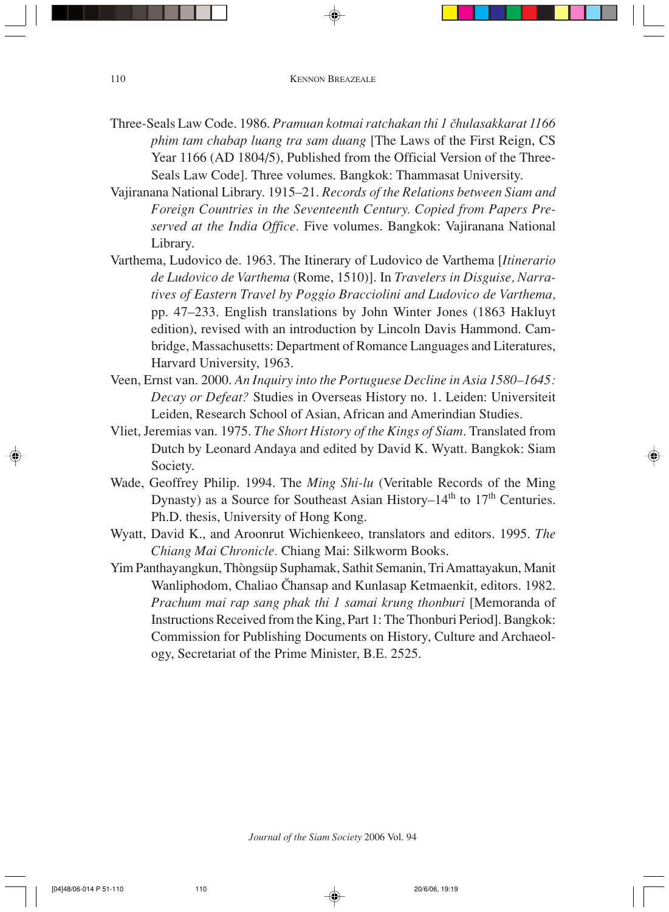Three-Seals Law Code. 1986. *Pramuan kotmai ratchakan thi 1 čhulasakkarat 1166 phim tam chabap luang tra sam duang* [The Laws of the First Reign, CS Year 1166 (AD 1804/5), Published from the Official Version of the Three-Seals Law Code]. Three volumes. Bangkok: Thammasat University.

Vajiranana National Library. 1915–21. *Records of the Relations between Siam and Foreign Countries in the Seventeenth Century. Copied from Papers Preserved at the India Office*. Five volumes. Bangkok: Vajiranana National Library.

Varthema, Ludovico de. 1963. The Itinerary of Ludovico de Varthema [*Itinerario de Ludovico de Varthema* (Rome, 1510)]. In *Travelers in Disguise, Narratives of Eastern Travel by Poggio Bracciolini and Ludovico de Varthema,* pp. 47–233. English translations by John Winter Jones (1863 Hakluyt edition), revised with an introduction by Lincoln Davis Hammond. Cambridge, Massachusetts: Department of Romance Languages and Literatures, Harvard University, 1963.

Veen, Ernst van. 2000. *An Inquiry into the Portuguese Decline in Asia 1580–1645: Decay or Defeat?* Studies in Overseas History no. 1. Leiden: Universiteit Leiden, Research School of Asian, African and Amerindian Studies.

Vliet, Jeremias van. 1975. *The Short History of the Kings of Siam*. Translated from Dutch by Leonard Andaya and edited by David K. Wyatt. Bangkok: Siam Society.

Wade, Geoffrey Philip. 1994. The *Ming Shi-lu* (Veritable Records of the Ming Dynasty) as a Source for Southeast Asian History–14th to 17th Centuries. Ph.D. thesis, University of Hong Kong.

Wyatt, David K., and Aroonrut Wichienkeeo, translators and editors. 1995. *The Chiang Mai Chronicle*. Chiang Mai: Silkworm Books.

Yim Panthayangkun, Thòngsüp Suphamak, Sathit Semanin, Tri Amattayakun, Manit Wanliphodom, Chaliao Čhansap and Kunlasap Ketmaenkit, editors. 1982. *Prachum mai rap sang phak thi 1 samai krung thonburi* [Memoranda of Instructions Received from the King, Part 1: The Thonburi Period]. Bangkok: Commission for Publishing Documents on History, Culture and Archaeology, Secretariat of the Prime Minister, B.E. 2525.